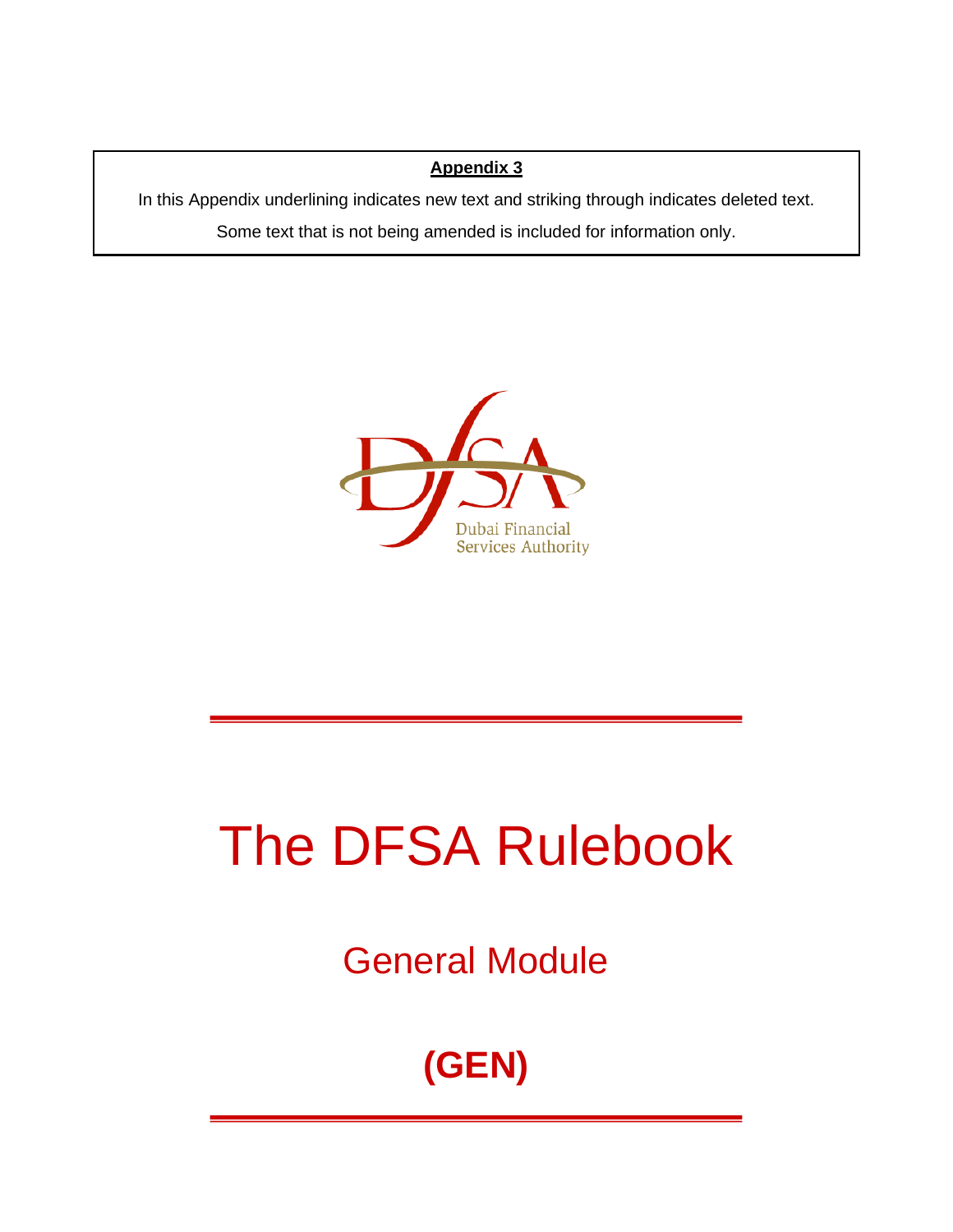**Appendix 3**

In this Appendix underlining indicates new text and striking through indicates deleted text.

Some text that is not being amended is included for information only.

Dubai Financial Services Authority

# The DFSA Rulebook

## General Module

## (GEN)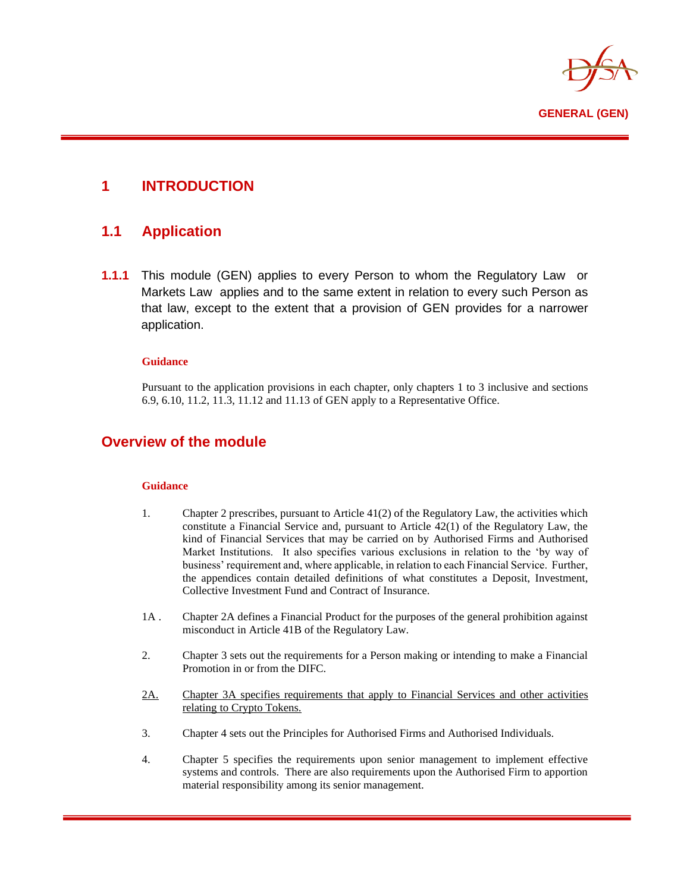# 1 INTRODUCTION

## 1.1 Application

**1.1.1** This module (GEN) applies to every Person to whom the Regulatory Law or Markets Law applies and to the same extent in relation to every such Person as that law, except to the extent that a provision of GEN provides for a narrower application.

**Guidance**

Pursuant to the application provisions in each chapter, only chapters 1 to 3 inclusive and sections 6.9, 6.10, 11.2, 11.3, 11.12 and 11.13 of GEN apply to a Representative Office.

## Overview of the module

**Guidance**

1. Chapter 2 prescribes, pursuant to Article 41(2) of the Regulatory Law, the activities which constitute a Financial Service and, pursuant to Article 42(1) of the Regulatory Law, the kind of Financial Services that may be carried on by Authorised Firms and Authorised Market Institutions. It also specifies various exclusions in relation to the 'by way of business' requirement and, where applicable, in relation to each Financial Service. Further, the appendices contain detailed definitions of what constitutes a Deposit, Investment, Collective Investment Fund and Contract of Insurance.

1A. Chapter 2A defines a Financial Product for the purposes of the general prohibition against misconduct in Article 41B of the Regulatory Law.

2. Chapter 3 sets out the requirements for a Person making or intending to make a Financial Promotion in or from the DIFC.

2A. Chapter 3A specifies requirements that apply to Financial Services and other activities relating to Crypto Tokens.

3. Chapter 4 sets out the Principles for Authorised Firms and Authorised Individuals.

4. Chapter 5 specifies the requirements upon senior management to implement effective systems and controls. There are also requirements upon the Authorised Firm to apportion material responsibility among its senior management.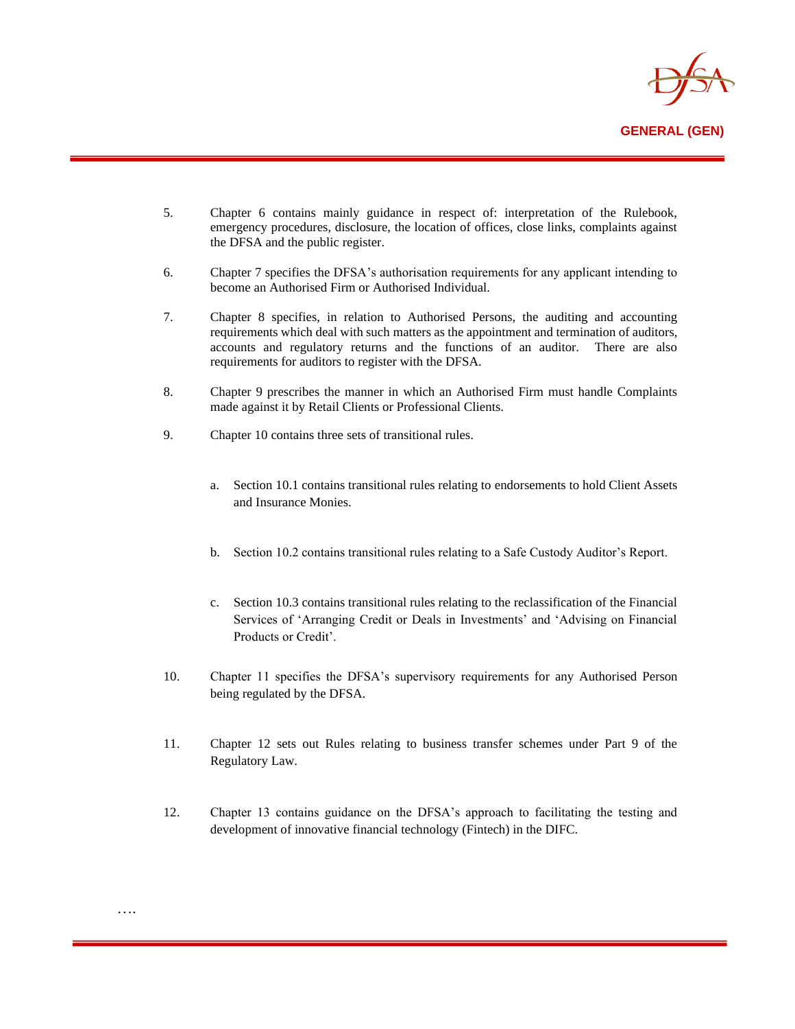5. Chapter 6 contains mainly guidance in respect of: interpretation of the Rulebook, emergency procedures, disclosure, the location of offices, close links, complaints against the DFSA and the public register.

6. Chapter 7 specifies the DFSA's authorisation requirements for any applicant intending to become an Authorised Firm or Authorised Individual.

7. Chapter 8 specifies, in relation to Authorised Persons, the auditing and accounting requirements which deal with such matters as the appointment and termination of auditors, accounts and regulatory returns and the functions of an auditor. There are also requirements for auditors to register with the DFSA.

8. Chapter 9 prescribes the manner in which an Authorised Firm must handle Complaints made against it by Retail Clients or Professional Clients.

9. Chapter 10 contains three sets of transitional rules.

   a. Section 10.1 contains transitional rules relating to endorsements to hold Client Assets and Insurance Monies.

   b. Section 10.2 contains transitional rules relating to a Safe Custody Auditor's Report.

   c. Section 10.3 contains transitional rules relating to the reclassification of the Financial Services of 'Arranging Credit or Deals in Investments' and 'Advising on Financial Products or Credit'.

10. Chapter 11 specifies the DFSA's supervisory requirements for any Authorised Person being regulated by the DFSA.

11. Chapter 12 sets out Rules relating to business transfer schemes under Part 9 of the Regulatory Law.

12. Chapter 13 contains guidance on the DFSA's approach to facilitating the testing and development of innovative financial technology (Fintech) in the DIFC.

….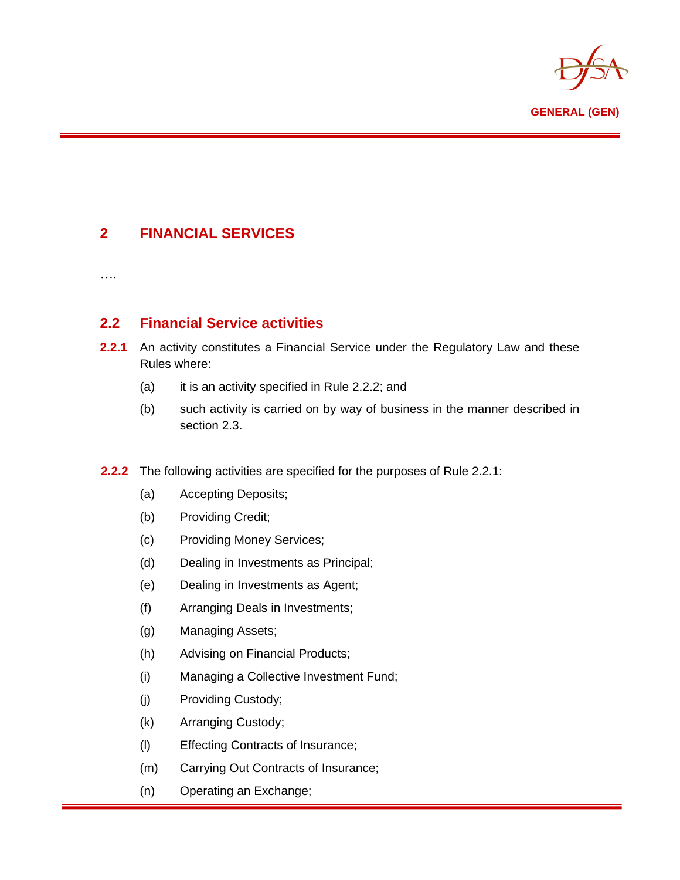## 2 FINANCIAL SERVICES

….

### 2.2 Financial Service activities

**2.2.1** An activity constitutes a Financial Service under the Regulatory Law and these Rules where:

(a) it is an activity specified in Rule 2.2.2; and

(b) such activity is carried on by way of business in the manner described in section 2.3.

**2.2.2** The following activities are specified for the purposes of Rule 2.2.1:

(a) Accepting Deposits;

(b) Providing Credit;

(c) Providing Money Services;

(d) Dealing in Investments as Principal;

(e) Dealing in Investments as Agent;

(f) Arranging Deals in Investments;

(g) Managing Assets;

(h) Advising on Financial Products;

(i) Managing a Collective Investment Fund;

(j) Providing Custody;

(k) Arranging Custody;

(l) Effecting Contracts of Insurance;

(m) Carrying Out Contracts of Insurance;

(n) Operating an Exchange;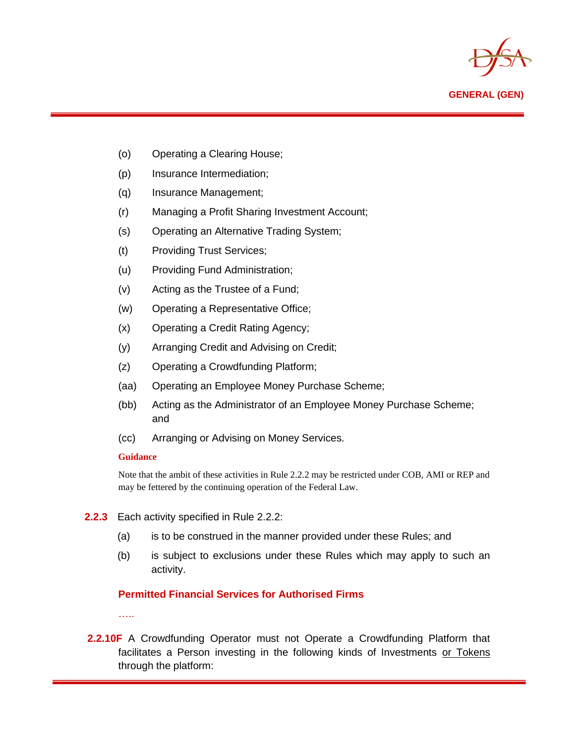(o) Operating a Clearing House;

(p) Insurance Intermediation;

(q) Insurance Management;

(r) Managing a Profit Sharing Investment Account;

(s) Operating an Alternative Trading System;

(t) Providing Trust Services;

(u) Providing Fund Administration;

(v) Acting as the Trustee of a Fund;

(w) Operating a Representative Office;

(x) Operating a Credit Rating Agency;

(y) Arranging Credit and Advising on Credit;

(z) Operating a Crowdfunding Platform;

(aa) Operating an Employee Money Purchase Scheme;

(bb) Acting as the Administrator of an Employee Money Purchase Scheme; and

(cc) Arranging or Advising on Money Services.

**Guidance**

Note that the ambit of these activities in Rule 2.2.2 may be restricted under COB, AMI or REP and may be fettered by the continuing operation of the Federal Law.

**2.2.3** Each activity specified in Rule 2.2.2:

(a) is to be construed in the manner provided under these Rules; and

(b) is subject to exclusions under these Rules which may apply to such an activity.

### Permitted Financial Services for Authorised Firms

…..

**2.2.10F** A Crowdfunding Operator must not Operate a Crowdfunding Platform that facilitates a Person investing in the following kinds of Investments <u>or Tokens</u> through the platform: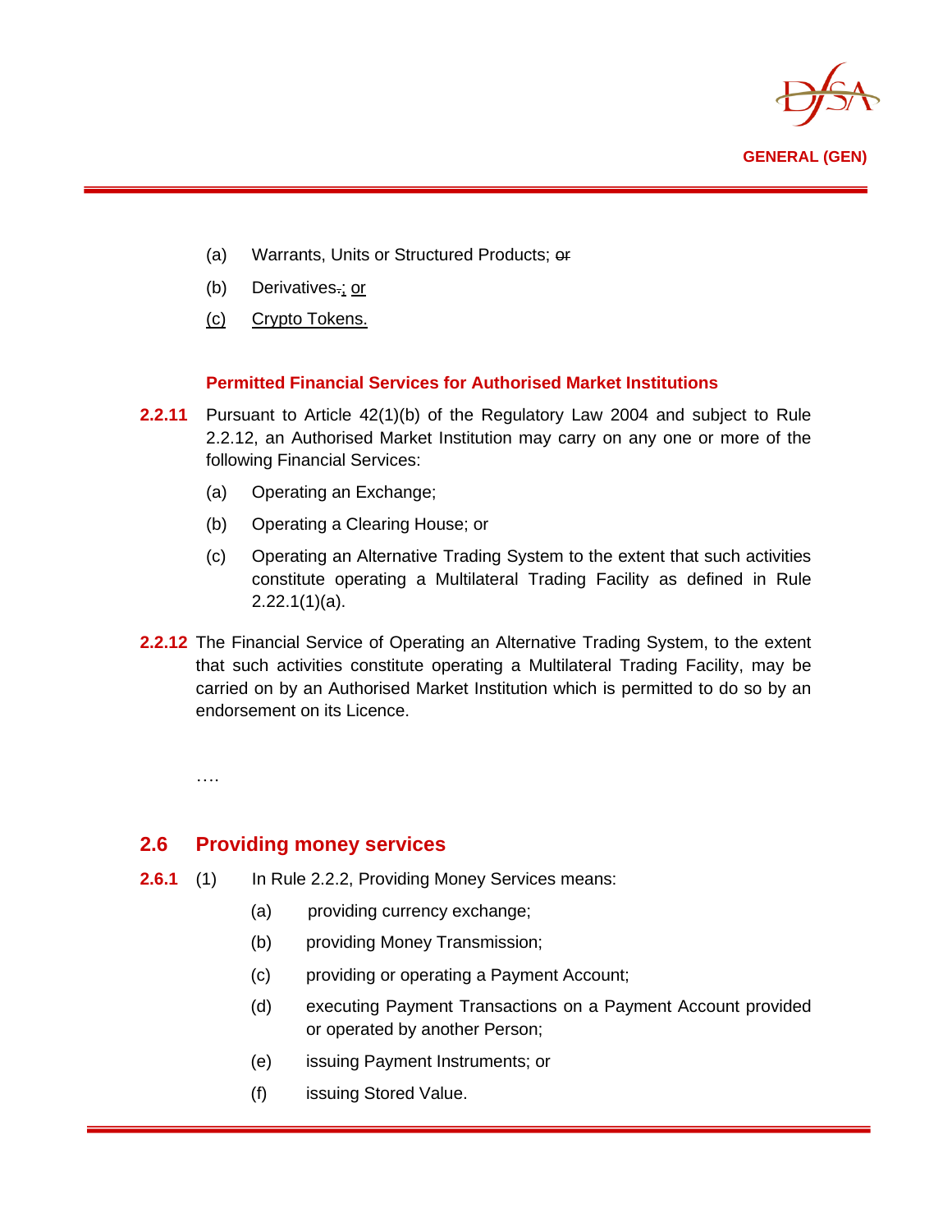(a) Warrants, Units or Structured Products; ~~or~~

(b) Derivatives~~.~~; <u>or</u>

<u>(c)</u> <u>Crypto Tokens.</u>

**Permitted Financial Services for Authorised Market Institutions**

**2.2.11** Pursuant to Article 42(1)(b) of the Regulatory Law 2004 and subject to Rule 2.2.12, an Authorised Market Institution may carry on any one or more of the following Financial Services:

(a) Operating an Exchange;

(b) Operating a Clearing House; or

(c) Operating an Alternative Trading System to the extent that such activities constitute operating a Multilateral Trading Facility as defined in Rule 2.22.1(1)(a).

**2.2.12** The Financial Service of Operating an Alternative Trading System, to the extent that such activities constitute operating a Multilateral Trading Facility, may be carried on by an Authorised Market Institution which is permitted to do so by an endorsement on its Licence.

….

## 2.6 Providing money services

**2.6.1** (1) In Rule 2.2.2, Providing Money Services means:

(a) providing currency exchange;

(b) providing Money Transmission;

(c) providing or operating a Payment Account;

(d) executing Payment Transactions on a Payment Account provided or operated by another Person;

(e) issuing Payment Instruments; or

(f) issuing Stored Value.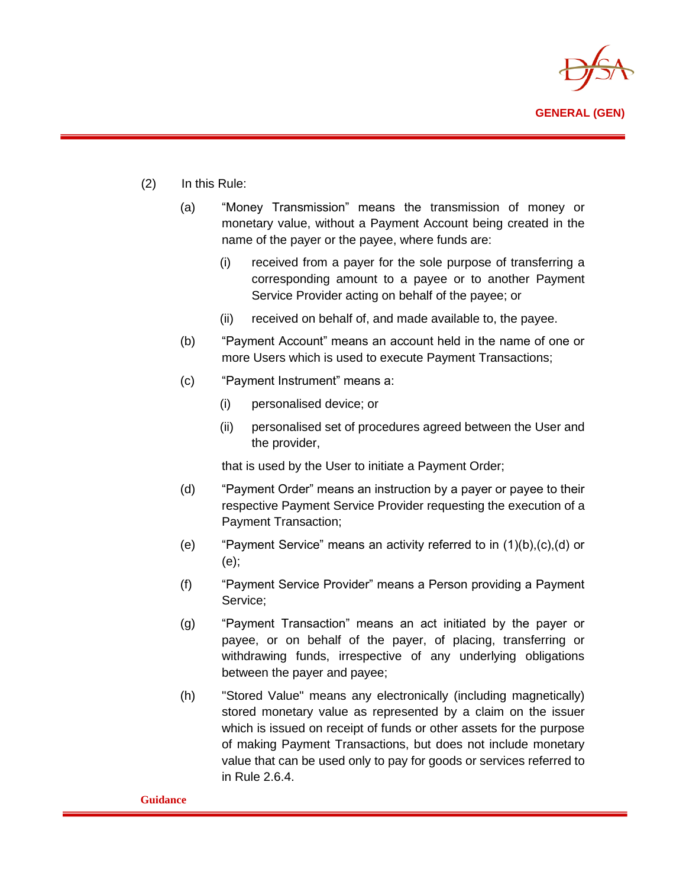(2) In this Rule:

(a) "Money Transmission" means the transmission of money or monetary value, without a Payment Account being created in the name of the payer or the payee, where funds are:

(i) received from a payer for the sole purpose of transferring a corresponding amount to a payee or to another Payment Service Provider acting on behalf of the payee; or

(ii) received on behalf of, and made available to, the payee.

(b) "Payment Account" means an account held in the name of one or more Users which is used to execute Payment Transactions;

(c) "Payment Instrument" means a:

(i) personalised device; or

(ii) personalised set of procedures agreed between the User and the provider,

that is used by the User to initiate a Payment Order;

(d) "Payment Order" means an instruction by a payer or payee to their respective Payment Service Provider requesting the execution of a Payment Transaction;

(e) "Payment Service" means an activity referred to in (1)(b),(c),(d) or (e);

(f) "Payment Service Provider" means a Person providing a Payment Service;

(g) "Payment Transaction" means an act initiated by the payer or payee, or on behalf of the payer, of placing, transferring or withdrawing funds, irrespective of any underlying obligations between the payer and payee;

(h) "Stored Value" means any electronically (including magnetically) stored monetary value as represented by a claim on the issuer which is issued on receipt of funds or other assets for the purpose of making Payment Transactions, but does not include monetary value that can be used only to pay for goods or services referred to in Rule 2.6.4.

**Guidance**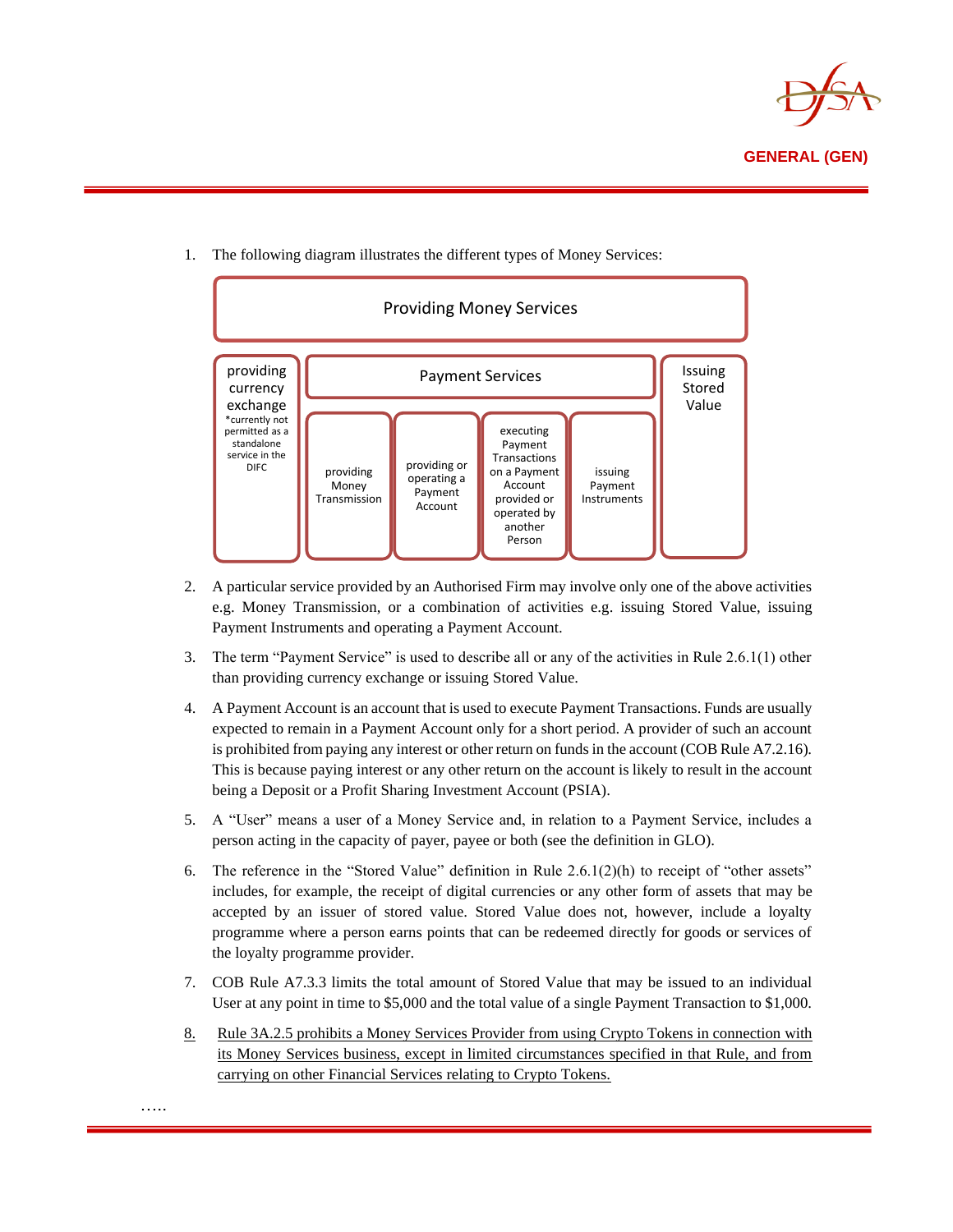1. The following diagram illustrates the different types of Money Services:

| Providing Money Services | | | | | |
|---|---|---|---|---|---|
| providing currency exchange *currently not permitted as a standalone service in the DIFC | Payment Services | | | | Issuing Stored Value |
| | providing Money Transmission | providing or operating a Payment Account | executing Payment Transactions on a Payment Account provided or operated by another Person | issuing Payment Instruments | |

2. A particular service provided by an Authorised Firm may involve only one of the above activities e.g. Money Transmission, or a combination of activities e.g. issuing Stored Value, issuing Payment Instruments and operating a Payment Account.

3. The term "Payment Service" is used to describe all or any of the activities in Rule 2.6.1(1) other than providing currency exchange or issuing Stored Value.

4. A Payment Account is an account that is used to execute Payment Transactions. Funds are usually expected to remain in a Payment Account only for a short period. A provider of such an account is prohibited from paying any interest or other return on funds in the account (COB Rule A7.2.16). This is because paying interest or any other return on the account is likely to result in the account being a Deposit or a Profit Sharing Investment Account (PSIA).

5. A "User" means a user of a Money Service and, in relation to a Payment Service, includes a person acting in the capacity of payer, payee or both (see the definition in GLO).

6. The reference in the "Stored Value" definition in Rule 2.6.1(2)(h) to receipt of "other assets" includes, for example, the receipt of digital currencies or any other form of assets that may be accepted by an issuer of stored value. Stored Value does not, however, include a loyalty programme where a person earns points that can be redeemed directly for goods or services of the loyalty programme provider.

7. COB Rule A7.3.3 limits the total amount of Stored Value that may be issued to an individual User at any point in time to $5,000 and the total value of a single Payment Transaction to $1,000.

8. <u>Rule 3A.2.5 prohibits a Money Services Provider from using Crypto Tokens in connection with its Money Services business, except in limited circumstances specified in that Rule, and from carrying on other Financial Services relating to Crypto Tokens.</u>

…..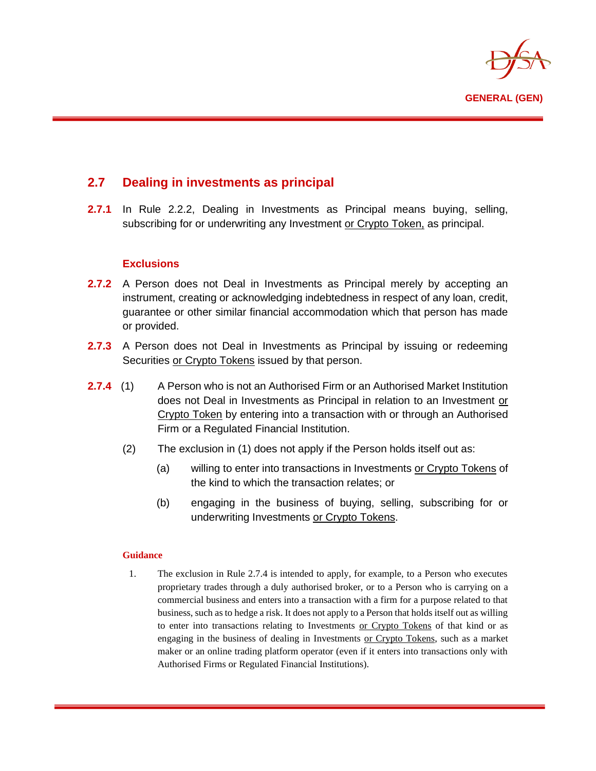## 2.7 Dealing in investments as principal

**2.7.1** In Rule 2.2.2, Dealing in Investments as Principal means buying, selling, subscribing for or underwriting any Investment <u>or Crypto Token,</u> as principal.

### Exclusions

**2.7.2** A Person does not Deal in Investments as Principal merely by accepting an instrument, creating or acknowledging indebtedness in respect of any loan, credit, guarantee or other similar financial accommodation which that person has made or provided.

**2.7.3** A Person does not Deal in Investments as Principal by issuing or redeeming Securities <u>or Crypto Tokens</u> issued by that person.

**2.7.4** (1) A Person who is not an Authorised Firm or an Authorised Market Institution does not Deal in Investments as Principal in relation to an Investment <u>or Crypto Token</u> by entering into a transaction with or through an Authorised Firm or a Regulated Financial Institution.

(2) The exclusion in (1) does not apply if the Person holds itself out as:

(a) willing to enter into transactions in Investments <u>or Crypto Tokens</u> of the kind to which the transaction relates; or

(b) engaging in the business of buying, selling, subscribing for or underwriting Investments <u>or Crypto Tokens</u>.

#### Guidance

1. The exclusion in Rule 2.7.4 is intended to apply, for example, to a Person who executes proprietary trades through a duly authorised broker, or to a Person who is carrying on a commercial business and enters into a transaction with a firm for a purpose related to that business, such as to hedge a risk. It does not apply to a Person that holds itself out as willing to enter into transactions relating to Investments <u>or Crypto Tokens</u> of that kind or as engaging in the business of dealing in Investments <u>or Crypto Tokens</u>, such as a market maker or an online trading platform operator (even if it enters into transactions only with Authorised Firms or Regulated Financial Institutions).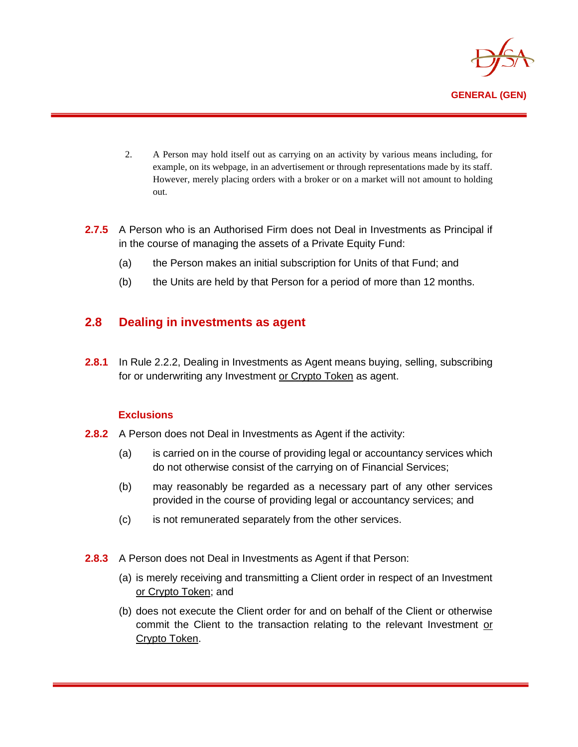2. A Person may hold itself out as carrying on an activity by various means including, for example, on its webpage, in an advertisement or through representations made by its staff. However, merely placing orders with a broker or on a market will not amount to holding out.

**2.7.5** A Person who is an Authorised Firm does not Deal in Investments as Principal if in the course of managing the assets of a Private Equity Fund:

(a) the Person makes an initial subscription for Units of that Fund; and

(b) the Units are held by that Person for a period of more than 12 months.

## 2.8 Dealing in investments as agent

**2.8.1** In Rule 2.2.2, Dealing in Investments as Agent means buying, selling, subscribing for or underwriting any Investment or Crypto Token as agent.

### Exclusions

**2.8.2** A Person does not Deal in Investments as Agent if the activity:

(a) is carried on in the course of providing legal or accountancy services which do not otherwise consist of the carrying on of Financial Services;

(b) may reasonably be regarded as a necessary part of any other services provided in the course of providing legal or accountancy services; and

(c) is not remunerated separately from the other services.

**2.8.3** A Person does not Deal in Investments as Agent if that Person:

(a) is merely receiving and transmitting a Client order in respect of an Investment or Crypto Token; and

(b) does not execute the Client order for and on behalf of the Client or otherwise commit the Client to the transaction relating to the relevant Investment or Crypto Token.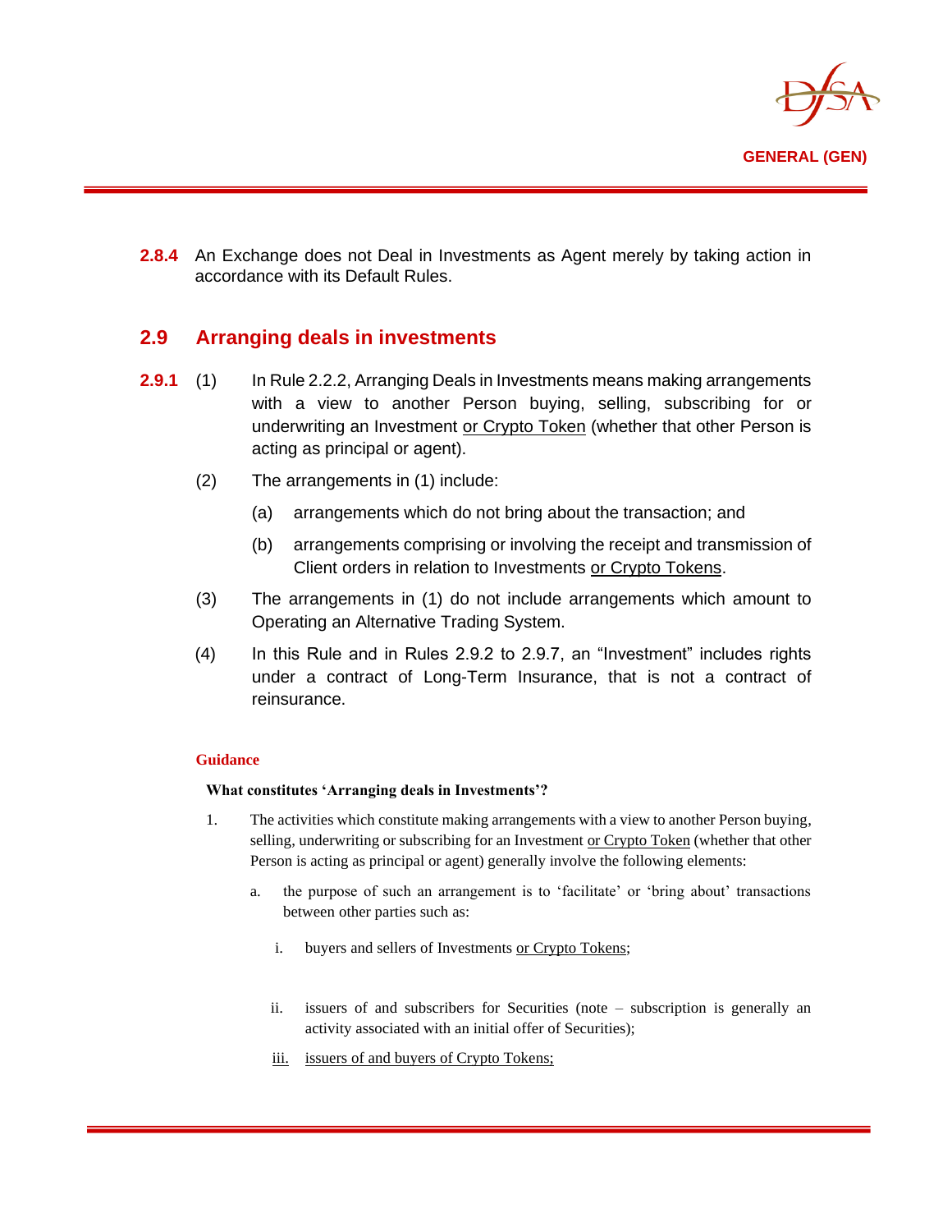**2.8.4** An Exchange does not Deal in Investments as Agent merely by taking action in accordance with its Default Rules.

## 2.9 Arranging deals in investments

**2.9.1** (1) In Rule 2.2.2, Arranging Deals in Investments means making arrangements with a view to another Person buying, selling, subscribing for or underwriting an Investment <u>or Crypto Token</u> (whether that other Person is acting as principal or agent).

(2) The arrangements in (1) include:

(a) arrangements which do not bring about the transaction; and

(b) arrangements comprising or involving the receipt and transmission of Client orders in relation to Investments <u>or Crypto Tokens</u>.

(3) The arrangements in (1) do not include arrangements which amount to Operating an Alternative Trading System.

(4) In this Rule and in Rules 2.9.2 to 2.9.7, an "Investment" includes rights under a contract of Long-Term Insurance, that is not a contract of reinsurance.

**Guidance**

**What constitutes 'Arranging deals in Investments'?**

1. The activities which constitute making arrangements with a view to another Person buying, selling, underwriting or subscribing for an Investment <u>or Crypto Token</u> (whether that other Person is acting as principal or agent) generally involve the following elements:

   a. the purpose of such an arrangement is to 'facilitate' or 'bring about' transactions between other parties such as:

      i. buyers and sellers of Investments <u>or Crypto Tokens</u>;

      ii. issuers of and subscribers for Securities (note – subscription is generally an activity associated with an initial offer of Securities);

      <u>iii. issuers of and buyers of Crypto Tokens;</u>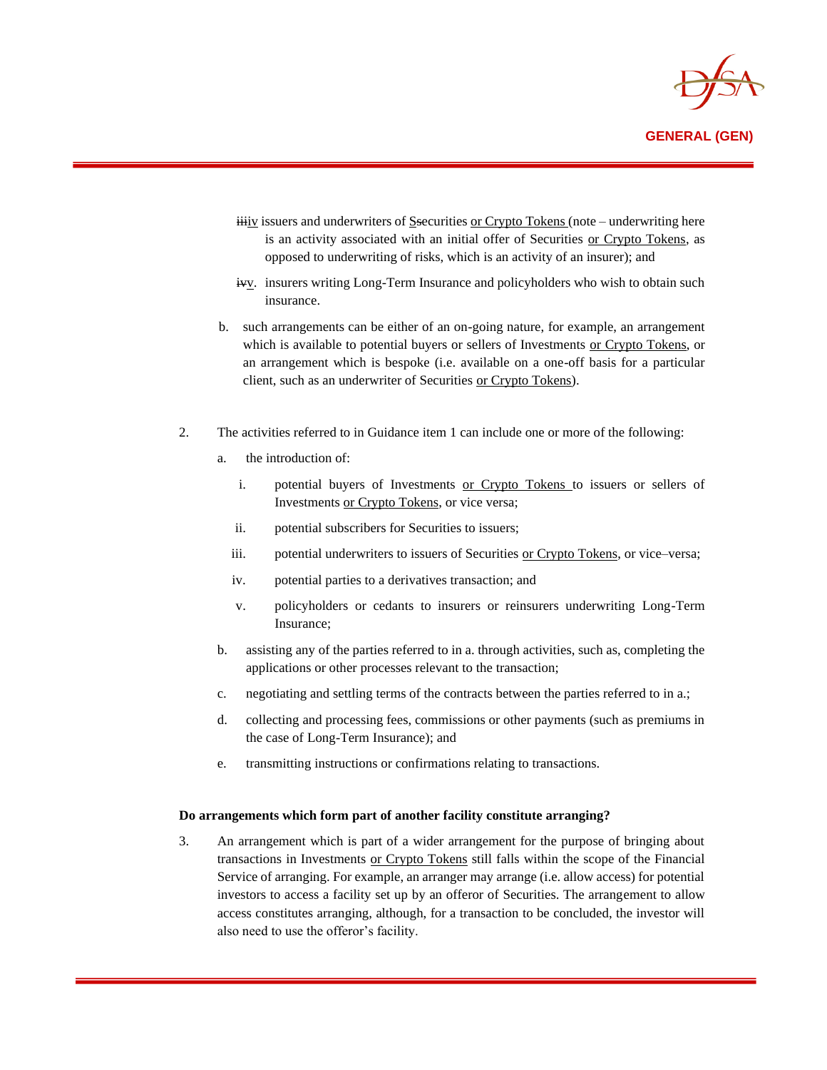~~iii~~<u>iv</u> issuers and underwriters of <u>S</u>~~s~~ecurities <u>or Crypto Tokens</u> (note – underwriting here is an activity associated with an initial offer of Securities <u>or Crypto Tokens</u>, as opposed to underwriting of risks, which is an activity of an insurer); and

   ~~iv~~<u>v</u>. insurers writing Long-Term Insurance and policyholders who wish to obtain such insurance.

b. such arrangements can be either of an on-going nature, for example, an arrangement which is available to potential buyers or sellers of Investments <u>or Crypto Tokens</u>, or an arrangement which is bespoke (i.e. available on a one-off basis for a particular client, such as an underwriter of Securities <u>or Crypto Tokens</u>).

2. The activities referred to in Guidance item 1 can include one or more of the following:

   a. the introduction of:

      i. potential buyers of Investments <u>or Crypto Tokens</u> to issuers or sellers of Investments <u>or Crypto Tokens</u>, or vice versa;

      ii. potential subscribers for Securities to issuers;

      iii. potential underwriters to issuers of Securities <u>or Crypto Tokens</u>, or vice–versa;

      iv. potential parties to a derivatives transaction; and

      v. policyholders or cedants to insurers or reinsurers underwriting Long-Term Insurance;

   b. assisting any of the parties referred to in a. through activities, such as, completing the applications or other processes relevant to the transaction;

   c. negotiating and settling terms of the contracts between the parties referred to in a.;

   d. collecting and processing fees, commissions or other payments (such as premiums in the case of Long-Term Insurance); and

   e. transmitting instructions or confirmations relating to transactions.

**Do arrangements which form part of another facility constitute arranging?**

3. An arrangement which is part of a wider arrangement for the purpose of bringing about transactions in Investments <u>or Crypto Tokens</u> still falls within the scope of the Financial Service of arranging. For example, an arranger may arrange (i.e. allow access) for potential investors to access a facility set up by an offeror of Securities. The arrangement to allow access constitutes arranging, although, for a transaction to be concluded, the investor will also need to use the offeror's facility.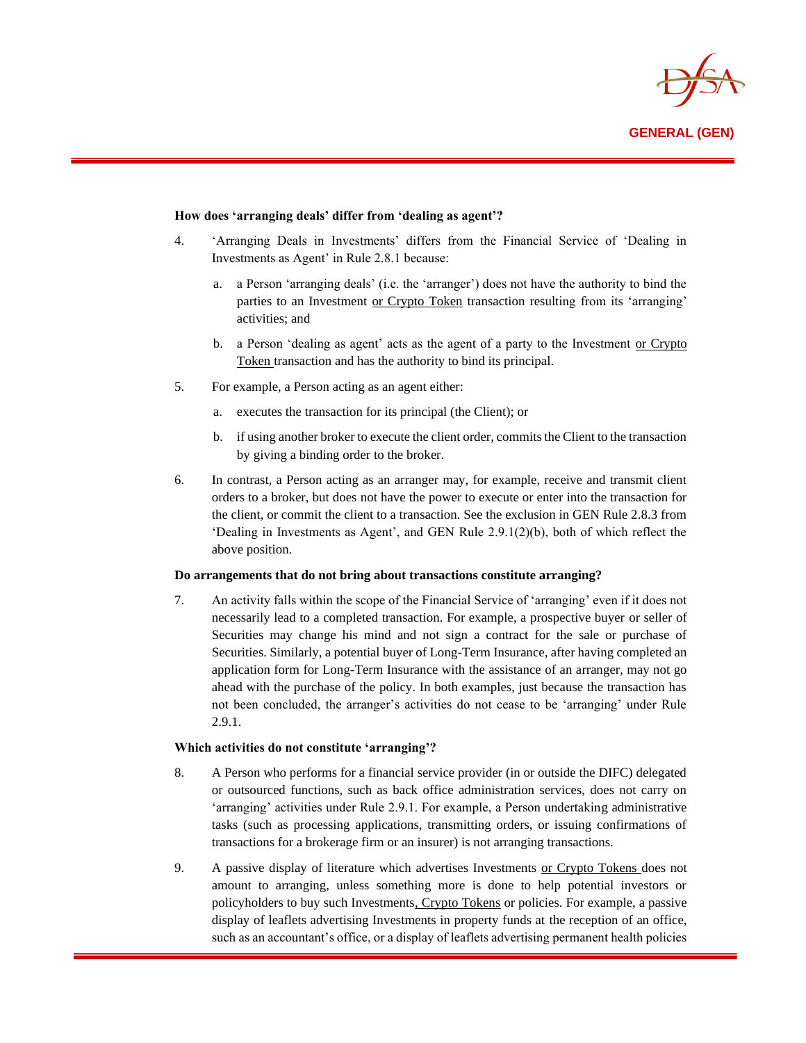**How does 'arranging deals' differ from 'dealing as agent'?**

4. 'Arranging Deals in Investments' differs from the Financial Service of 'Dealing in Investments as Agent' in Rule 2.8.1 because:

   a. a Person 'arranging deals' (i.e. the 'arranger') does not have the authority to bind the parties to an Investment or Crypto Token transaction resulting from its 'arranging' activities; and

   b. a Person 'dealing as agent' acts as the agent of a party to the Investment or Crypto Token transaction and has the authority to bind its principal.

5. For example, a Person acting as an agent either:

   a. executes the transaction for its principal (the Client); or

   b. if using another broker to execute the client order, commits the Client to the transaction by giving a binding order to the broker.

6. In contrast, a Person acting as an arranger may, for example, receive and transmit client orders to a broker, but does not have the power to execute or enter into the transaction for the client, or commit the client to a transaction. See the exclusion in GEN Rule 2.8.3 from 'Dealing in Investments as Agent', and GEN Rule 2.9.1(2)(b), both of which reflect the above position.

**Do arrangements that do not bring about transactions constitute arranging?**

7. An activity falls within the scope of the Financial Service of 'arranging' even if it does not necessarily lead to a completed transaction. For example, a prospective buyer or seller of Securities may change his mind and not sign a contract for the sale or purchase of Securities. Similarly, a potential buyer of Long-Term Insurance, after having completed an application form for Long-Term Insurance with the assistance of an arranger, may not go ahead with the purchase of the policy. In both examples, just because the transaction has not been concluded, the arranger's activities do not cease to be 'arranging' under Rule 2.9.1.

**Which activities do not constitute 'arranging'?**

8. A Person who performs for a financial service provider (in or outside the DIFC) delegated or outsourced functions, such as back office administration services, does not carry on 'arranging' activities under Rule 2.9.1. For example, a Person undertaking administrative tasks (such as processing applications, transmitting orders, or issuing confirmations of transactions for a brokerage firm or an insurer) is not arranging transactions.

9. A passive display of literature which advertises Investments or Crypto Tokens does not amount to arranging, unless something more is done to help potential investors or policyholders to buy such Investments, Crypto Tokens or policies. For example, a passive display of leaflets advertising Investments in property funds at the reception of an office, such as an accountant's office, or a display of leaflets advertising permanent health policies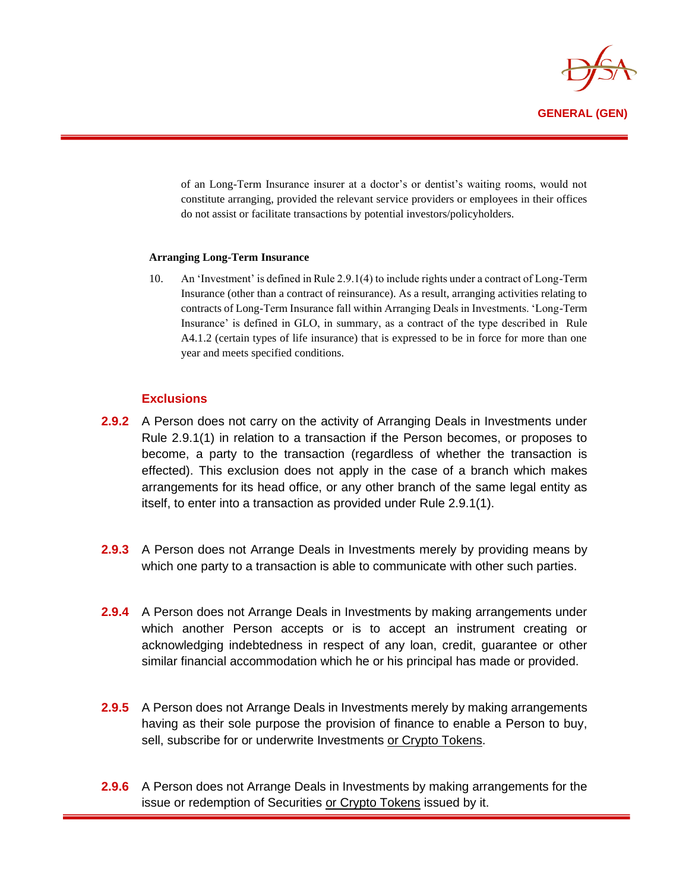of an Long-Term Insurance insurer at a doctor's or dentist's waiting rooms, would not constitute arranging, provided the relevant service providers or employees in their offices do not assist or facilitate transactions by potential investors/policyholders.

**Arranging Long-Term Insurance**

10. An 'Investment' is defined in Rule 2.9.1(4) to include rights under a contract of Long-Term Insurance (other than a contract of reinsurance). As a result, arranging activities relating to contracts of Long-Term Insurance fall within Arranging Deals in Investments. 'Long-Term Insurance' is defined in GLO, in summary, as a contract of the type described in Rule A4.1.2 (certain types of life insurance) that is expressed to be in force for more than one year and meets specified conditions.

### Exclusions

**2.9.2** A Person does not carry on the activity of Arranging Deals in Investments under Rule 2.9.1(1) in relation to a transaction if the Person becomes, or proposes to become, a party to the transaction (regardless of whether the transaction is effected). This exclusion does not apply in the case of a branch which makes arrangements for its head office, or any other branch of the same legal entity as itself, to enter into a transaction as provided under Rule 2.9.1(1).

**2.9.3** A Person does not Arrange Deals in Investments merely by providing means by which one party to a transaction is able to communicate with other such parties.

**2.9.4** A Person does not Arrange Deals in Investments by making arrangements under which another Person accepts or is to accept an instrument creating or acknowledging indebtedness in respect of any loan, credit, guarantee or other similar financial accommodation which he or his principal has made or provided.

**2.9.5** A Person does not Arrange Deals in Investments merely by making arrangements having as their sole purpose the provision of finance to enable a Person to buy, sell, subscribe for or underwrite Investments <u>or Crypto Tokens</u>.

**2.9.6** A Person does not Arrange Deals in Investments by making arrangements for the issue or redemption of Securities <u>or Crypto Tokens</u> issued by it.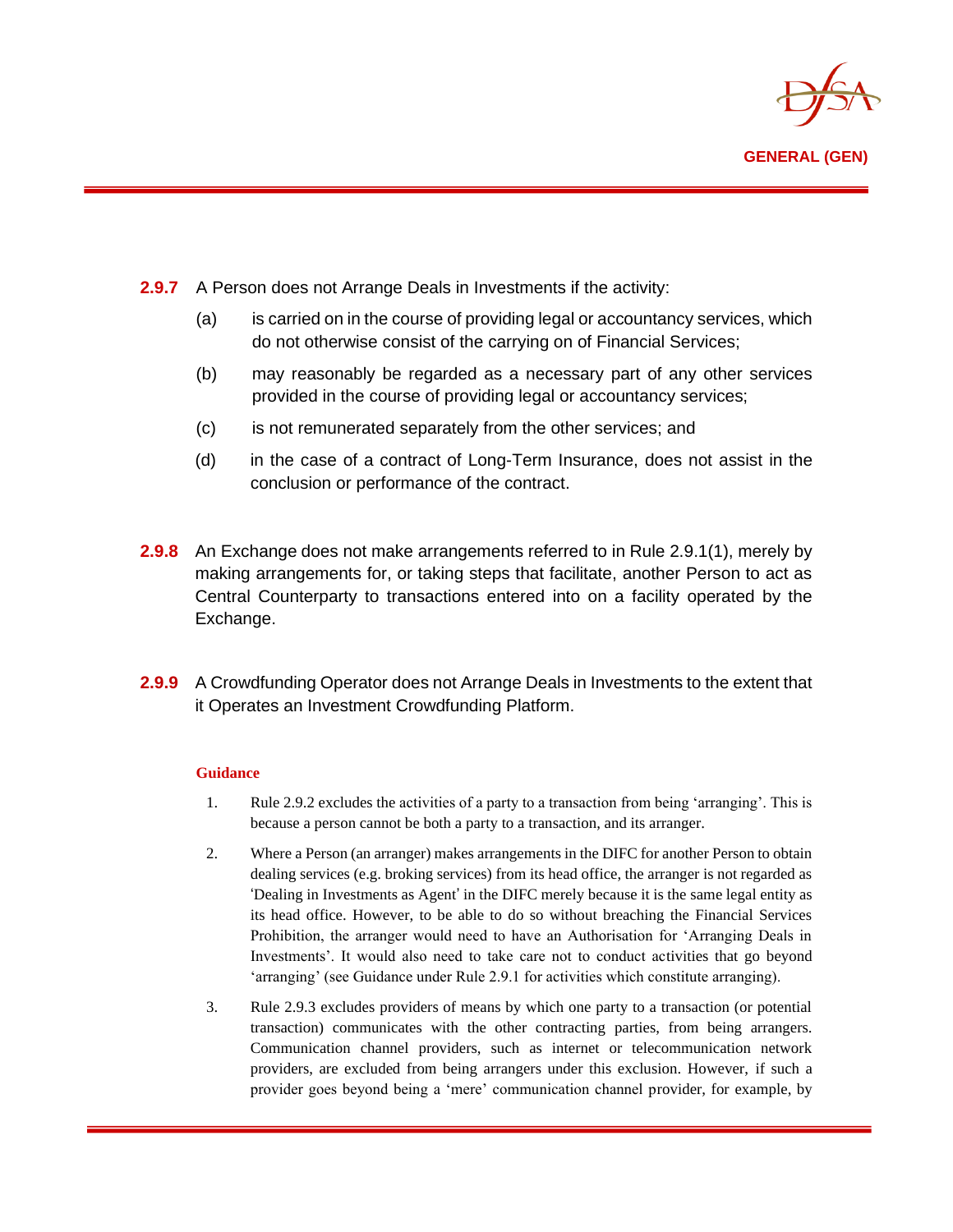**2.9.7** A Person does not Arrange Deals in Investments if the activity:

(a) is carried on in the course of providing legal or accountancy services, which do not otherwise consist of the carrying on of Financial Services;

(b) may reasonably be regarded as a necessary part of any other services provided in the course of providing legal or accountancy services;

(c) is not remunerated separately from the other services; and

(d) in the case of a contract of Long-Term Insurance, does not assist in the conclusion or performance of the contract.

**2.9.8** An Exchange does not make arrangements referred to in Rule 2.9.1(1), merely by making arrangements for, or taking steps that facilitate, another Person to act as Central Counterparty to transactions entered into on a facility operated by the Exchange.

**2.9.9** A Crowdfunding Operator does not Arrange Deals in Investments to the extent that it Operates an Investment Crowdfunding Platform.

**Guidance**

1. Rule 2.9.2 excludes the activities of a party to a transaction from being 'arranging'. This is because a person cannot be both a party to a transaction, and its arranger.

2. Where a Person (an arranger) makes arrangements in the DIFC for another Person to obtain dealing services (e.g. broking services) from its head office, the arranger is not regarded as 'Dealing in Investments as Agent' in the DIFC merely because it is the same legal entity as its head office. However, to be able to do so without breaching the Financial Services Prohibition, the arranger would need to have an Authorisation for 'Arranging Deals in Investments'. It would also need to take care not to conduct activities that go beyond 'arranging' (see Guidance under Rule 2.9.1 for activities which constitute arranging).

3. Rule 2.9.3 excludes providers of means by which one party to a transaction (or potential transaction) communicates with the other contracting parties, from being arrangers. Communication channel providers, such as internet or telecommunication network providers, are excluded from being arrangers under this exclusion. However, if such a provider goes beyond being a 'mere' communication channel provider, for example, by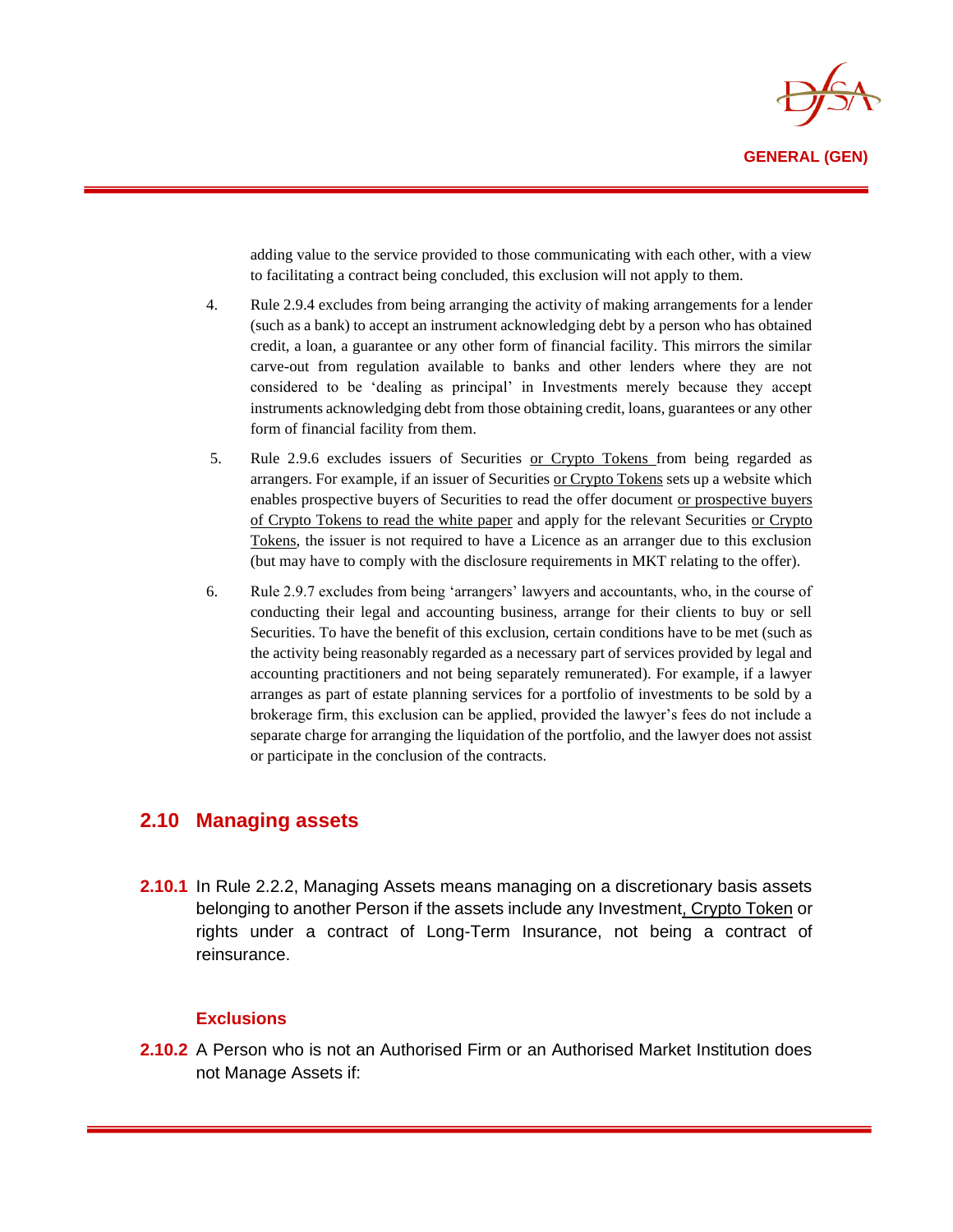adding value to the service provided to those communicating with each other, with a view to facilitating a contract being concluded, this exclusion will not apply to them.

4. Rule 2.9.4 excludes from being arranging the activity of making arrangements for a lender (such as a bank) to accept an instrument acknowledging debt by a person who has obtained credit, a loan, a guarantee or any other form of financial facility. This mirrors the similar carve-out from regulation available to banks and other lenders where they are not considered to be 'dealing as principal' in Investments merely because they accept instruments acknowledging debt from those obtaining credit, loans, guarantees or any other form of financial facility from them.

5. Rule 2.9.6 excludes issuers of Securities <u>or Crypto Tokens</u> from being regarded as arrangers. For example, if an issuer of Securities <u>or Crypto Tokens</u> sets up a website which enables prospective buyers of Securities to read the offer document <u>or prospective buyers of Crypto Tokens to read the white paper</u> and apply for the relevant Securities <u>or Crypto Tokens</u>, the issuer is not required to have a Licence as an arranger due to this exclusion (but may have to comply with the disclosure requirements in MKT relating to the offer).

6. Rule 2.9.7 excludes from being 'arrangers' lawyers and accountants, who, in the course of conducting their legal and accounting business, arrange for their clients to buy or sell Securities. To have the benefit of this exclusion, certain conditions have to be met (such as the activity being reasonably regarded as a necessary part of services provided by legal and accounting practitioners and not being separately remunerated). For example, if a lawyer arranges as part of estate planning services for a portfolio of investments to be sold by a brokerage firm, this exclusion can be applied, provided the lawyer's fees do not include a separate charge for arranging the liquidation of the portfolio, and the lawyer does not assist or participate in the conclusion of the contracts.

## 2.10 Managing assets

**2.10.1** In Rule 2.2.2, Managing Assets means managing on a discretionary basis assets belonging to another Person if the assets include any Investment<u>, Crypto Token</u> or rights under a contract of Long-Term Insurance, not being a contract of reinsurance.

### Exclusions

**2.10.2** A Person who is not an Authorised Firm or an Authorised Market Institution does not Manage Assets if: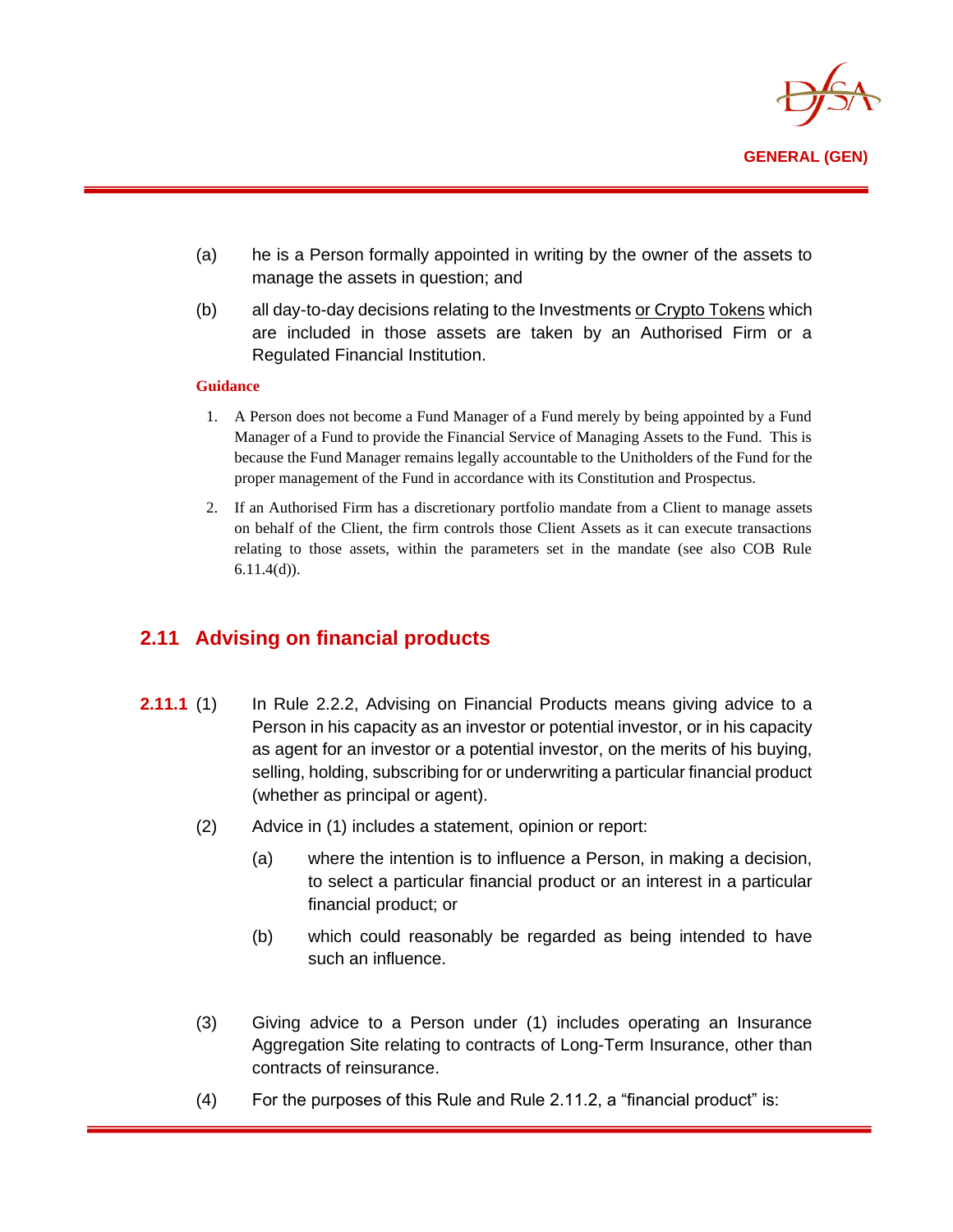(a) he is a Person formally appointed in writing by the owner of the assets to manage the assets in question; and

(b) all day-to-day decisions relating to the Investments or Crypto Tokens which are included in those assets are taken by an Authorised Firm or a Regulated Financial Institution.

**Guidance**

1. A Person does not become a Fund Manager of a Fund merely by being appointed by a Fund Manager of a Fund to provide the Financial Service of Managing Assets to the Fund. This is because the Fund Manager remains legally accountable to the Unitholders of the Fund for the proper management of the Fund in accordance with its Constitution and Prospectus.

2. If an Authorised Firm has a discretionary portfolio mandate from a Client to manage assets on behalf of the Client, the firm controls those Client Assets as it can execute transactions relating to those assets, within the parameters set in the mandate (see also COB Rule 6.11.4(d)).

## 2.11 Advising on financial products

**2.11.1** (1) In Rule 2.2.2, Advising on Financial Products means giving advice to a Person in his capacity as an investor or potential investor, or in his capacity as agent for an investor or a potential investor, on the merits of his buying, selling, holding, subscribing for or underwriting a particular financial product (whether as principal or agent).

(2) Advice in (1) includes a statement, opinion or report:

(a) where the intention is to influence a Person, in making a decision, to select a particular financial product or an interest in a particular financial product; or

(b) which could reasonably be regarded as being intended to have such an influence.

(3) Giving advice to a Person under (1) includes operating an Insurance Aggregation Site relating to contracts of Long-Term Insurance, other than contracts of reinsurance.

(4) For the purposes of this Rule and Rule 2.11.2, a "financial product" is: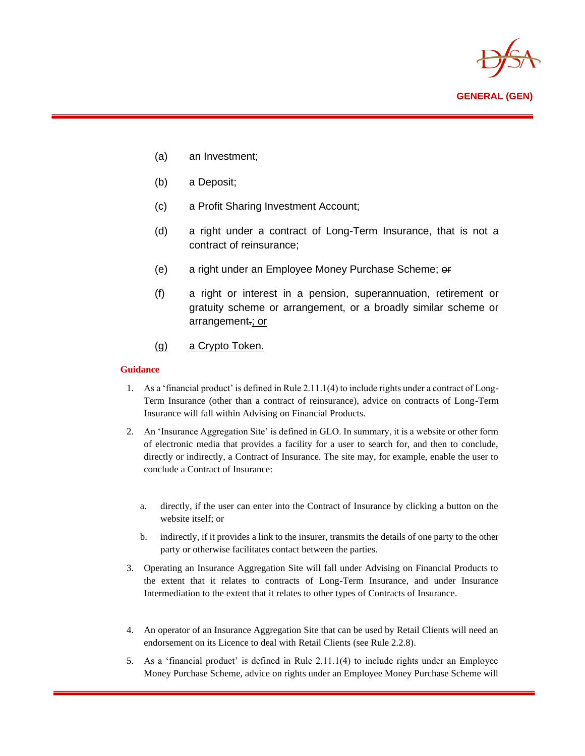(a) an Investment;

(b) a Deposit;

(c) a Profit Sharing Investment Account;

(d) a right under a contract of Long-Term Insurance, that is not a contract of reinsurance;

(e) a right under an Employee Money Purchase Scheme; ~~or~~

(f) a right or interest in a pension, superannuation, retirement or gratuity scheme or arrangement, or a broadly similar scheme or arrangement~~.~~; or

(g) a Crypto Token.

**Guidance**

1. As a 'financial product' is defined in Rule 2.11.1(4) to include rights under a contract of Long-Term Insurance (other than a contract of reinsurance), advice on contracts of Long-Term Insurance will fall within Advising on Financial Products.

2. An 'Insurance Aggregation Site' is defined in GLO. In summary, it is a website or other form of electronic media that provides a facility for a user to search for, and then to conclude, directly or indirectly, a Contract of Insurance. The site may, for example, enable the user to conclude a Contract of Insurance:

   a. directly, if the user can enter into the Contract of Insurance by clicking a button on the website itself; or

   b. indirectly, if it provides a link to the insurer, transmits the details of one party to the other party or otherwise facilitates contact between the parties.

3. Operating an Insurance Aggregation Site will fall under Advising on Financial Products to the extent that it relates to contracts of Long-Term Insurance, and under Insurance Intermediation to the extent that it relates to other types of Contracts of Insurance.

4. An operator of an Insurance Aggregation Site that can be used by Retail Clients will need an endorsement on its Licence to deal with Retail Clients (see Rule 2.2.8).

5. As a 'financial product' is defined in Rule 2.11.1(4) to include rights under an Employee Money Purchase Scheme, advice on rights under an Employee Money Purchase Scheme will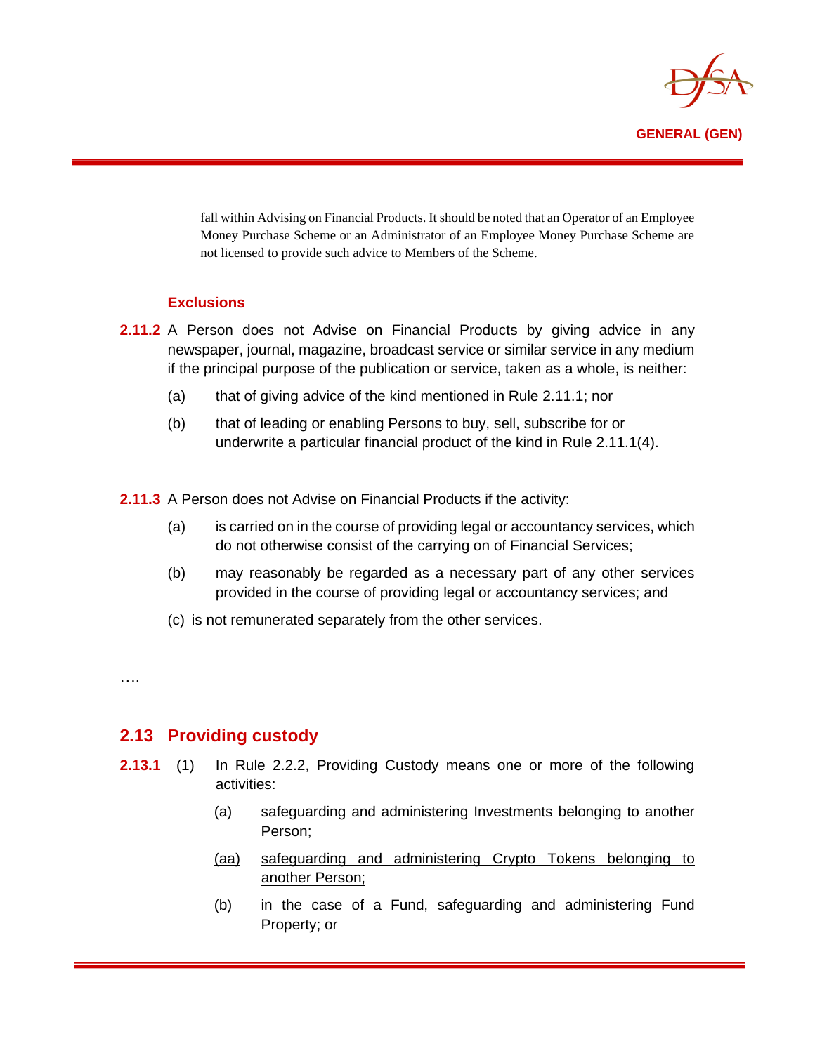fall within Advising on Financial Products. It should be noted that an Operator of an Employee Money Purchase Scheme or an Administrator of an Employee Money Purchase Scheme are not licensed to provide such advice to Members of the Scheme.

### Exclusions

**2.11.2** A Person does not Advise on Financial Products by giving advice in any newspaper, journal, magazine, broadcast service or similar service in any medium if the principal purpose of the publication or service, taken as a whole, is neither:

(a) that of giving advice of the kind mentioned in Rule 2.11.1; nor

(b) that of leading or enabling Persons to buy, sell, subscribe for or underwrite a particular financial product of the kind in Rule 2.11.1(4).

**2.11.3** A Person does not Advise on Financial Products if the activity:

(a) is carried on in the course of providing legal or accountancy services, which do not otherwise consist of the carrying on of Financial Services;

(b) may reasonably be regarded as a necessary part of any other services provided in the course of providing legal or accountancy services; and

(c) is not remunerated separately from the other services.

….

## 2.13 Providing custody

**2.13.1** (1) In Rule 2.2.2, Providing Custody means one or more of the following activities:

(a) safeguarding and administering Investments belonging to another Person;

<u>(aa) safeguarding and administering Crypto Tokens belonging to another Person;</u>

(b) in the case of a Fund, safeguarding and administering Fund Property; or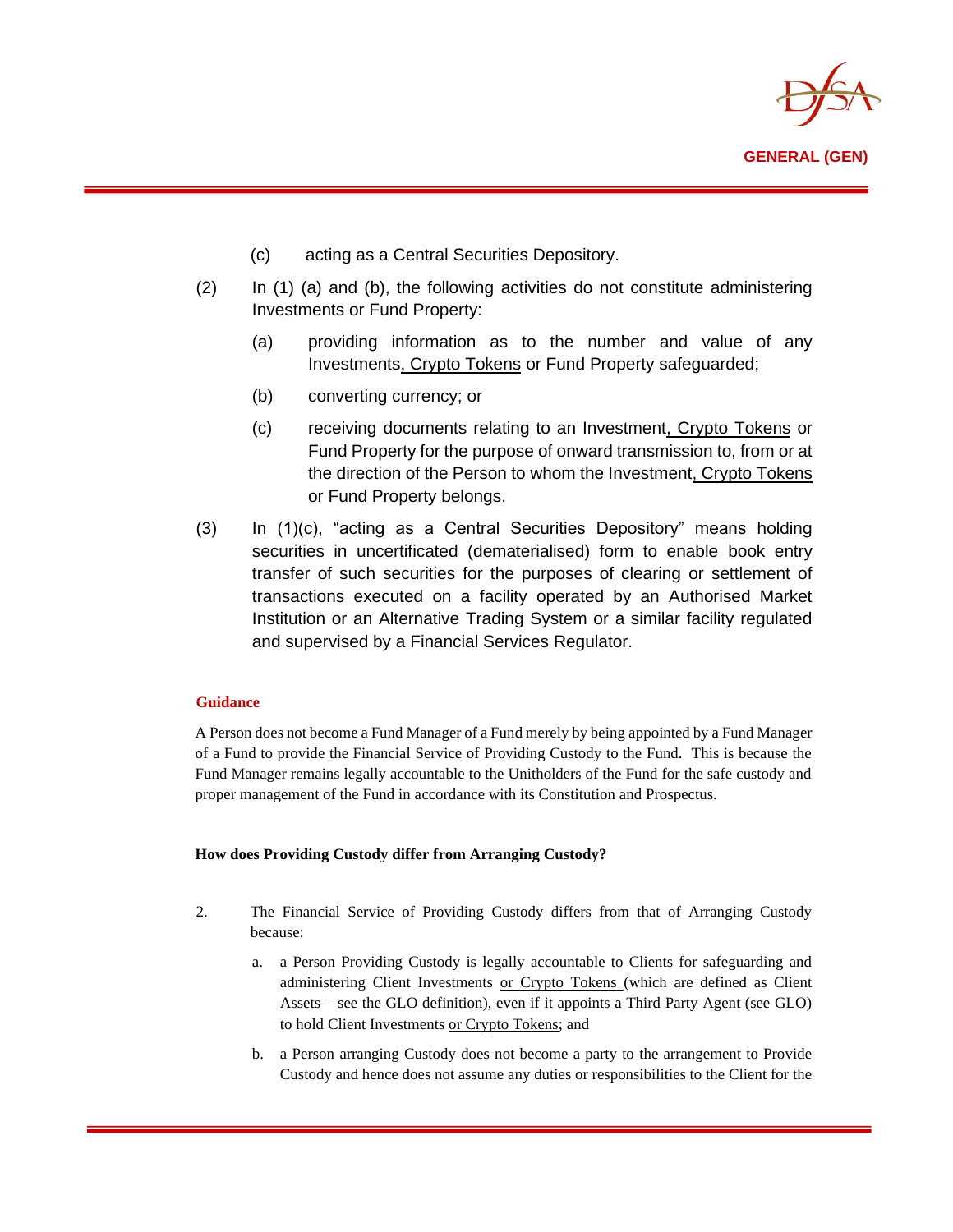(c) acting as a Central Securities Depository.

(2) In (1) (a) and (b), the following activities do not constitute administering Investments or Fund Property:

(a) providing information as to the number and value of any Investments, Crypto Tokens or Fund Property safeguarded;

(b) converting currency; or

(c) receiving documents relating to an Investment, Crypto Tokens or Fund Property for the purpose of onward transmission to, from or at the direction of the Person to whom the Investment, Crypto Tokens or Fund Property belongs.

(3) In (1)(c), "acting as a Central Securities Depository" means holding securities in uncertificated (dematerialised) form to enable book entry transfer of such securities for the purposes of clearing or settlement of transactions executed on a facility operated by an Authorised Market Institution or an Alternative Trading System or a similar facility regulated and supervised by a Financial Services Regulator.

**Guidance**

A Person does not become a Fund Manager of a Fund merely by being appointed by a Fund Manager of a Fund to provide the Financial Service of Providing Custody to the Fund. This is because the Fund Manager remains legally accountable to the Unitholders of the Fund for the safe custody and proper management of the Fund in accordance with its Constitution and Prospectus.

**How does Providing Custody differ from Arranging Custody?**

2. The Financial Service of Providing Custody differs from that of Arranging Custody because:

   a. a Person Providing Custody is legally accountable to Clients for safeguarding and administering Client Investments or Crypto Tokens (which are defined as Client Assets – see the GLO definition), even if it appoints a Third Party Agent (see GLO) to hold Client Investments or Crypto Tokens; and

   b. a Person arranging Custody does not become a party to the arrangement to Provide Custody and hence does not assume any duties or responsibilities to the Client for the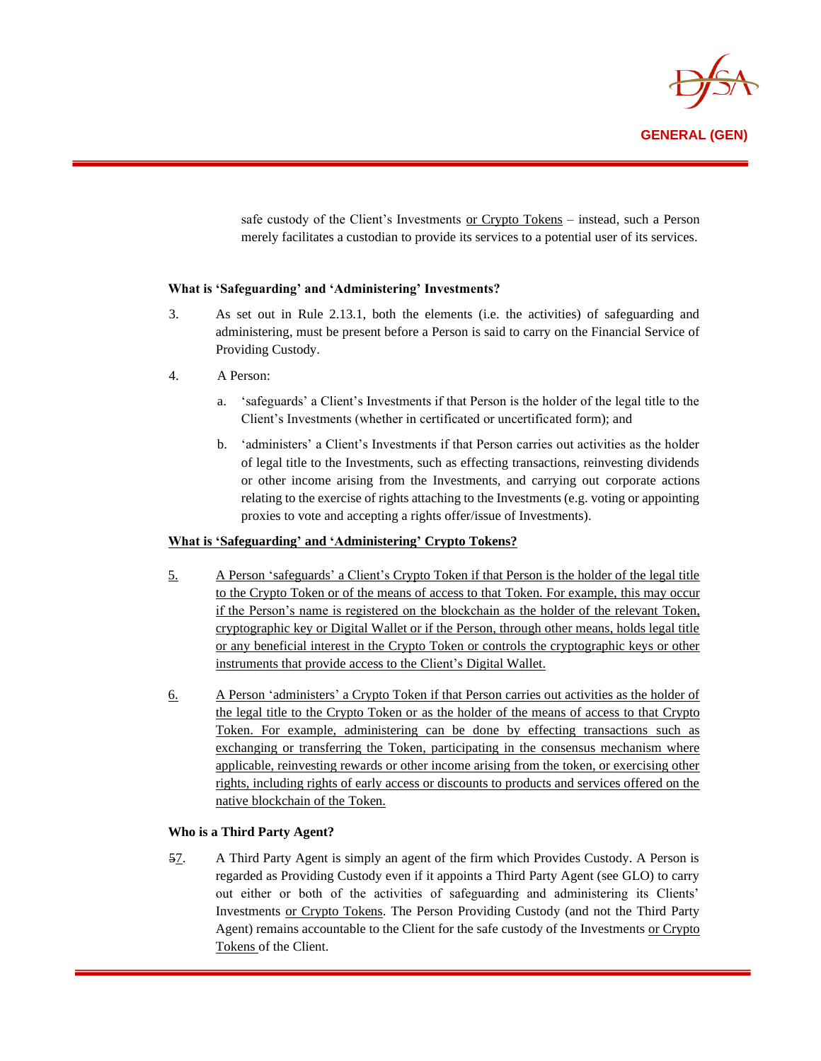safe custody of the Client's Investments or Crypto Tokens – instead, such a Person merely facilitates a custodian to provide its services to a potential user of its services.

**What is 'Safeguarding' and 'Administering' Investments?**

3. As set out in Rule 2.13.1, both the elements (i.e. the activities) of safeguarding and administering, must be present before a Person is said to carry on the Financial Service of Providing Custody.

4. A Person:

   a. 'safeguards' a Client's Investments if that Person is the holder of the legal title to the Client's Investments (whether in certificated or uncertificated form); and

   b. 'administers' a Client's Investments if that Person carries out activities as the holder of legal title to the Investments, such as effecting transactions, reinvesting dividends or other income arising from the Investments, and carrying out corporate actions relating to the exercise of rights attaching to the Investments (e.g. voting or appointing proxies to vote and accepting a rights offer/issue of Investments).

**What is 'Safeguarding' and 'Administering' Crypto Tokens?**

5. A Person 'safeguards' a Client's Crypto Token if that Person is the holder of the legal title to the Crypto Token or of the means of access to that Token. For example, this may occur if the Person's name is registered on the blockchain as the holder of the relevant Token, cryptographic key or Digital Wallet or if the Person, through other means, holds legal title or any beneficial interest in the Crypto Token or controls the cryptographic keys or other instruments that provide access to the Client's Digital Wallet.

6. A Person 'administers' a Crypto Token if that Person carries out activities as the holder of the legal title to the Crypto Token or as the holder of the means of access to that Crypto Token. For example, administering can be done by effecting transactions such as exchanging or transferring the Token, participating in the consensus mechanism where applicable, reinvesting rewards or other income arising from the token, or exercising other rights, including rights of early access or discounts to products and services offered on the native blockchain of the Token.

**Who is a Third Party Agent?**

~~5~~7. A Third Party Agent is simply an agent of the firm which Provides Custody. A Person is regarded as Providing Custody even if it appoints a Third Party Agent (see GLO) to carry out either or both of the activities of safeguarding and administering its Clients' Investments or Crypto Tokens. The Person Providing Custody (and not the Third Party Agent) remains accountable to the Client for the safe custody of the Investments or Crypto Tokens of the Client.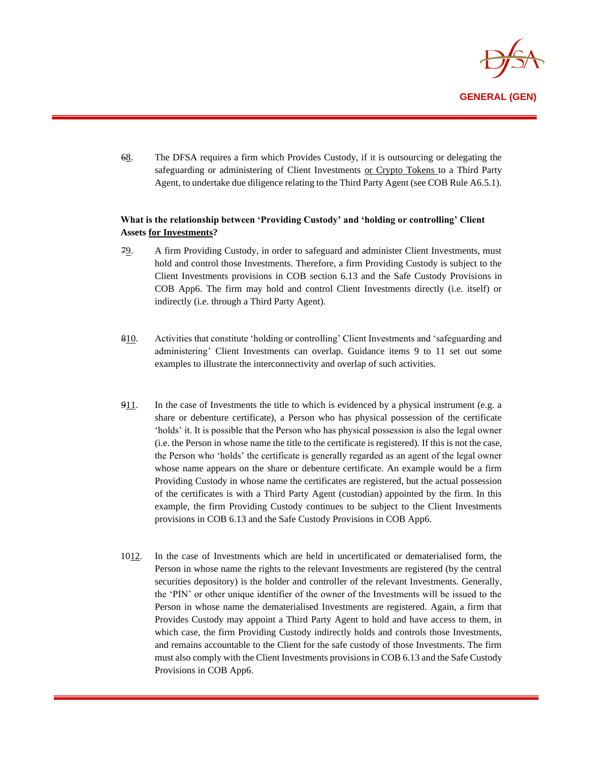~~6~~8. The DFSA requires a firm which Provides Custody, if it is outsourcing or delegating the safeguarding or administering of Client Investments <u>or Crypto Tokens</u> to a Third Party Agent, to undertake due diligence relating to the Third Party Agent (see COB Rule A6.5.1).

**What is the relationship between 'Providing Custody' and 'holding or controlling' Client Assets <u>for Investments</u>?**

~~7~~<u>9</u>. A firm Providing Custody, in order to safeguard and administer Client Investments, must hold and control those Investments. Therefore, a firm Providing Custody is subject to the Client Investments provisions in COB section 6.13 and the Safe Custody Provisions in COB App6. The firm may hold and control Client Investments directly (i.e. itself) or indirectly (i.e. through a Third Party Agent).

~~8~~<u>10</u>. Activities that constitute 'holding or controlling' Client Investments and 'safeguarding and administering' Client Investments can overlap. Guidance items 9 to 11 set out some examples to illustrate the interconnectivity and overlap of such activities.

~~9~~<u>11</u>. In the case of Investments the title to which is evidenced by a physical instrument (e.g. a share or debenture certificate), a Person who has physical possession of the certificate 'holds' it. It is possible that the Person who has physical possession is also the legal owner (i.e. the Person in whose name the title to the certificate is registered). If this is not the case, the Person who 'holds' the certificate is generally regarded as an agent of the legal owner whose name appears on the share or debenture certificate. An example would be a firm Providing Custody in whose name the certificates are registered, but the actual possession of the certificates is with a Third Party Agent (custodian) appointed by the firm. In this example, the firm Providing Custody continues to be subject to the Client Investments provisions in COB 6.13 and the Safe Custody Provisions in COB App6.

~~10~~<u>12</u>. In the case of Investments which are held in uncertificated or dematerialised form, the Person in whose name the rights to the relevant Investments are registered (by the central securities depository) is the holder and controller of the relevant Investments. Generally, the 'PIN' or other unique identifier of the owner of the Investments will be issued to the Person in whose name the dematerialised Investments are registered. Again, a firm that Provides Custody may appoint a Third Party Agent to hold and have access to them, in which case, the firm Providing Custody indirectly holds and controls those Investments, and remains accountable to the Client for the safe custody of those Investments. The firm must also comply with the Client Investments provisions in COB 6.13 and the Safe Custody Provisions in COB App6.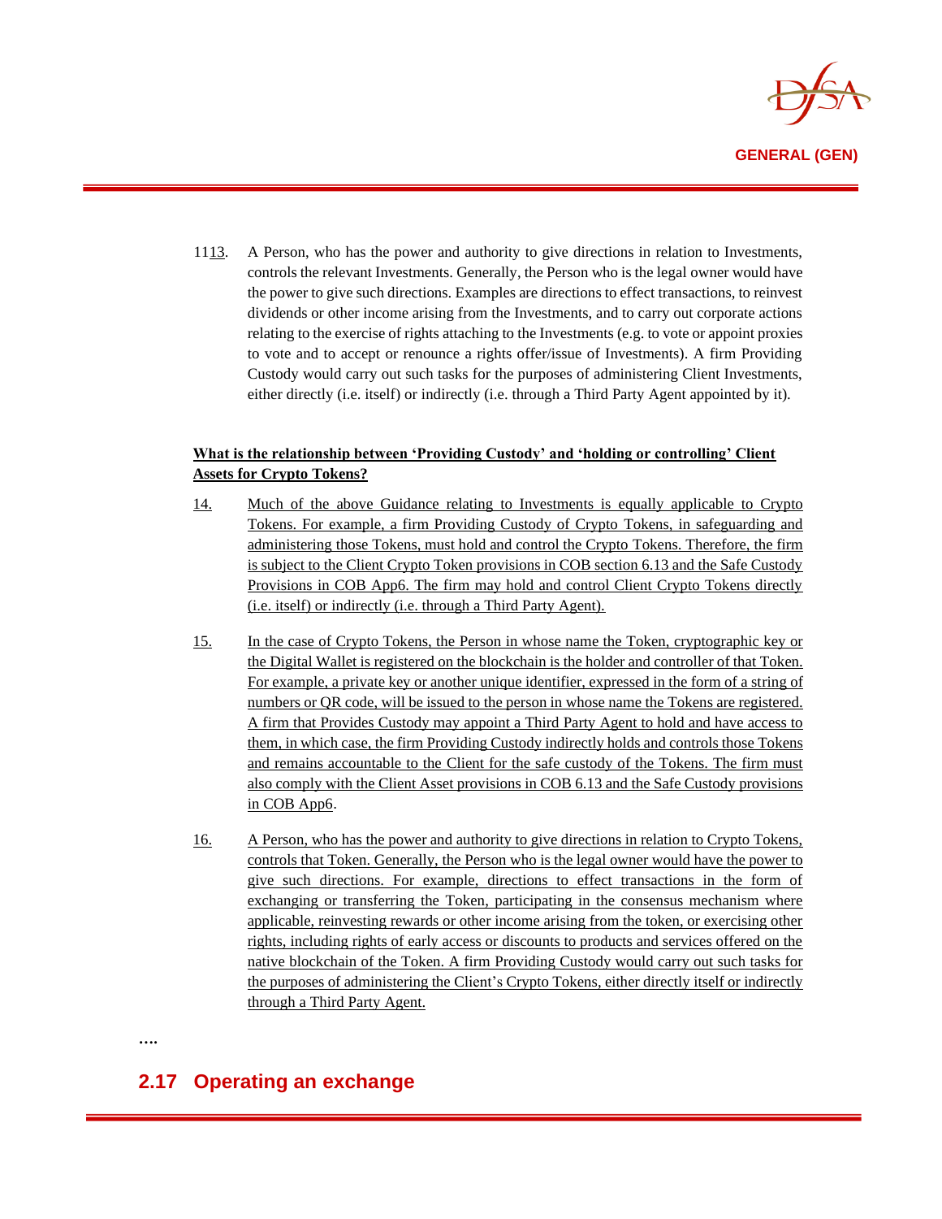1113. A Person, who has the power and authority to give directions in relation to Investments, controls the relevant Investments. Generally, the Person who is the legal owner would have the power to give such directions. Examples are directions to effect transactions, to reinvest dividends or other income arising from the Investments, and to carry out corporate actions relating to the exercise of rights attaching to the Investments (e.g. to vote or appoint proxies to vote and to accept or renounce a rights offer/issue of Investments). A firm Providing Custody would carry out such tasks for the purposes of administering Client Investments, either directly (i.e. itself) or indirectly (i.e. through a Third Party Agent appointed by it).

**What is the relationship between 'Providing Custody' and 'holding or controlling' Client Assets for Crypto Tokens?**

14. Much of the above Guidance relating to Investments is equally applicable to Crypto Tokens. For example, a firm Providing Custody of Crypto Tokens, in safeguarding and administering those Tokens, must hold and control the Crypto Tokens. Therefore, the firm is subject to the Client Crypto Token provisions in COB section 6.13 and the Safe Custody Provisions in COB App6. The firm may hold and control Client Crypto Tokens directly (i.e. itself) or indirectly (i.e. through a Third Party Agent).

15. In the case of Crypto Tokens, the Person in whose name the Token, cryptographic key or the Digital Wallet is registered on the blockchain is the holder and controller of that Token. For example, a private key or another unique identifier, expressed in the form of a string of numbers or QR code, will be issued to the person in whose name the Tokens are registered. A firm that Provides Custody may appoint a Third Party Agent to hold and have access to them, in which case, the firm Providing Custody indirectly holds and controls those Tokens and remains accountable to the Client for the safe custody of the Tokens. The firm must also comply with the Client Asset provisions in COB 6.13 and the Safe Custody provisions in COB App6.

16. A Person, who has the power and authority to give directions in relation to Crypto Tokens, controls that Token. Generally, the Person who is the legal owner would have the power to give such directions. For example, directions to effect transactions in the form of exchanging or transferring the Token, participating in the consensus mechanism where applicable, reinvesting rewards or other income arising from the token, or exercising other rights, including rights of early access or discounts to products and services offered on the native blockchain of the Token. A firm Providing Custody would carry out such tasks for the purposes of administering the Client's Crypto Tokens, either directly itself or indirectly through a Third Party Agent.

….

## 2.17 Operating an exchange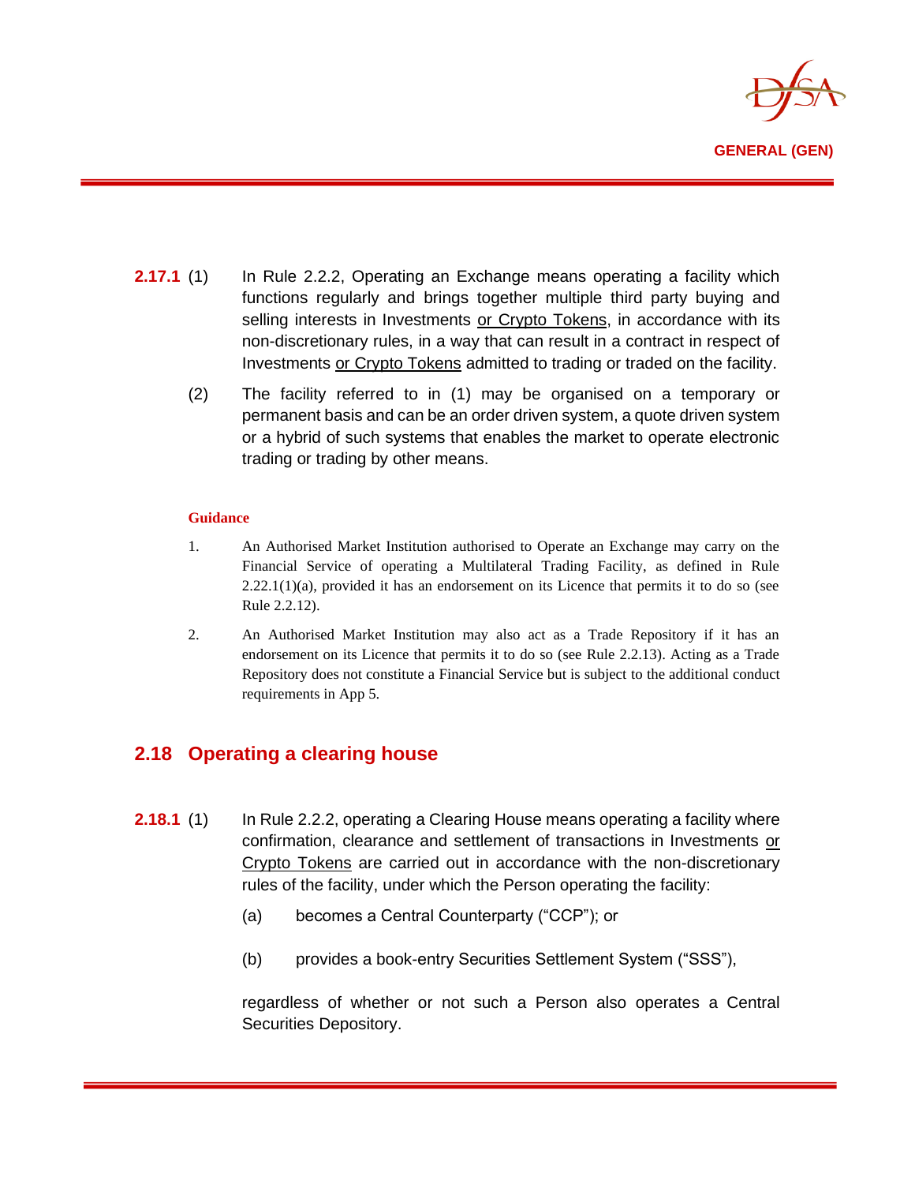**2.17.1** (1) In Rule 2.2.2, Operating an Exchange means operating a facility which functions regularly and brings together multiple third party buying and selling interests in Investments <u>or Crypto Tokens</u>, in accordance with its non-discretionary rules, in a way that can result in a contract in respect of Investments <u>or Crypto Tokens</u> admitted to trading or traded on the facility.

(2) The facility referred to in (1) may be organised on a temporary or permanent basis and can be an order driven system, a quote driven system or a hybrid of such systems that enables the market to operate electronic trading or trading by other means.

**Guidance**

1. An Authorised Market Institution authorised to Operate an Exchange may carry on the Financial Service of operating a Multilateral Trading Facility, as defined in Rule 2.22.1(1)(a), provided it has an endorsement on its Licence that permits it to do so (see Rule 2.2.12).

2. An Authorised Market Institution may also act as a Trade Repository if it has an endorsement on its Licence that permits it to do so (see Rule 2.2.13). Acting as a Trade Repository does not constitute a Financial Service but is subject to the additional conduct requirements in App 5.

## 2.18 Operating a clearing house

**2.18.1** (1) In Rule 2.2.2, operating a Clearing House means operating a facility where confirmation, clearance and settlement of transactions in Investments <u>or Crypto Tokens</u> are carried out in accordance with the non-discretionary rules of the facility, under which the Person operating the facility:

(a) becomes a Central Counterparty ("CCP"); or

(b) provides a book-entry Securities Settlement System ("SSS"),

regardless of whether or not such a Person also operates a Central Securities Depository.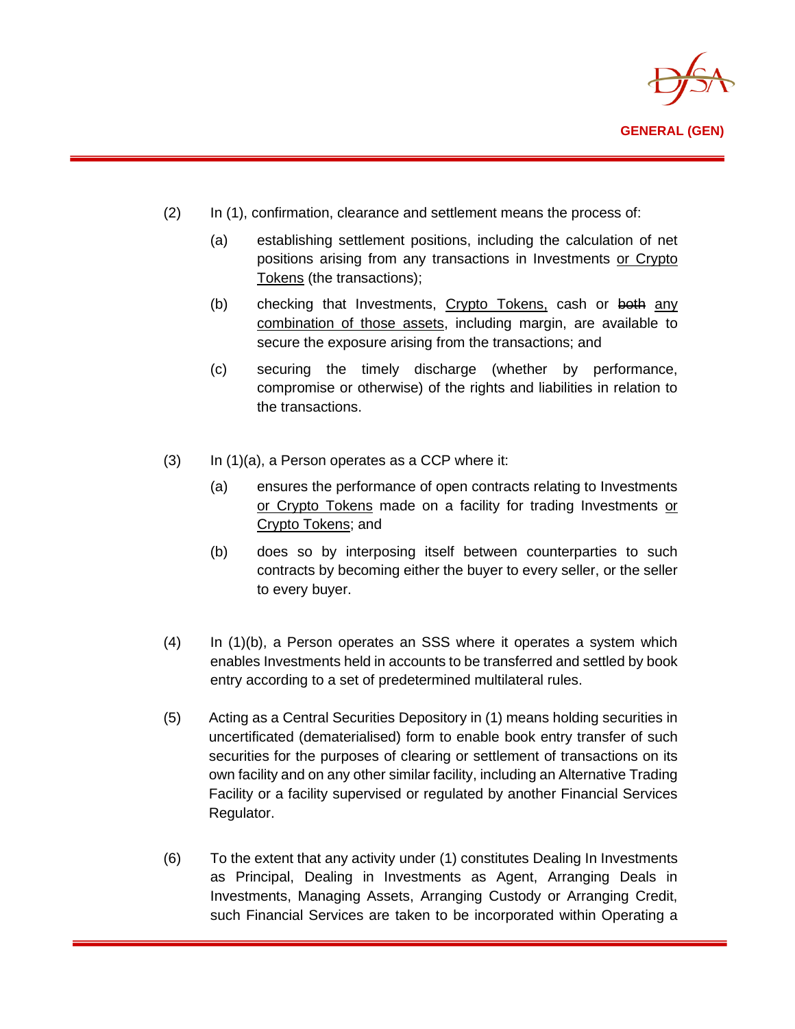(2) In (1), confirmation, clearance and settlement means the process of:

(a) establishing settlement positions, including the calculation of net positions arising from any transactions in Investments or Crypto Tokens (the transactions);

(b) checking that Investments, Crypto Tokens, cash or ~~both~~ any combination of those assets, including margin, are available to secure the exposure arising from the transactions; and

(c) securing the timely discharge (whether by performance, compromise or otherwise) of the rights and liabilities in relation to the transactions.

(3) In (1)(a), a Person operates as a CCP where it:

(a) ensures the performance of open contracts relating to Investments or Crypto Tokens made on a facility for trading Investments or Crypto Tokens; and

(b) does so by interposing itself between counterparties to such contracts by becoming either the buyer to every seller, or the seller to every buyer.

(4) In (1)(b), a Person operates an SSS where it operates a system which enables Investments held in accounts to be transferred and settled by book entry according to a set of predetermined multilateral rules.

(5) Acting as a Central Securities Depository in (1) means holding securities in uncertificated (dematerialised) form to enable book entry transfer of such securities for the purposes of clearing or settlement of transactions on its own facility and on any other similar facility, including an Alternative Trading Facility or a facility supervised or regulated by another Financial Services Regulator.

(6) To the extent that any activity under (1) constitutes Dealing In Investments as Principal, Dealing in Investments as Agent, Arranging Deals in Investments, Managing Assets, Arranging Custody or Arranging Credit, such Financial Services are taken to be incorporated within Operating a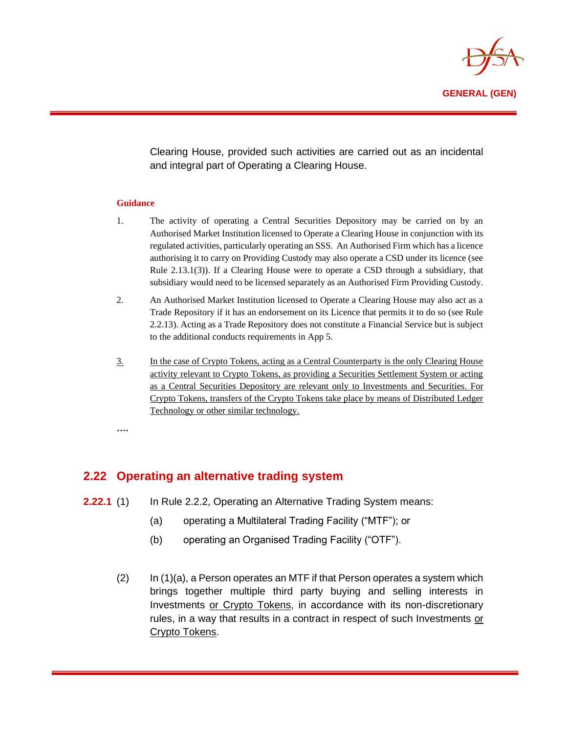Clearing House, provided such activities are carried out as an incidental and integral part of Operating a Clearing House.

**Guidance**

1. The activity of operating a Central Securities Depository may be carried on by an Authorised Market Institution licensed to Operate a Clearing House in conjunction with its regulated activities, particularly operating an SSS. An Authorised Firm which has a licence authorising it to carry on Providing Custody may also operate a CSD under its licence (see Rule 2.13.1(3)). If a Clearing House were to operate a CSD through a subsidiary, that subsidiary would need to be licensed separately as an Authorised Firm Providing Custody.

2. An Authorised Market Institution licensed to Operate a Clearing House may also act as a Trade Repository if it has an endorsement on its Licence that permits it to do so (see Rule 2.2.13). Acting as a Trade Repository does not constitute a Financial Service but is subject to the additional conducts requirements in App 5.

3. In the case of Crypto Tokens, acting as a Central Counterparty is the only Clearing House activity relevant to Crypto Tokens, as providing a Securities Settlement System or acting as a Central Securities Depository are relevant only to Investments and Securities. For Crypto Tokens, transfers of the Crypto Tokens take place by means of Distributed Ledger Technology or other similar technology.

....

## 2.22 Operating an alternative trading system

**2.22.1** (1) In Rule 2.2.2, Operating an Alternative Trading System means:

(a) operating a Multilateral Trading Facility ("MTF"); or

(b) operating an Organised Trading Facility ("OTF").

(2) In (1)(a), a Person operates an MTF if that Person operates a system which brings together multiple third party buying and selling interests in Investments or Crypto Tokens, in accordance with its non-discretionary rules, in a way that results in a contract in respect of such Investments or Crypto Tokens.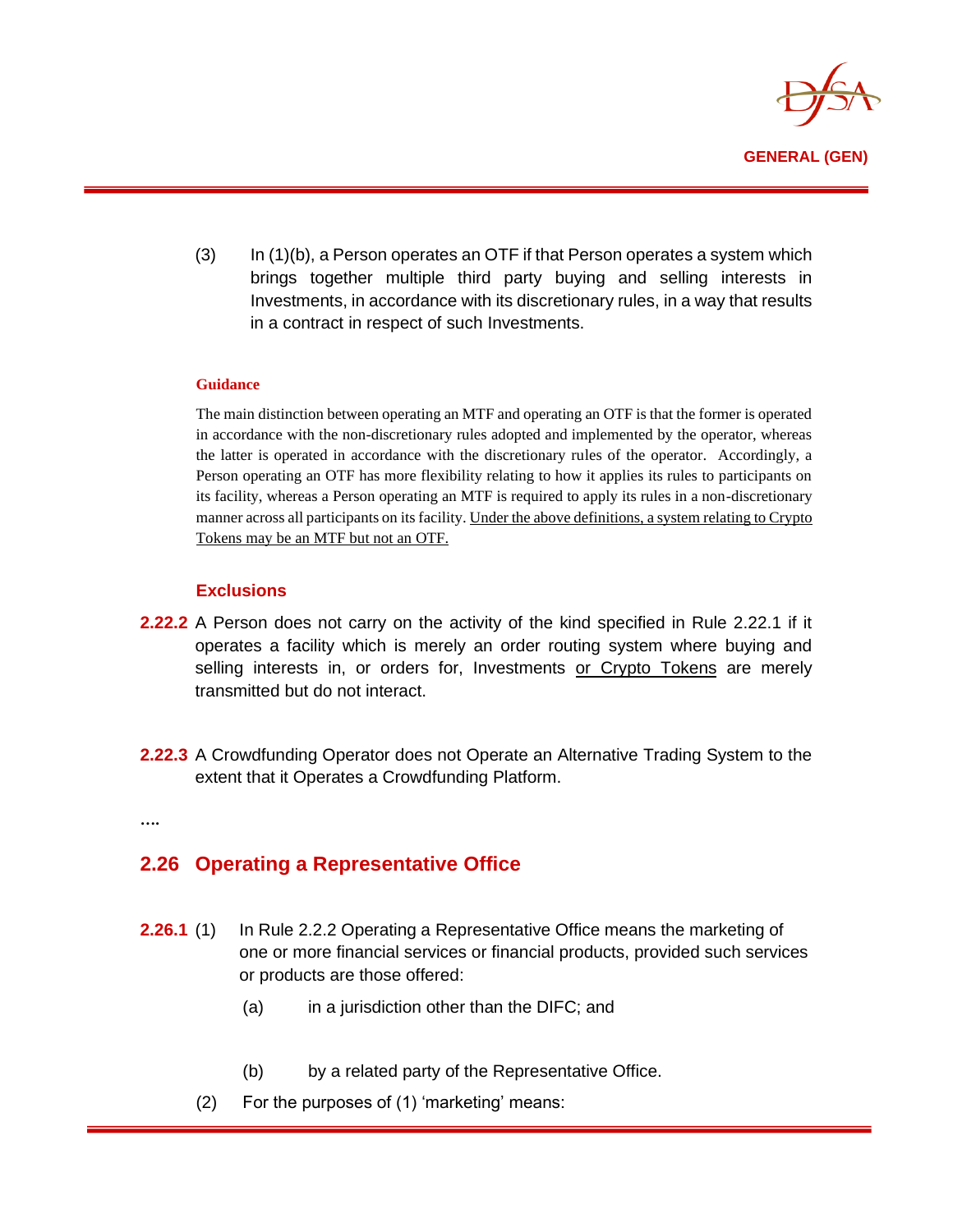(3) In (1)(b), a Person operates an OTF if that Person operates a system which brings together multiple third party buying and selling interests in Investments, in accordance with its discretionary rules, in a way that results in a contract in respect of such Investments.

**Guidance**

The main distinction between operating an MTF and operating an OTF is that the former is operated in accordance with the non-discretionary rules adopted and implemented by the operator, whereas the latter is operated in accordance with the discretionary rules of the operator. Accordingly, a Person operating an OTF has more flexibility relating to how it applies its rules to participants on its facility, whereas a Person operating an MTF is required to apply its rules in a non-discretionary manner across all participants on its facility. <u>Under the above definitions, a system relating to Crypto Tokens may be an MTF but not an OTF.</u>

### Exclusions

**2.22.2** A Person does not carry on the activity of the kind specified in Rule 2.22.1 if it operates a facility which is merely an order routing system where buying and selling interests in, or orders for, Investments <u>or Crypto Tokens</u> are merely transmitted but do not interact.

**2.22.3** A Crowdfunding Operator does not Operate an Alternative Trading System to the extent that it Operates a Crowdfunding Platform.

….

## 2.26 Operating a Representative Office

**2.26.1** (1) In Rule 2.2.2 Operating a Representative Office means the marketing of one or more financial services or financial products, provided such services or products are those offered:

(a) in a jurisdiction other than the DIFC; and

(b) by a related party of the Representative Office.

(2) For the purposes of (1) 'marketing' means: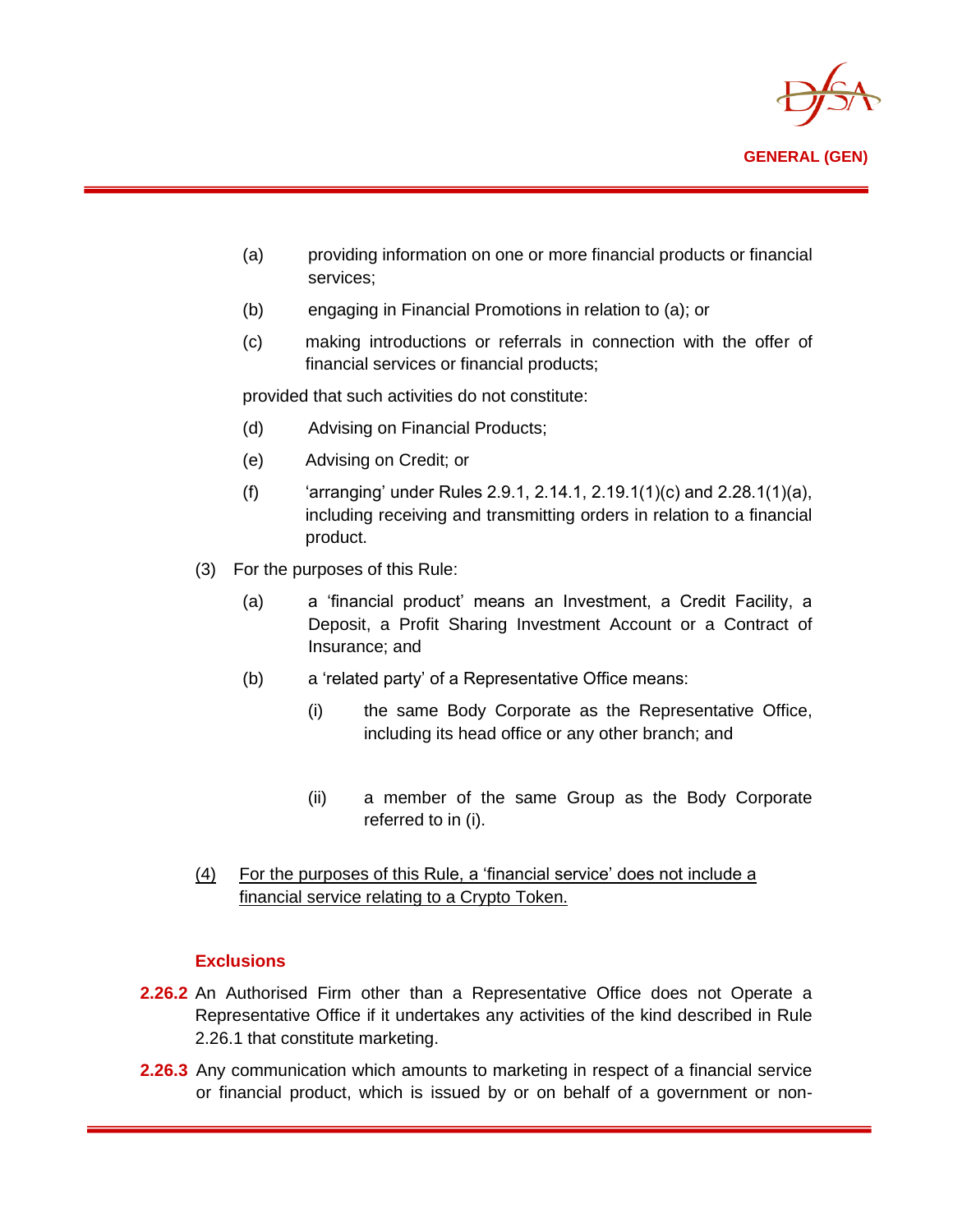(a) providing information on one or more financial products or financial services;

(b) engaging in Financial Promotions in relation to (a); or

(c) making introductions or referrals in connection with the offer of financial services or financial products;

provided that such activities do not constitute:

(d) Advising on Financial Products;

(e) Advising on Credit; or

(f) 'arranging' under Rules 2.9.1, 2.14.1, 2.19.1(1)(c) and 2.28.1(1)(a), including receiving and transmitting orders in relation to a financial product.

(3) For the purposes of this Rule:

(a) a 'financial product' means an Investment, a Credit Facility, a Deposit, a Profit Sharing Investment Account or a Contract of Insurance; and

(b) a 'related party' of a Representative Office means:

(i) the same Body Corporate as the Representative Office, including its head office or any other branch; and

(ii) a member of the same Group as the Body Corporate referred to in (i).

<u>(4) For the purposes of this Rule, a 'financial service' does not include a financial service relating to a Crypto Token.</u>

### Exclusions

**2.26.2** An Authorised Firm other than a Representative Office does not Operate a Representative Office if it undertakes any activities of the kind described in Rule 2.26.1 that constitute marketing.

**2.26.3** Any communication which amounts to marketing in respect of a financial service or financial product, which is issued by or on behalf of a government or non-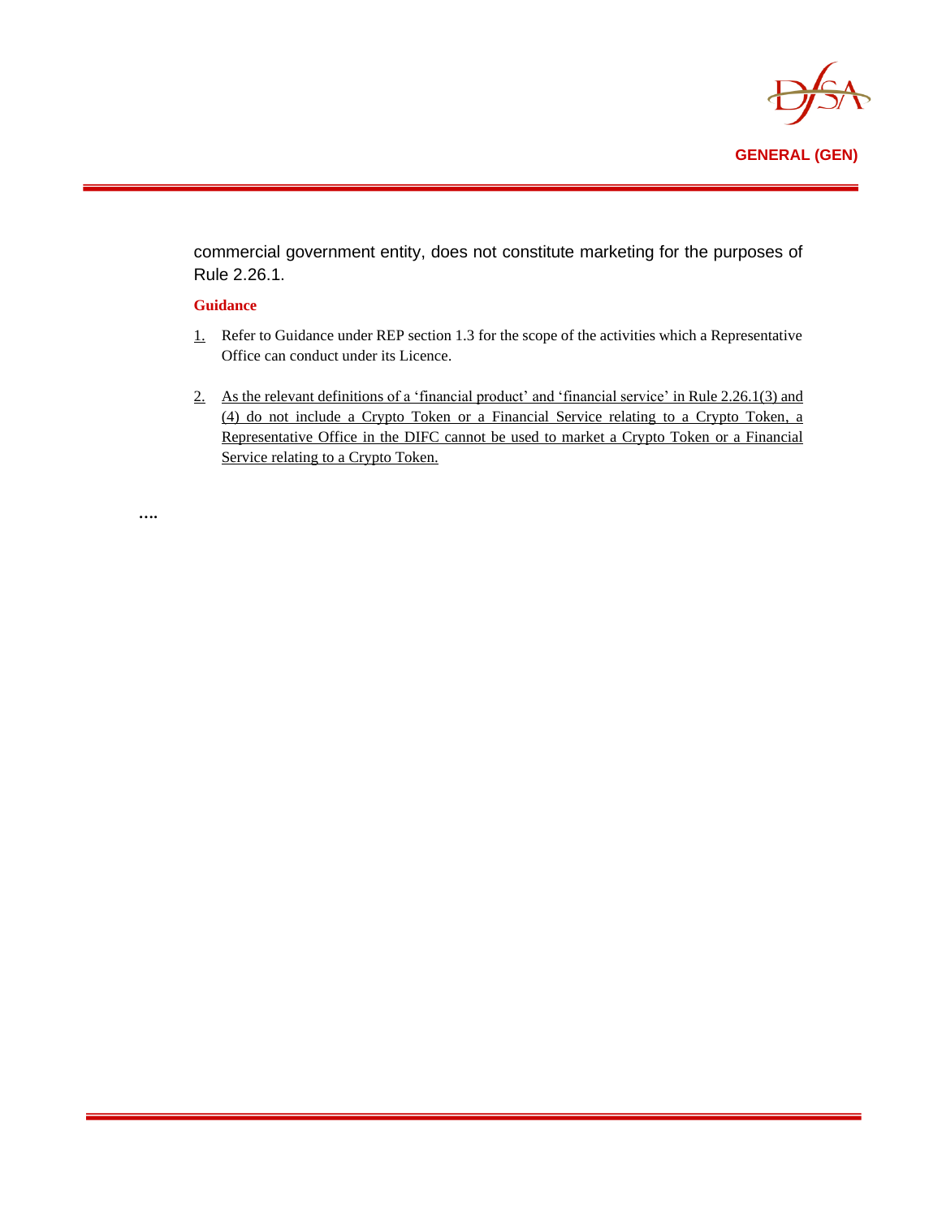commercial government entity, does not constitute marketing for the purposes of Rule 2.26.1.

**Guidance**

1. Refer to Guidance under REP section 1.3 for the scope of the activities which a Representative Office can conduct under its Licence.

2. <u>As the relevant definitions of a 'financial product' and 'financial service' in Rule 2.26.1(3) and (4) do not include a Crypto Token or a Financial Service relating to a Crypto Token, a Representative Office in the DIFC cannot be used to market a Crypto Token or a Financial Service relating to a Crypto Token.</u>

….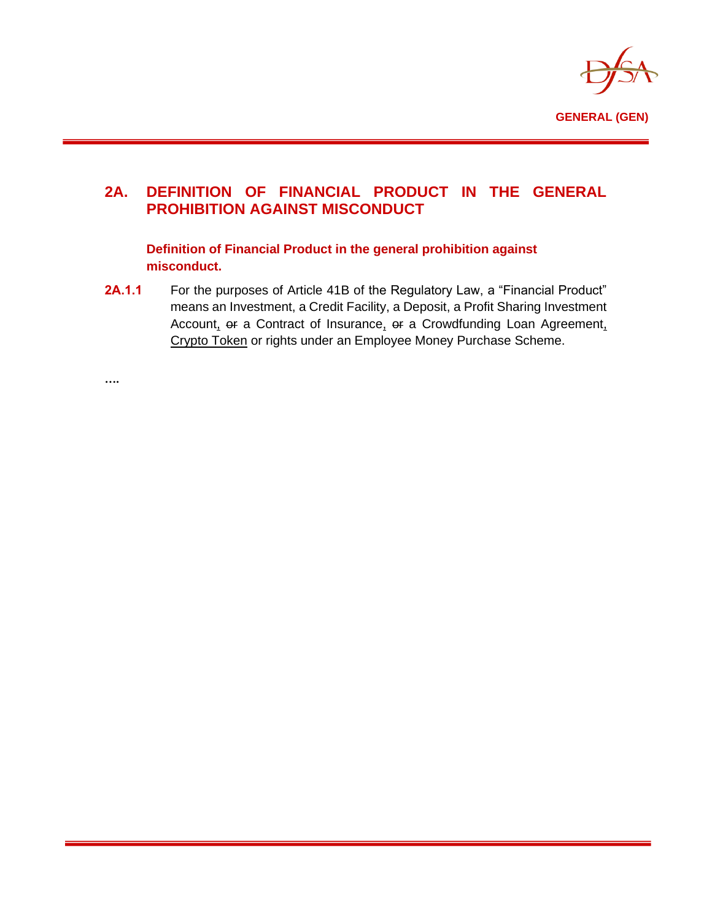## 2A. DEFINITION OF FINANCIAL PRODUCT IN THE GENERAL PROHIBITION AGAINST MISCONDUCT

**Definition of Financial Product in the general prohibition against misconduct.**

**2A.1.1** For the purposes of Article 41B of the Regulatory Law, a "Financial Product" means an Investment, a Credit Facility, a Deposit, a Profit Sharing Investment Account, ~~or~~ a Contract of Insurance, ~~or~~ a Crowdfunding Loan Agreement, <u>Crypto Token</u> or rights under an Employee Money Purchase Scheme.

….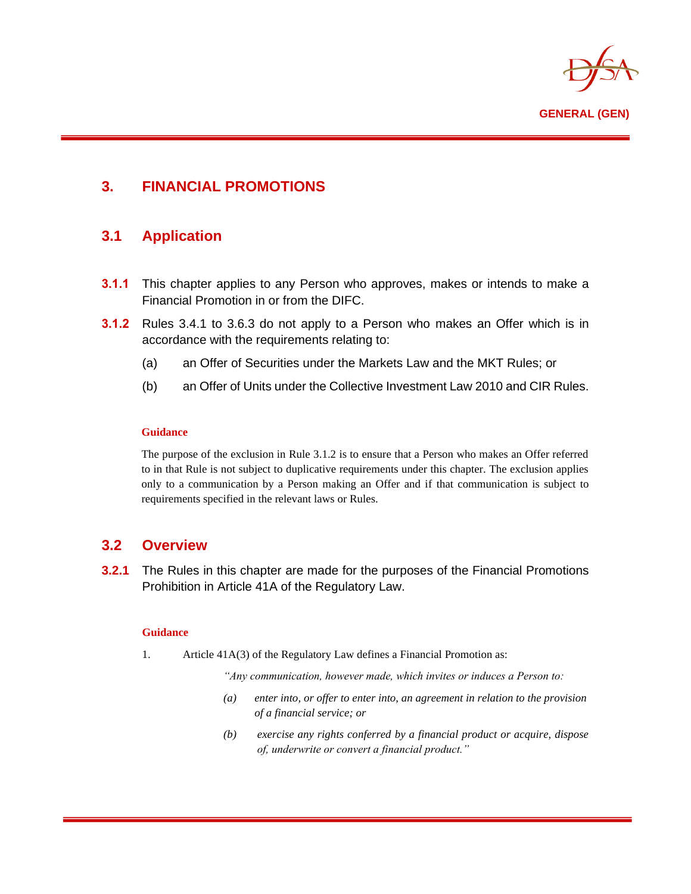# 3. FINANCIAL PROMOTIONS

## 3.1 Application

**3.1.1** This chapter applies to any Person who approves, makes or intends to make a Financial Promotion in or from the DIFC.

**3.1.2** Rules 3.4.1 to 3.6.3 do not apply to a Person who makes an Offer which is in accordance with the requirements relating to:

(a) an Offer of Securities under the Markets Law and the MKT Rules; or

(b) an Offer of Units under the Collective Investment Law 2010 and CIR Rules.

**Guidance**

The purpose of the exclusion in Rule 3.1.2 is to ensure that a Person who makes an Offer referred to in that Rule is not subject to duplicative requirements under this chapter. The exclusion applies only to a communication by a Person making an Offer and if that communication is subject to requirements specified in the relevant laws or Rules.

## 3.2 Overview

**3.2.1** The Rules in this chapter are made for the purposes of the Financial Promotions Prohibition in Article 41A of the Regulatory Law.

**Guidance**

1. Article 41A(3) of the Regulatory Law defines a Financial Promotion as:

   *"Any communication, however made, which invites or induces a Person to:*

   *(a) enter into, or offer to enter into, an agreement in relation to the provision of a financial service; or*

   *(b) exercise any rights conferred by a financial product or acquire, dispose of, underwrite or convert a financial product."*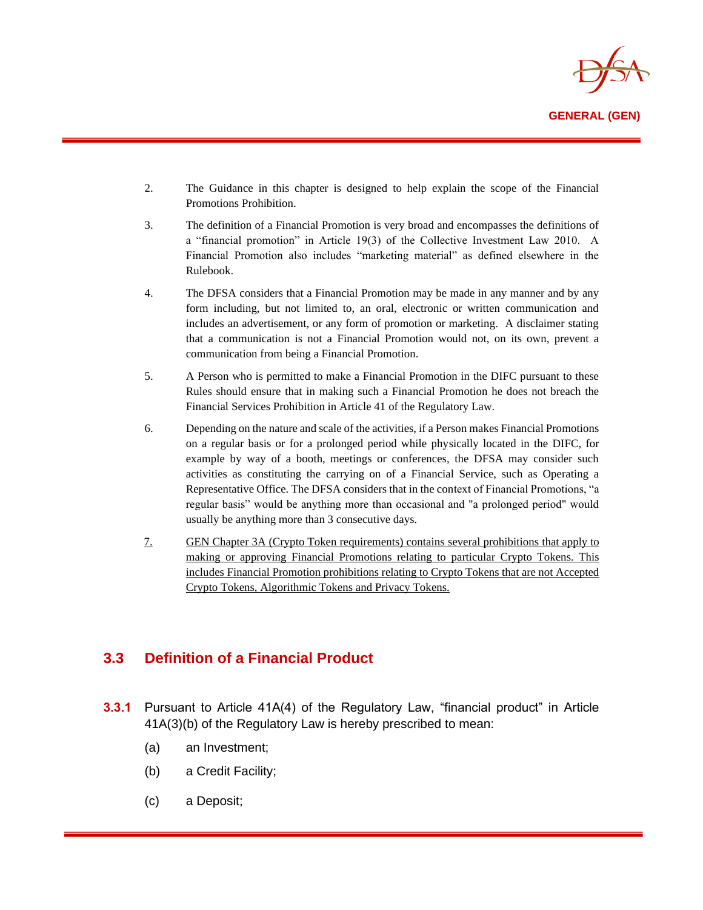2. The Guidance in this chapter is designed to help explain the scope of the Financial Promotions Prohibition.

3. The definition of a Financial Promotion is very broad and encompasses the definitions of a "financial promotion" in Article 19(3) of the Collective Investment Law 2010. A Financial Promotion also includes "marketing material" as defined elsewhere in the Rulebook.

4. The DFSA considers that a Financial Promotion may be made in any manner and by any form including, but not limited to, an oral, electronic or written communication and includes an advertisement, or any form of promotion or marketing. A disclaimer stating that a communication is not a Financial Promotion would not, on its own, prevent a communication from being a Financial Promotion.

5. A Person who is permitted to make a Financial Promotion in the DIFC pursuant to these Rules should ensure that in making such a Financial Promotion he does not breach the Financial Services Prohibition in Article 41 of the Regulatory Law.

6. Depending on the nature and scale of the activities, if a Person makes Financial Promotions on a regular basis or for a prolonged period while physically located in the DIFC, for example by way of a booth, meetings or conferences, the DFSA may consider such activities as constituting the carrying on of a Financial Service, such as Operating a Representative Office. The DFSA considers that in the context of Financial Promotions, "a regular basis" would be anything more than occasional and "a prolonged period" would usually be anything more than 3 consecutive days.

7. GEN Chapter 3A (Crypto Token requirements) contains several prohibitions that apply to making or approving Financial Promotions relating to particular Crypto Tokens. This includes Financial Promotion prohibitions relating to Crypto Tokens that are not Accepted Crypto Tokens, Algorithmic Tokens and Privacy Tokens.

## 3.3 Definition of a Financial Product

**3.3.1** Pursuant to Article 41A(4) of the Regulatory Law, "financial product" in Article 41A(3)(b) of the Regulatory Law is hereby prescribed to mean:

(a) an Investment;

(b) a Credit Facility;

(c) a Deposit;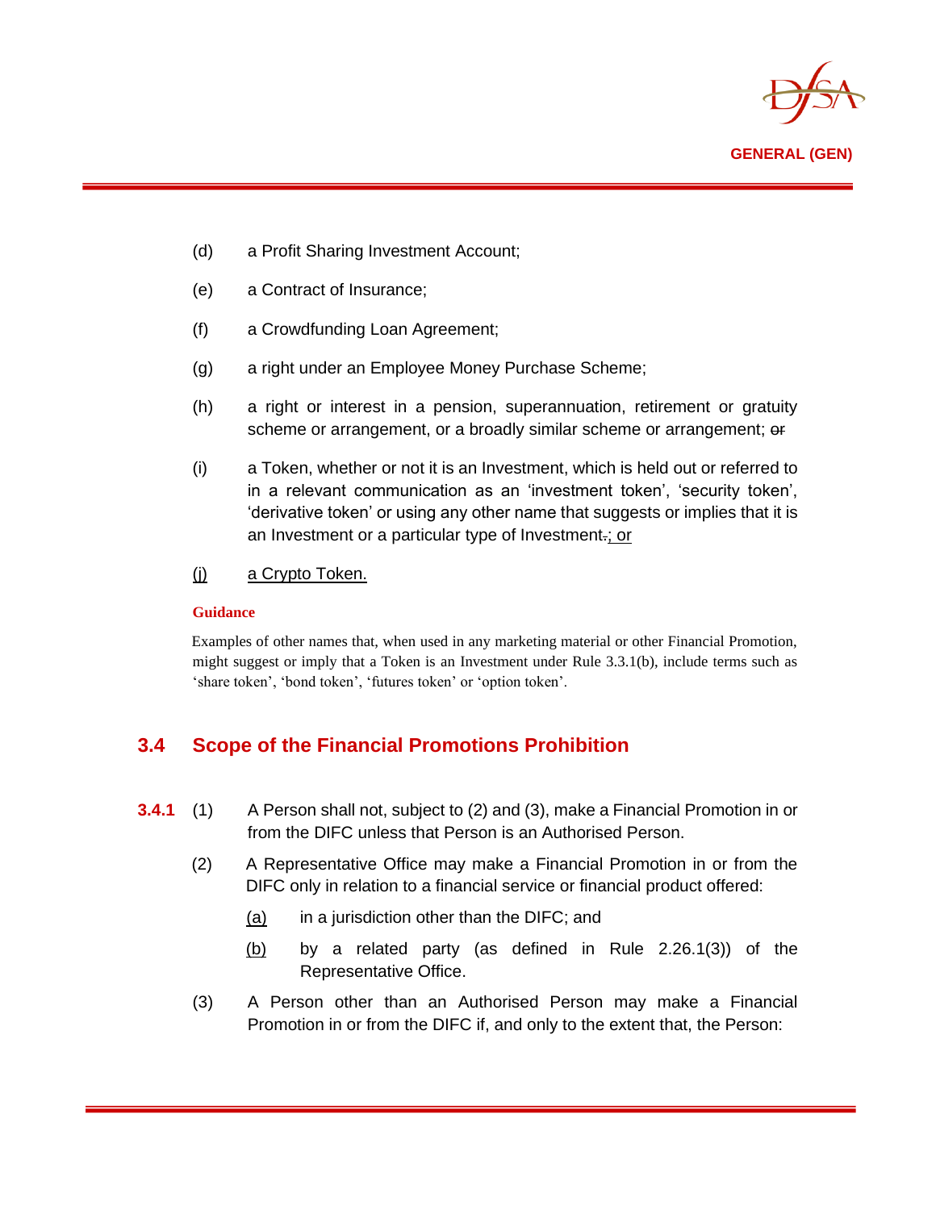(d) a Profit Sharing Investment Account;

(e) a Contract of Insurance;

(f) a Crowdfunding Loan Agreement;

(g) a right under an Employee Money Purchase Scheme;

(h) a right or interest in a pension, superannuation, retirement or gratuity scheme or arrangement, or a broadly similar scheme or arrangement; ~~or~~

(i) a Token, whether or not it is an Investment, which is held out or referred to in a relevant communication as an 'investment token', 'security token', 'derivative token' or using any other name that suggests or implies that it is an Investment or a particular type of Investment~~.~~; or

(j) a Crypto Token.

**Guidance**

Examples of other names that, when used in any marketing material or other Financial Promotion, might suggest or imply that a Token is an Investment under Rule 3.3.1(b), include terms such as 'share token', 'bond token', 'futures token' or 'option token'.

## 3.4 Scope of the Financial Promotions Prohibition

**3.4.1** (1) A Person shall not, subject to (2) and (3), make a Financial Promotion in or from the DIFC unless that Person is an Authorised Person.

(2) A Representative Office may make a Financial Promotion in or from the DIFC only in relation to a financial service or financial product offered:

(a) in a jurisdiction other than the DIFC; and

(b) by a related party (as defined in Rule 2.26.1(3)) of the Representative Office.

(3) A Person other than an Authorised Person may make a Financial Promotion in or from the DIFC if, and only to the extent that, the Person: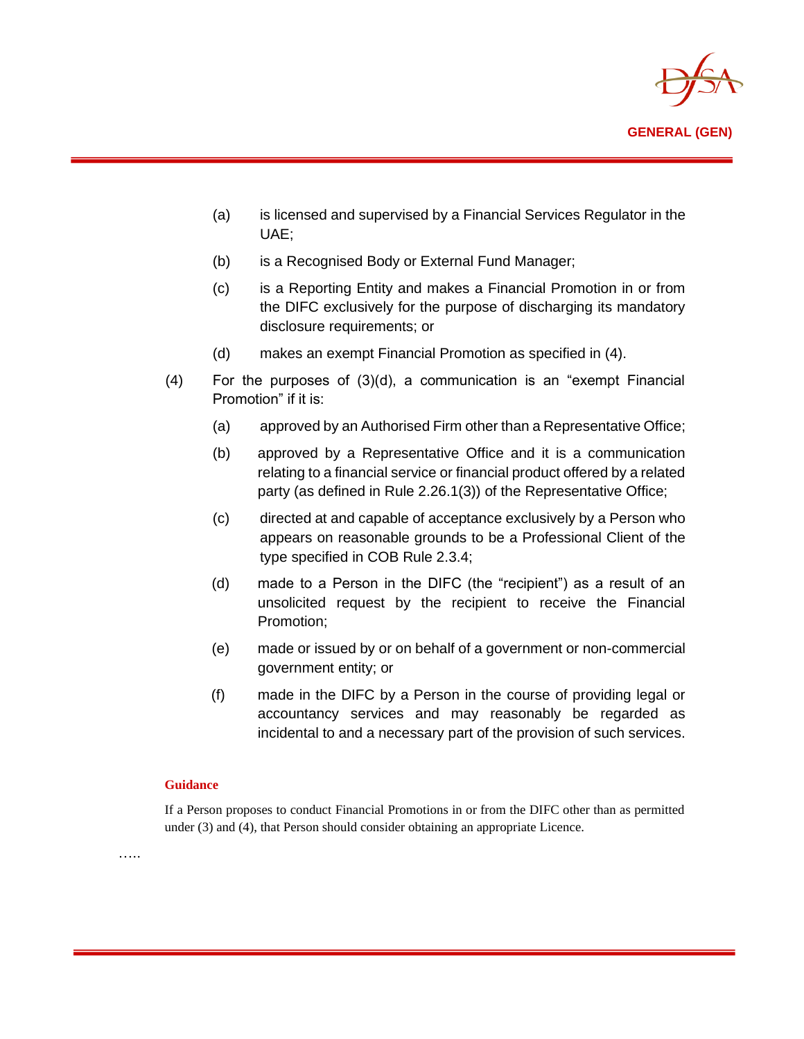(a) is licensed and supervised by a Financial Services Regulator in the UAE;

(b) is a Recognised Body or External Fund Manager;

(c) is a Reporting Entity and makes a Financial Promotion in or from the DIFC exclusively for the purpose of discharging its mandatory disclosure requirements; or

(d) makes an exempt Financial Promotion as specified in (4).

(4) For the purposes of (3)(d), a communication is an "exempt Financial Promotion" if it is:

(a) approved by an Authorised Firm other than a Representative Office;

(b) approved by a Representative Office and it is a communication relating to a financial service or financial product offered by a related party (as defined in Rule 2.26.1(3)) of the Representative Office;

(c) directed at and capable of acceptance exclusively by a Person who appears on reasonable grounds to be a Professional Client of the type specified in COB Rule 2.3.4;

(d) made to a Person in the DIFC (the "recipient") as a result of an unsolicited request by the recipient to receive the Financial Promotion;

(e) made or issued by or on behalf of a government or non-commercial government entity; or

(f) made in the DIFC by a Person in the course of providing legal or accountancy services and may reasonably be regarded as incidental to and a necessary part of the provision of such services.

**Guidance**

If a Person proposes to conduct Financial Promotions in or from the DIFC other than as permitted under (3) and (4), that Person should consider obtaining an appropriate Licence.

…..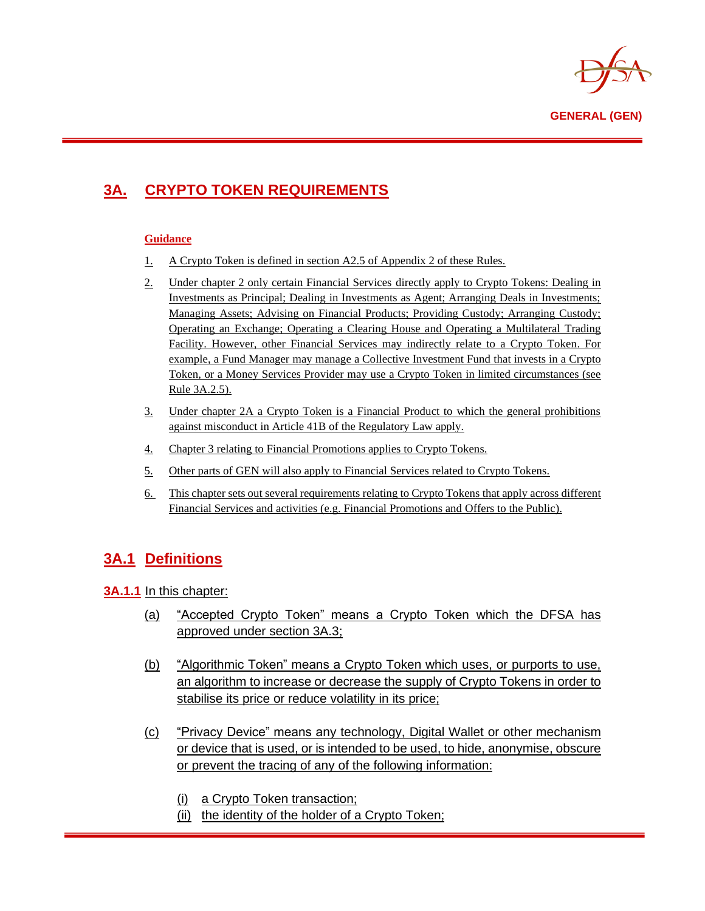# 3A. CRYPTO TOKEN REQUIREMENTS

**Guidance**

1. A Crypto Token is defined in section A2.5 of Appendix 2 of these Rules.
2. Under chapter 2 only certain Financial Services directly apply to Crypto Tokens: Dealing in Investments as Principal; Dealing in Investments as Agent; Arranging Deals in Investments; Managing Assets; Advising on Financial Products; Providing Custody; Arranging Custody; Operating an Exchange; Operating a Clearing House and Operating a Multilateral Trading Facility. However, other Financial Services may indirectly relate to a Crypto Token. For example, a Fund Manager may manage a Collective Investment Fund that invests in a Crypto Token, or a Money Services Provider may use a Crypto Token in limited circumstances (see Rule 3A.2.5).
3. Under chapter 2A a Crypto Token is a Financial Product to which the general prohibitions against misconduct in Article 41B of the Regulatory Law apply.
4. Chapter 3 relating to Financial Promotions applies to Crypto Tokens.
5. Other parts of GEN will also apply to Financial Services related to Crypto Tokens.
6. This chapter sets out several requirements relating to Crypto Tokens that apply across different Financial Services and activities (e.g. Financial Promotions and Offers to the Public).

## 3A.1 Definitions

**3A.1.1** In this chapter:

(a) "Accepted Crypto Token" means a Crypto Token which the DFSA has approved under section 3A.3;

(b) "Algorithmic Token" means a Crypto Token which uses, or purports to use, an algorithm to increase or decrease the supply of Crypto Tokens in order to stabilise its price or reduce volatility in its price;

(c) "Privacy Device" means any technology, Digital Wallet or other mechanism or device that is used, or is intended to be used, to hide, anonymise, obscure or prevent the tracing of any of the following information:

(i) a Crypto Token transaction;
(ii) the identity of the holder of a Crypto Token;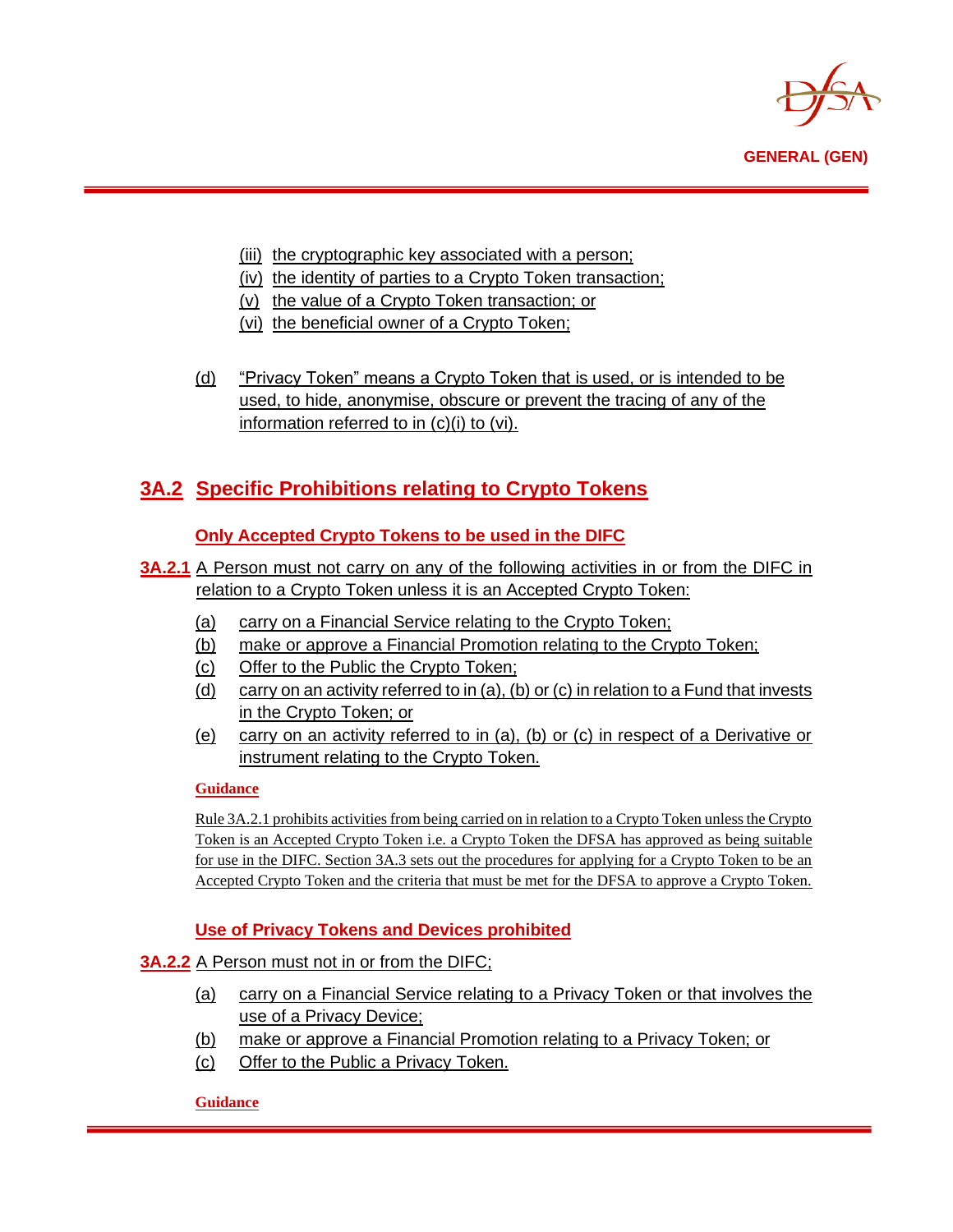(iii) the cryptographic key associated with a person;
(iv) the identity of parties to a Crypto Token transaction;
(v) the value of a Crypto Token transaction; or
(vi) the beneficial owner of a Crypto Token;

(d) "Privacy Token" means a Crypto Token that is used, or is intended to be used, to hide, anonymise, obscure or prevent the tracing of any of the information referred to in (c)(i) to (vi).

## 3A.2 Specific Prohibitions relating to Crypto Tokens

### Only Accepted Crypto Tokens to be used in the DIFC

**3A.2.1** A Person must not carry on any of the following activities in or from the DIFC in relation to a Crypto Token unless it is an Accepted Crypto Token:

(a) carry on a Financial Service relating to the Crypto Token;
(b) make or approve a Financial Promotion relating to the Crypto Token;
(c) Offer to the Public the Crypto Token;
(d) carry on an activity referred to in (a), (b) or (c) in relation to a Fund that invests in the Crypto Token; or
(e) carry on an activity referred to in (a), (b) or (c) in respect of a Derivative or instrument relating to the Crypto Token.

**Guidance**

Rule 3A.2.1 prohibits activities from being carried on in relation to a Crypto Token unless the Crypto Token is an Accepted Crypto Token i.e. a Crypto Token the DFSA has approved as being suitable for use in the DIFC. Section 3A.3 sets out the procedures for applying for a Crypto Token to be an Accepted Crypto Token and the criteria that must be met for the DFSA to approve a Crypto Token.

### Use of Privacy Tokens and Devices prohibited

**3A.2.2** A Person must not in or from the DIFC;

(a) carry on a Financial Service relating to a Privacy Token or that involves the use of a Privacy Device;
(b) make or approve a Financial Promotion relating to a Privacy Token; or
(c) Offer to the Public a Privacy Token.

**Guidance**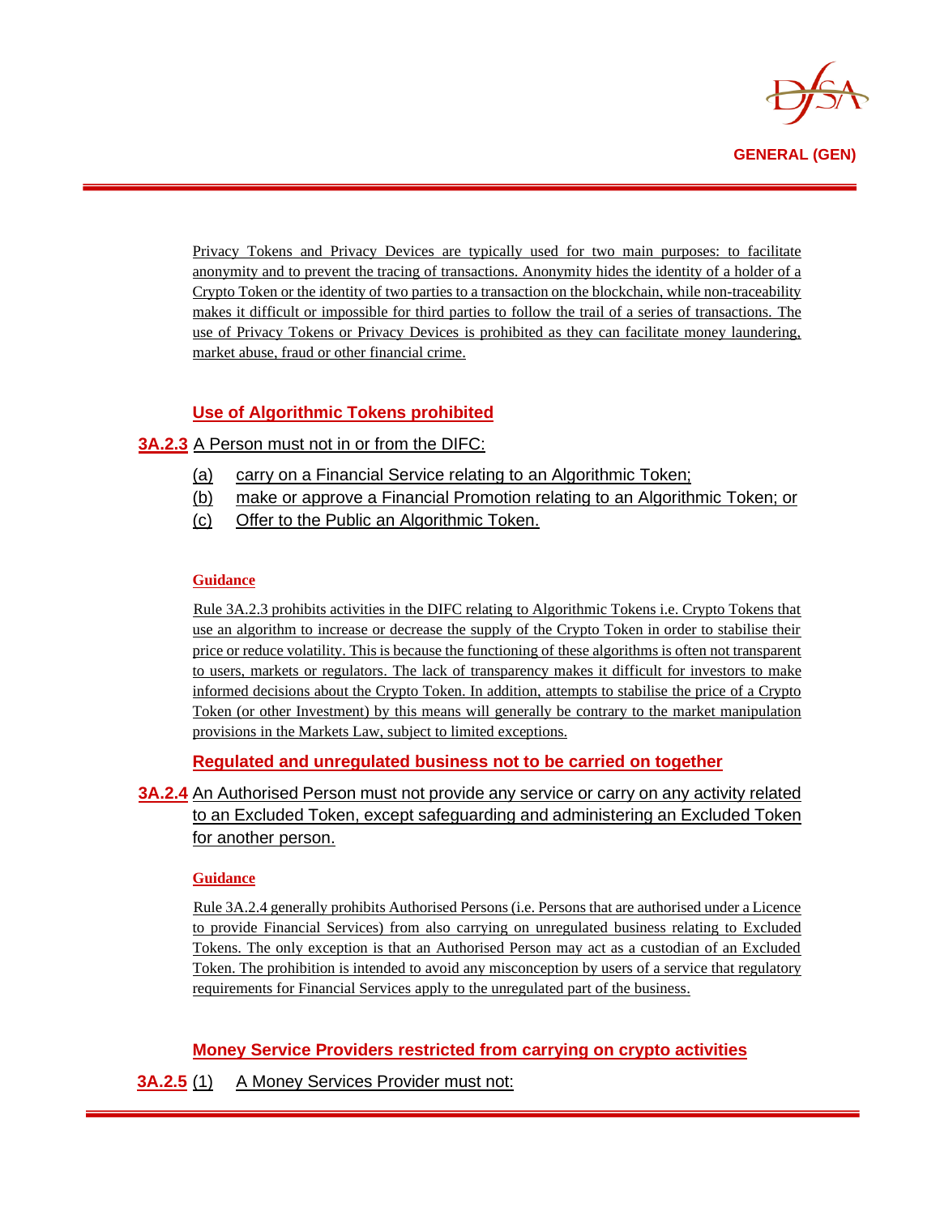Privacy Tokens and Privacy Devices are typically used for two main purposes: to facilitate anonymity and to prevent the tracing of transactions. Anonymity hides the identity of a holder of a Crypto Token or the identity of two parties to a transaction on the blockchain, while non-traceability makes it difficult or impossible for third parties to follow the trail of a series of transactions. The use of Privacy Tokens or Privacy Devices is prohibited as they can facilitate money laundering, market abuse, fraud or other financial crime.

### Use of Algorithmic Tokens prohibited

**3A.2.3** A Person must not in or from the DIFC:

(a) carry on a Financial Service relating to an Algorithmic Token;
(b) make or approve a Financial Promotion relating to an Algorithmic Token; or
(c) Offer to the Public an Algorithmic Token.

**Guidance**

Rule 3A.2.3 prohibits activities in the DIFC relating to Algorithmic Tokens i.e. Crypto Tokens that use an algorithm to increase or decrease the supply of the Crypto Token in order to stabilise their price or reduce volatility. This is because the functioning of these algorithms is often not transparent to users, markets or regulators. The lack of transparency makes it difficult for investors to make informed decisions about the Crypto Token. In addition, attempts to stabilise the price of a Crypto Token (or other Investment) by this means will generally be contrary to the market manipulation provisions in the Markets Law, subject to limited exceptions.

### Regulated and unregulated business not to be carried on together

**3A.2.4** An Authorised Person must not provide any service or carry on any activity related to an Excluded Token, except safeguarding and administering an Excluded Token for another person.

**Guidance**

Rule 3A.2.4 generally prohibits Authorised Persons (i.e. Persons that are authorised under a Licence to provide Financial Services) from also carrying on unregulated business relating to Excluded Tokens. The only exception is that an Authorised Person may act as a custodian of an Excluded Token. The prohibition is intended to avoid any misconception by users of a service that regulatory requirements for Financial Services apply to the unregulated part of the business.

### Money Service Providers restricted from carrying on crypto activities

**3A.2.5** (1) A Money Services Provider must not: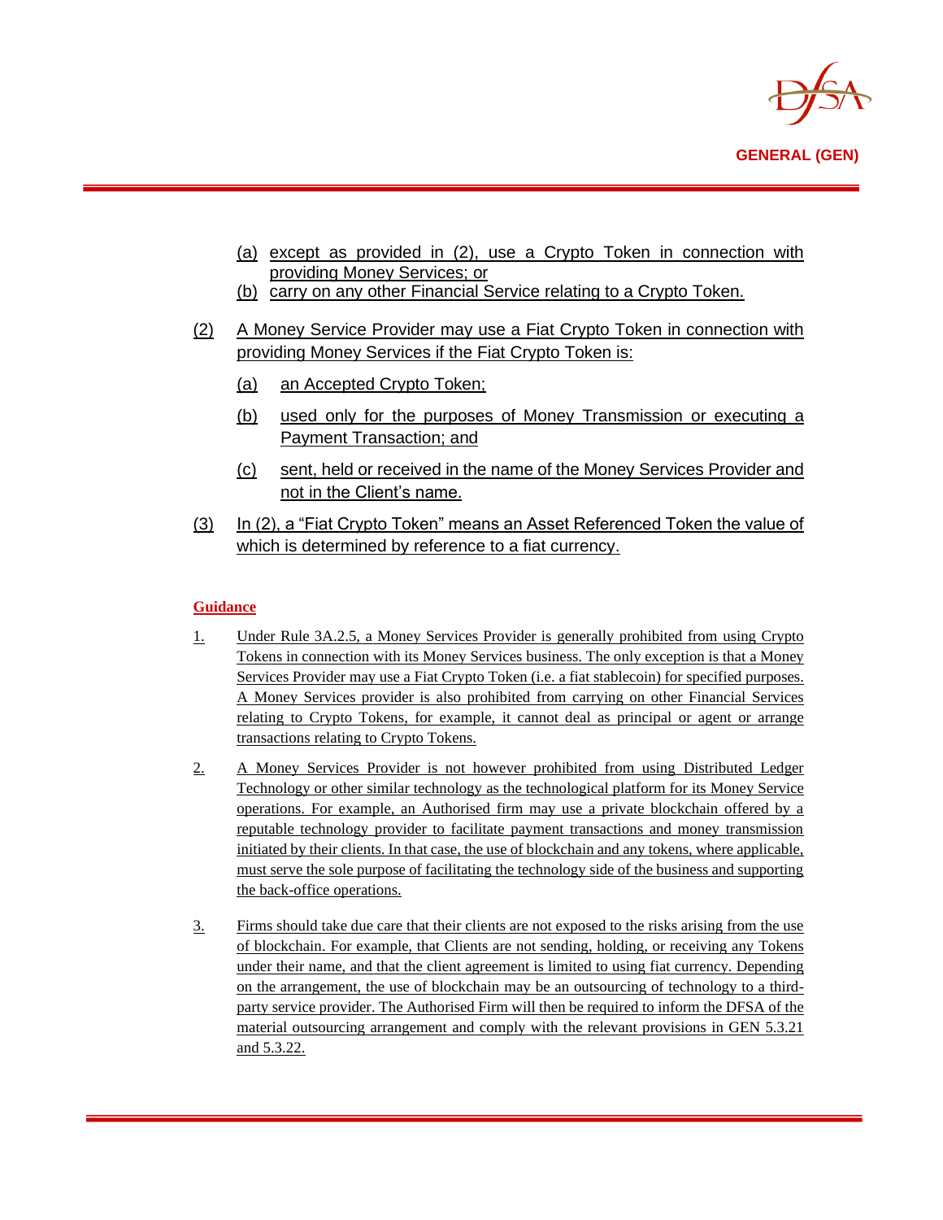(a) except as provided in (2), use a Crypto Token in connection with providing Money Services; or

(b) carry on any other Financial Service relating to a Crypto Token.

(2) A Money Service Provider may use a Fiat Crypto Token in connection with providing Money Services if the Fiat Crypto Token is:

(a) an Accepted Crypto Token;

(b) used only for the purposes of Money Transmission or executing a Payment Transaction; and

(c) sent, held or received in the name of the Money Services Provider and not in the Client's name.

(3) In (2), a "Fiat Crypto Token" means an Asset Referenced Token the value of which is determined by reference to a fiat currency.

**Guidance**

1. Under Rule 3A.2.5, a Money Services Provider is generally prohibited from using Crypto Tokens in connection with its Money Services business. The only exception is that a Money Services Provider may use a Fiat Crypto Token (i.e. a fiat stablecoin) for specified purposes. A Money Services provider is also prohibited from carrying on other Financial Services relating to Crypto Tokens, for example, it cannot deal as principal or agent or arrange transactions relating to Crypto Tokens.

2. A Money Services Provider is not however prohibited from using Distributed Ledger Technology or other similar technology as the technological platform for its Money Service operations. For example, an Authorised firm may use a private blockchain offered by a reputable technology provider to facilitate payment transactions and money transmission initiated by their clients. In that case, the use of blockchain and any tokens, where applicable, must serve the sole purpose of facilitating the technology side of the business and supporting the back-office operations.

3. Firms should take due care that their clients are not exposed to the risks arising from the use of blockchain. For example, that Clients are not sending, holding, or receiving any Tokens under their name, and that the client agreement is limited to using fiat currency. Depending on the arrangement, the use of blockchain may be an outsourcing of technology to a third-party service provider. The Authorised Firm will then be required to inform the DFSA of the material outsourcing arrangement and comply with the relevant provisions in GEN 5.3.21 and 5.3.22.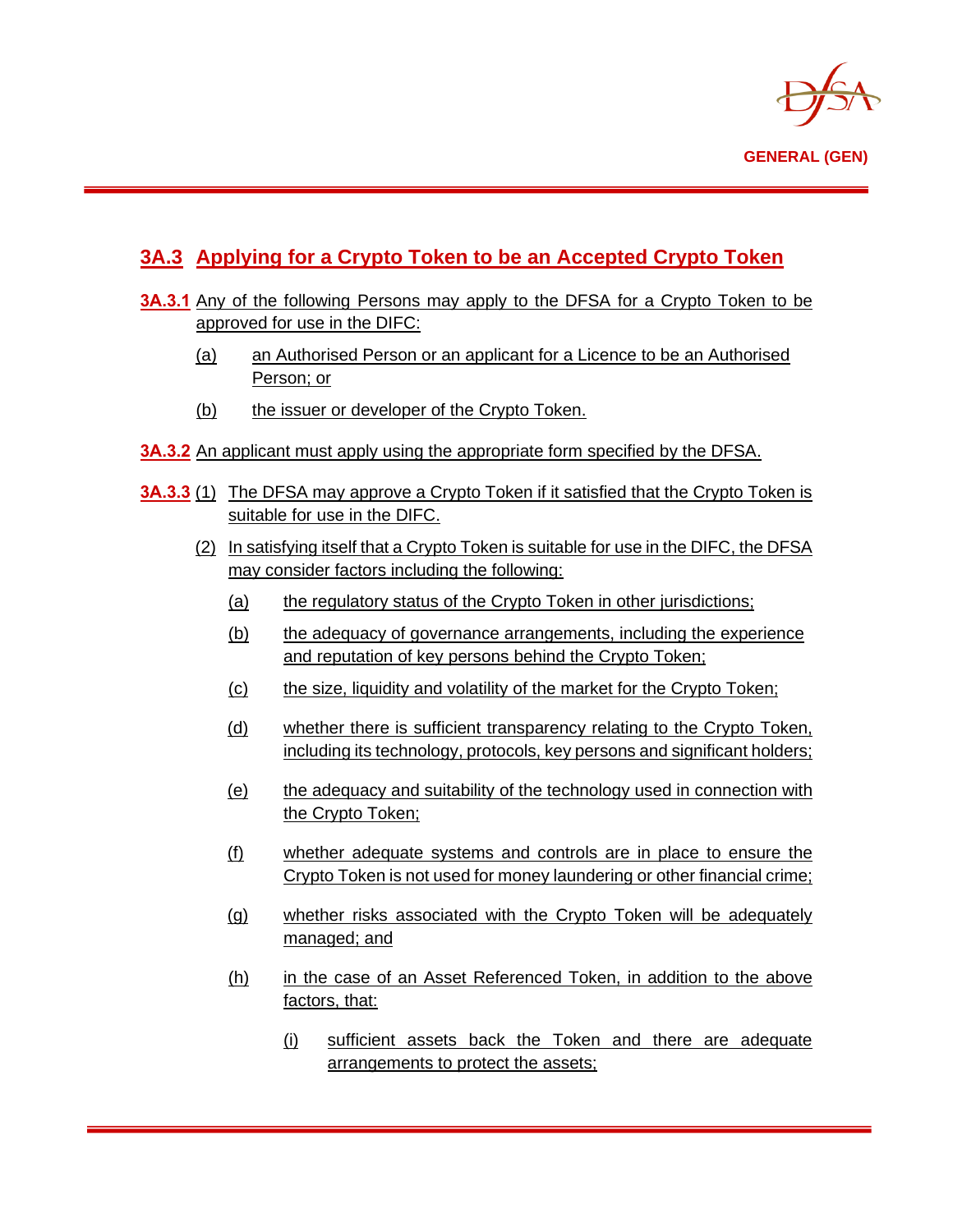## 3A.3 Applying for a Crypto Token to be an Accepted Crypto Token

**3A.3.1** Any of the following Persons may apply to the DFSA for a Crypto Token to be approved for use in the DIFC:

(a) an Authorised Person or an applicant for a Licence to be an Authorised Person; or

(b) the issuer or developer of the Crypto Token.

**3A.3.2** An applicant must apply using the appropriate form specified by the DFSA.

**3A.3.3** (1) The DFSA may approve a Crypto Token if it satisfied that the Crypto Token is suitable for use in the DIFC.

(2) In satisfying itself that a Crypto Token is suitable for use in the DIFC, the DFSA may consider factors including the following:

(a) the regulatory status of the Crypto Token in other jurisdictions;

(b) the adequacy of governance arrangements, including the experience and reputation of key persons behind the Crypto Token;

(c) the size, liquidity and volatility of the market for the Crypto Token;

(d) whether there is sufficient transparency relating to the Crypto Token, including its technology, protocols, key persons and significant holders;

(e) the adequacy and suitability of the technology used in connection with the Crypto Token;

(f) whether adequate systems and controls are in place to ensure the Crypto Token is not used for money laundering or other financial crime;

(g) whether risks associated with the Crypto Token will be adequately managed; and

(h) in the case of an Asset Referenced Token, in addition to the above factors, that:

(i) sufficient assets back the Token and there are adequate arrangements to protect the assets;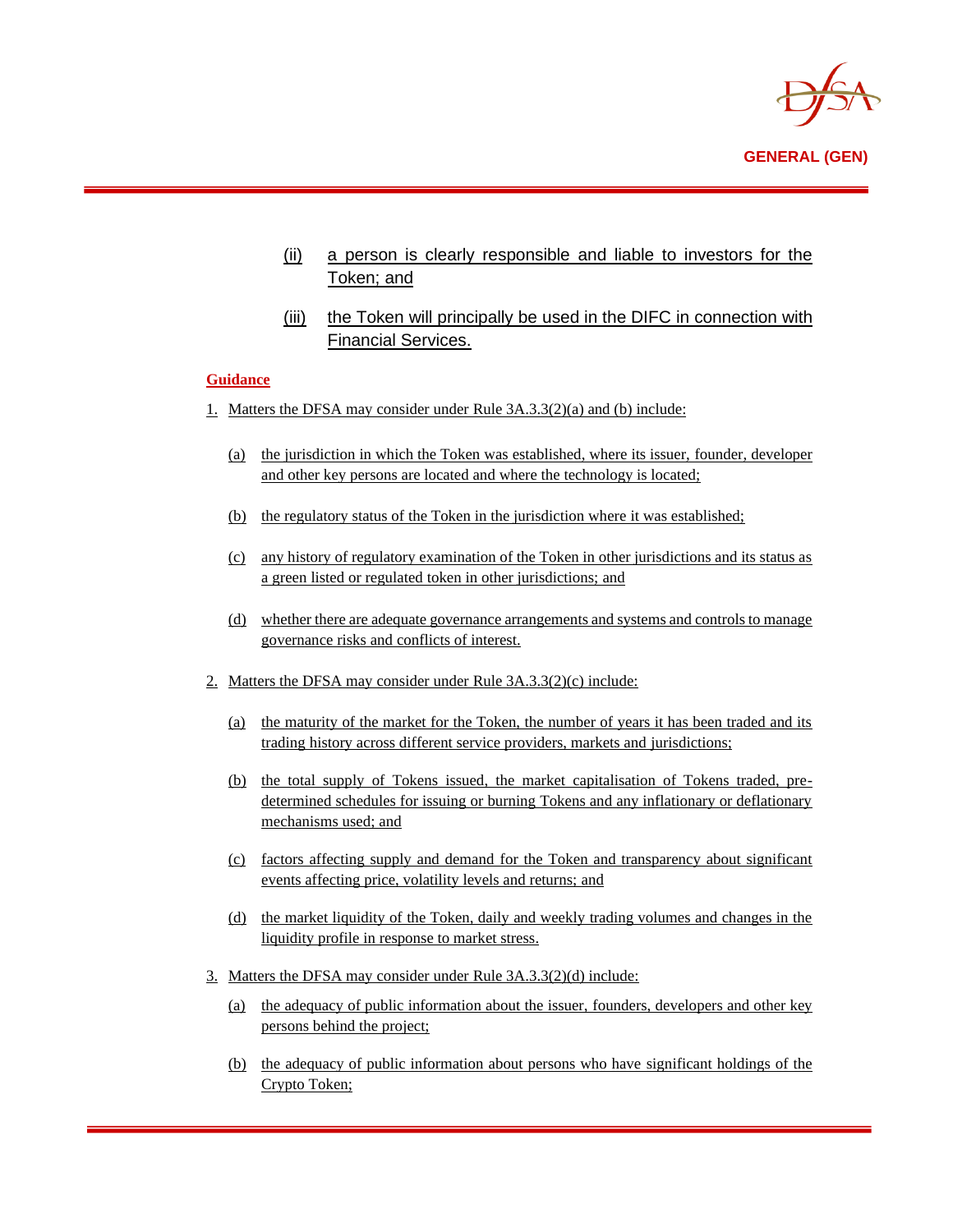(ii) a person is clearly responsible and liable to investors for the Token; and

(iii) the Token will principally be used in the DIFC in connection with Financial Services.

**Guidance**

1. Matters the DFSA may consider under Rule 3A.3.3(2)(a) and (b) include:

   (a) the jurisdiction in which the Token was established, where its issuer, founder, developer and other key persons are located and where the technology is located;

   (b) the regulatory status of the Token in the jurisdiction where it was established;

   (c) any history of regulatory examination of the Token in other jurisdictions and its status as a green listed or regulated token in other jurisdictions; and

   (d) whether there are adequate governance arrangements and systems and controls to manage governance risks and conflicts of interest.

2. Matters the DFSA may consider under Rule 3A.3.3(2)(c) include:

   (a) the maturity of the market for the Token, the number of years it has been traded and its trading history across different service providers, markets and jurisdictions;

   (b) the total supply of Tokens issued, the market capitalisation of Tokens traded, pre-determined schedules for issuing or burning Tokens and any inflationary or deflationary mechanisms used; and

   (c) factors affecting supply and demand for the Token and transparency about significant events affecting price, volatility levels and returns; and

   (d) the market liquidity of the Token, daily and weekly trading volumes and changes in the liquidity profile in response to market stress.

3. Matters the DFSA may consider under Rule 3A.3.3(2)(d) include:

   (a) the adequacy of public information about the issuer, founders, developers and other key persons behind the project;

   (b) the adequacy of public information about persons who have significant holdings of the Crypto Token;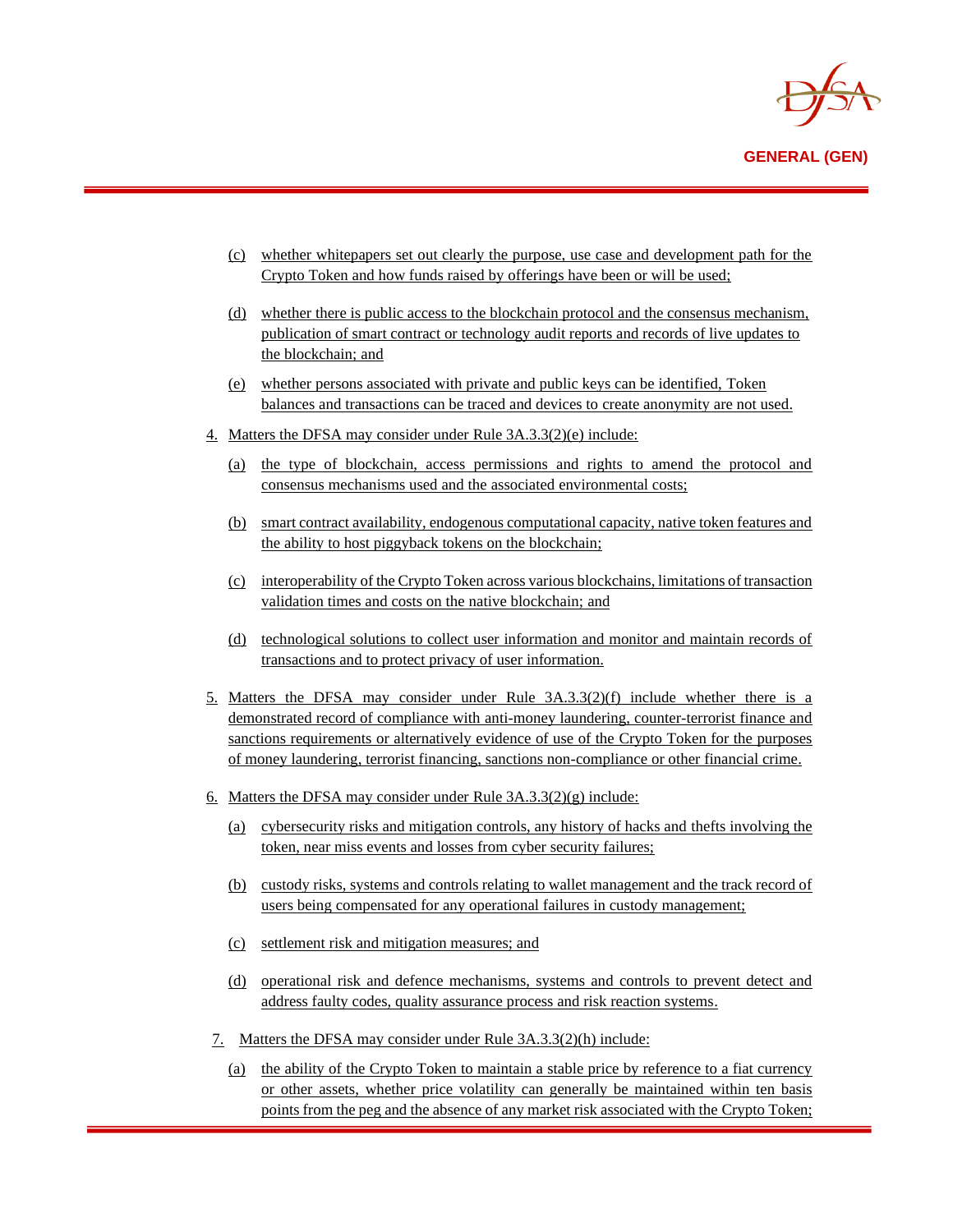(c) whether whitepapers set out clearly the purpose, use case and development path for the Crypto Token and how funds raised by offerings have been or will be used;

(d) whether there is public access to the blockchain protocol and the consensus mechanism, publication of smart contract or technology audit reports and records of live updates to the blockchain; and

(e) whether persons associated with private and public keys can be identified, Token balances and transactions can be traced and devices to create anonymity are not used.

4. Matters the DFSA may consider under Rule 3A.3.3(2)(e) include:

   (a) the type of blockchain, access permissions and rights to amend the protocol and consensus mechanisms used and the associated environmental costs;

   (b) smart contract availability, endogenous computational capacity, native token features and the ability to host piggyback tokens on the blockchain;

   (c) interoperability of the Crypto Token across various blockchains, limitations of transaction validation times and costs on the native blockchain; and

   (d) technological solutions to collect user information and monitor and maintain records of transactions and to protect privacy of user information.

5. Matters the DFSA may consider under Rule 3A.3.3(2)(f) include whether there is a demonstrated record of compliance with anti-money laundering, counter-terrorist finance and sanctions requirements or alternatively evidence of use of the Crypto Token for the purposes of money laundering, terrorist financing, sanctions non-compliance or other financial crime.

6. Matters the DFSA may consider under Rule 3A.3.3(2)(g) include:

   (a) cybersecurity risks and mitigation controls, any history of hacks and thefts involving the token, near miss events and losses from cyber security failures;

   (b) custody risks, systems and controls relating to wallet management and the track record of users being compensated for any operational failures in custody management;

   (c) settlement risk and mitigation measures; and

   (d) operational risk and defence mechanisms, systems and controls to prevent detect and address faulty codes, quality assurance process and risk reaction systems.

7. Matters the DFSA may consider under Rule 3A.3.3(2)(h) include:

   (a) the ability of the Crypto Token to maintain a stable price by reference to a fiat currency or other assets, whether price volatility can generally be maintained within ten basis points from the peg and the absence of any market risk associated with the Crypto Token;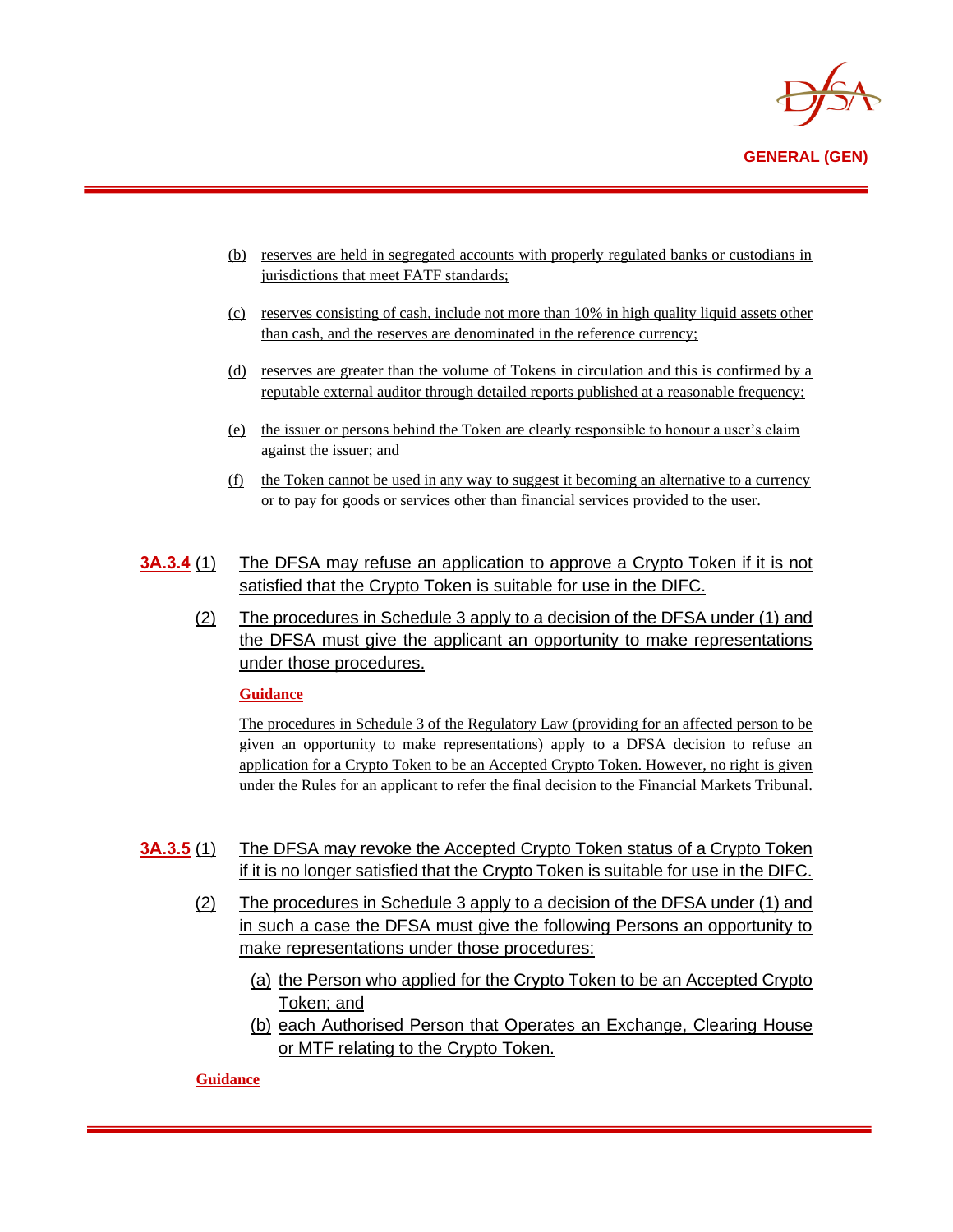(b) reserves are held in segregated accounts with properly regulated banks or custodians in jurisdictions that meet FATF standards;

(c) reserves consisting of cash, include not more than 10% in high quality liquid assets other than cash, and the reserves are denominated in the reference currency;

(d) reserves are greater than the volume of Tokens in circulation and this is confirmed by a reputable external auditor through detailed reports published at a reasonable frequency;

(e) the issuer or persons behind the Token are clearly responsible to honour a user's claim against the issuer; and

(f) the Token cannot be used in any way to suggest it becoming an alternative to a currency or to pay for goods or services other than financial services provided to the user.

**3A.3.4** (1) The DFSA may refuse an application to approve a Crypto Token if it is not satisfied that the Crypto Token is suitable for use in the DIFC.

(2) The procedures in Schedule 3 apply to a decision of the DFSA under (1) and the DFSA must give the applicant an opportunity to make representations under those procedures.

**Guidance**

The procedures in Schedule 3 of the Regulatory Law (providing for an affected person to be given an opportunity to make representations) apply to a DFSA decision to refuse an application for a Crypto Token to be an Accepted Crypto Token. However, no right is given under the Rules for an applicant to refer the final decision to the Financial Markets Tribunal.

**3A.3.5** (1) The DFSA may revoke the Accepted Crypto Token status of a Crypto Token if it is no longer satisfied that the Crypto Token is suitable for use in the DIFC.

(2) The procedures in Schedule 3 apply to a decision of the DFSA under (1) and in such a case the DFSA must give the following Persons an opportunity to make representations under those procedures:

(a) the Person who applied for the Crypto Token to be an Accepted Crypto Token; and

(b) each Authorised Person that Operates an Exchange, Clearing House or MTF relating to the Crypto Token.

**Guidance**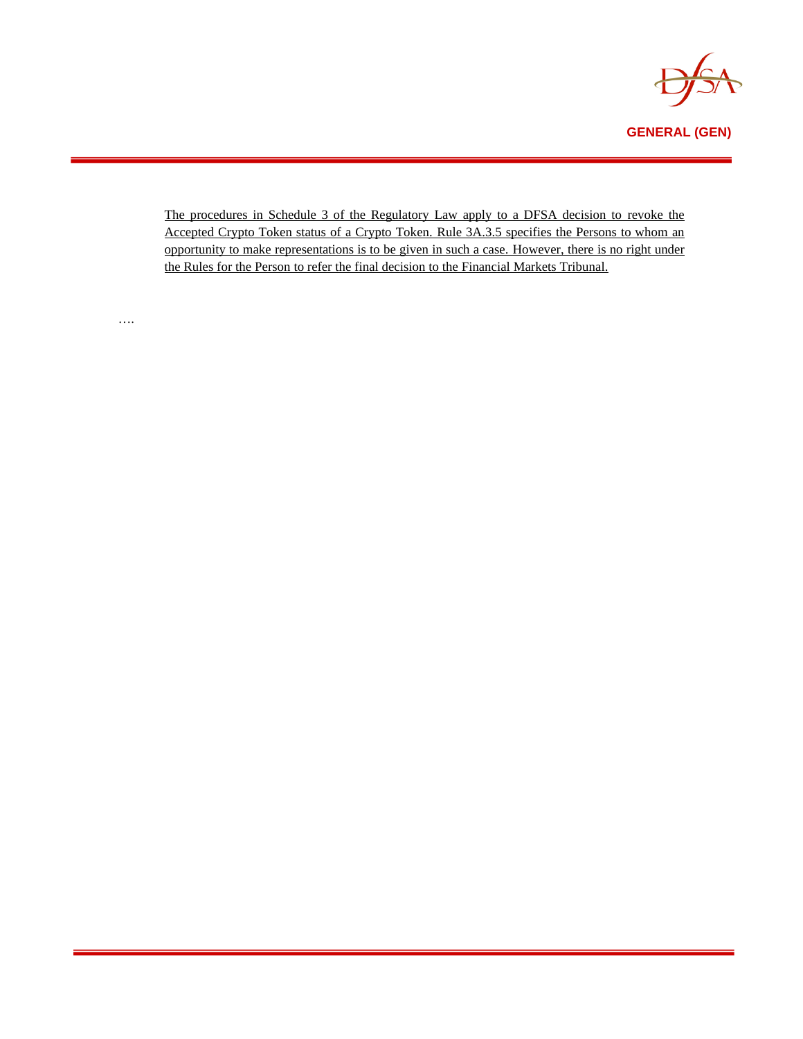<u>The procedures in Schedule 3 of the Regulatory Law apply to a DFSA decision to revoke the Accepted Crypto Token status of a Crypto Token. Rule 3A.3.5 specifies the Persons to whom an opportunity to make representations is to be given in such a case. However, there is no right under the Rules for the Person to refer the final decision to the Financial Markets Tribunal.</u>

….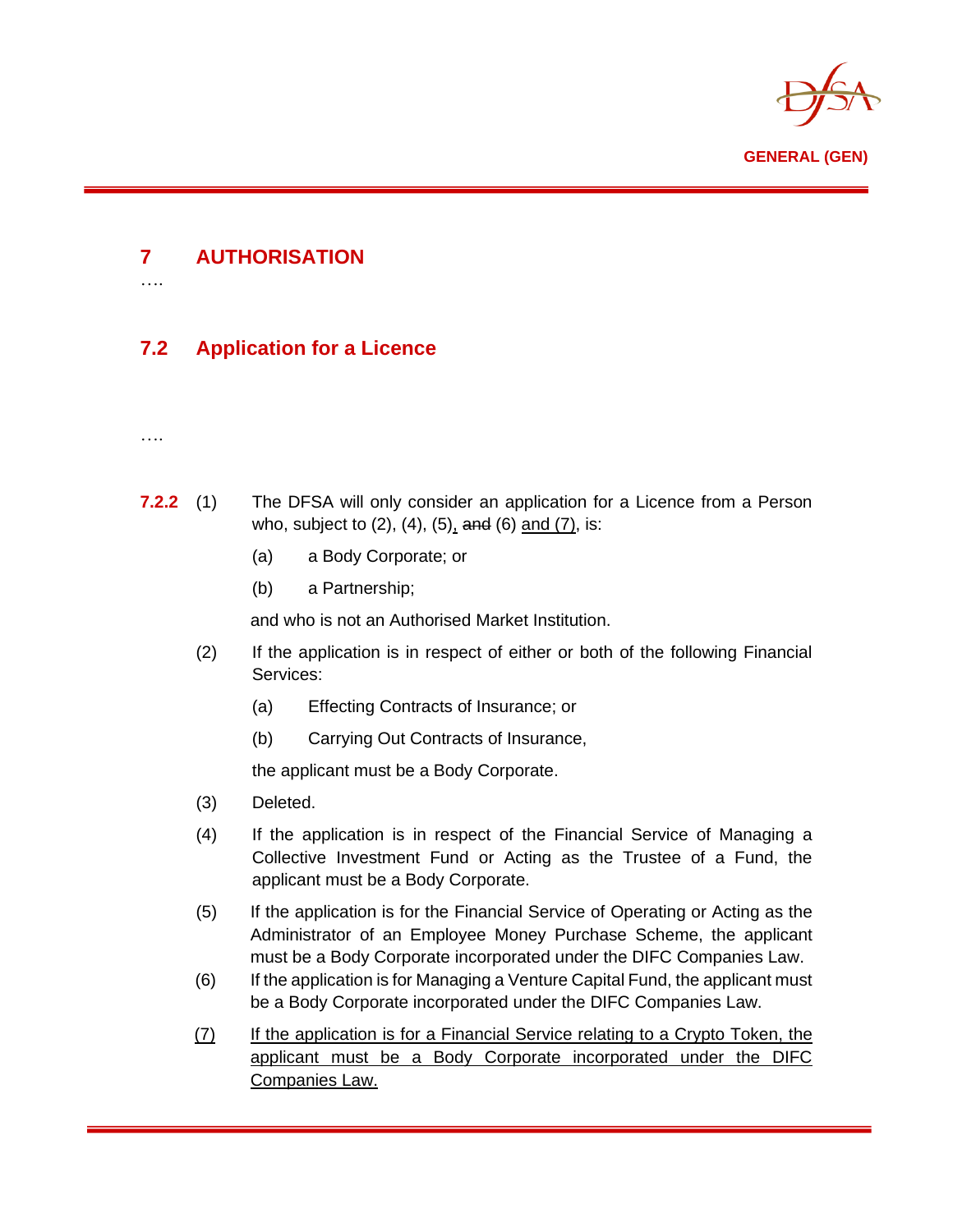## 7 AUTHORISATION

….

### 7.2 Application for a Licence

….

**7.2.2** (1) The DFSA will only consider an application for a Licence from a Person who, subject to (2), (4), (5)<u>,</u> ~~and~~ (6) <u>and (7)</u>, is:

(a) a Body Corporate; or

(b) a Partnership;

and who is not an Authorised Market Institution.

(2) If the application is in respect of either or both of the following Financial Services:

(a) Effecting Contracts of Insurance; or

(b) Carrying Out Contracts of Insurance,

the applicant must be a Body Corporate.

(3) Deleted.

(4) If the application is in respect of the Financial Service of Managing a Collective Investment Fund or Acting as the Trustee of a Fund, the applicant must be a Body Corporate.

(5) If the application is for the Financial Service of Operating or Acting as the Administrator of an Employee Money Purchase Scheme, the applicant must be a Body Corporate incorporated under the DIFC Companies Law.

(6) If the application is for Managing a Venture Capital Fund, the applicant must be a Body Corporate incorporated under the DIFC Companies Law.

<u>(7) If the application is for a Financial Service relating to a Crypto Token, the applicant must be a Body Corporate incorporated under the DIFC Companies Law.</u>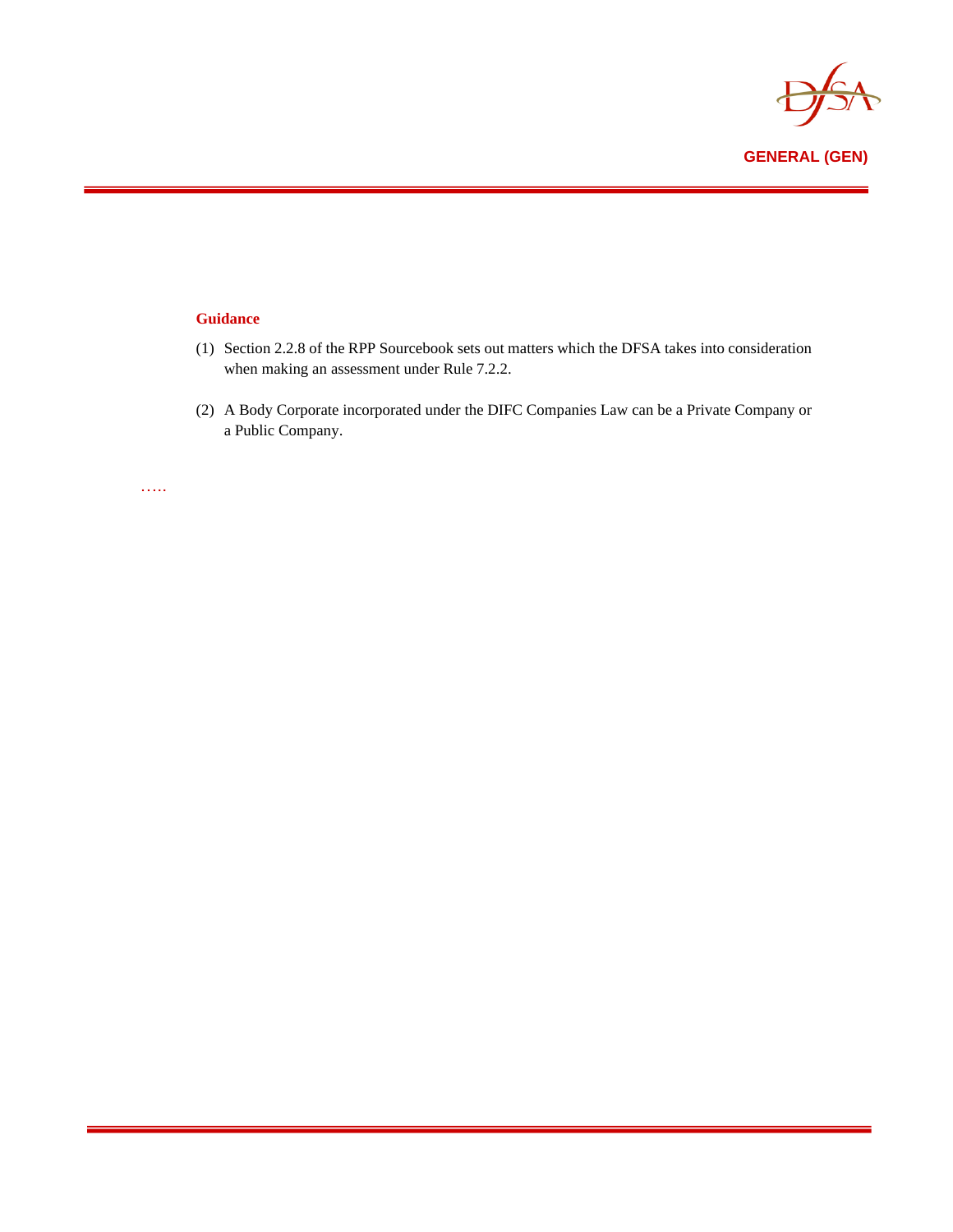**Guidance**

(1) Section 2.2.8 of the RPP Sourcebook sets out matters which the DFSA takes into consideration when making an assessment under Rule 7.2.2.

(2) A Body Corporate incorporated under the DIFC Companies Law can be a Private Company or a Public Company.

…..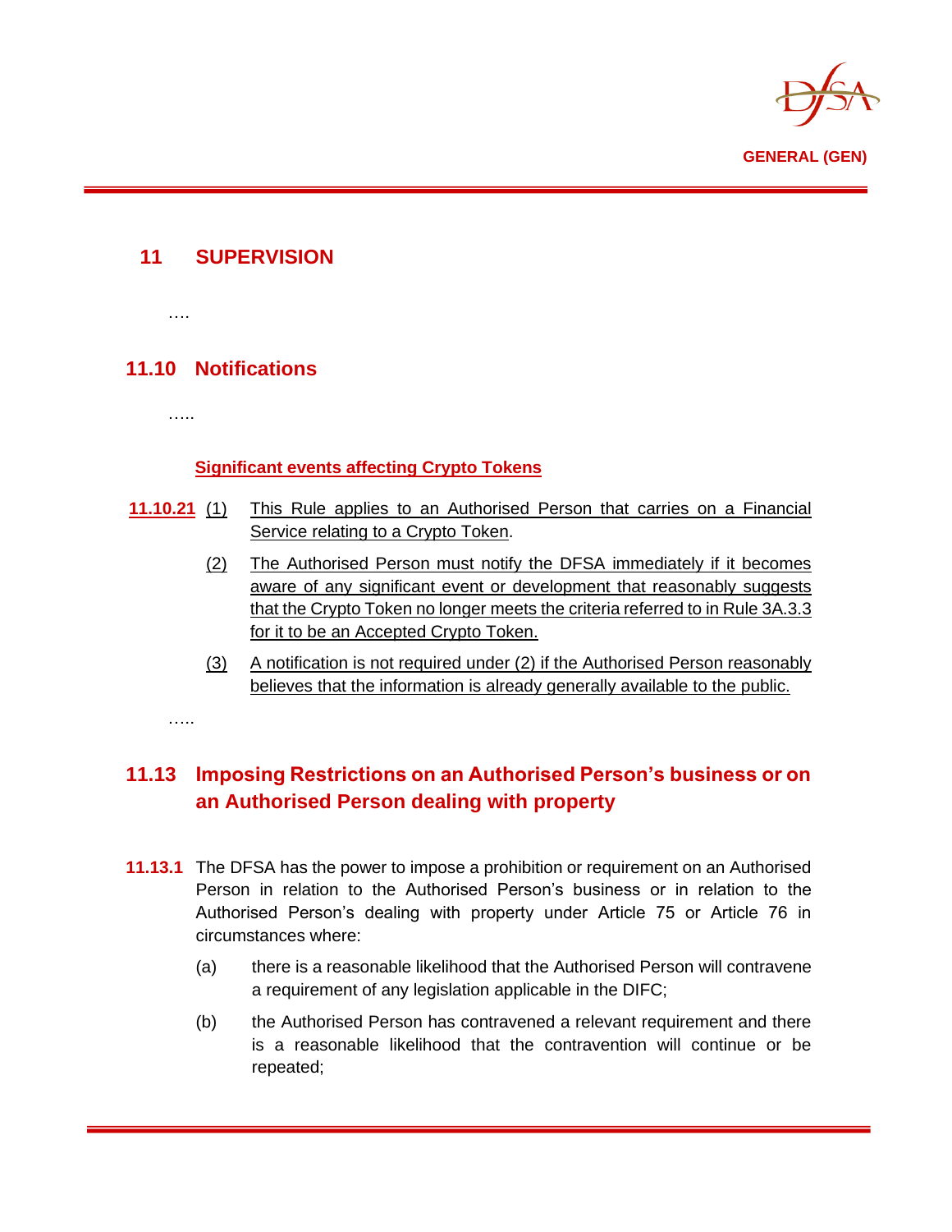# 11 SUPERVISION

….

## 11.10 Notifications

…..

### Significant events affecting Crypto Tokens

**11.10.21** (1) This Rule applies to an Authorised Person that carries on a Financial Service relating to a Crypto Token.

(2) The Authorised Person must notify the DFSA immediately if it becomes aware of any significant event or development that reasonably suggests that the Crypto Token no longer meets the criteria referred to in Rule 3A.3.3 for it to be an Accepted Crypto Token.

(3) A notification is not required under (2) if the Authorised Person reasonably believes that the information is already generally available to the public.

…..

## 11.13 Imposing Restrictions on an Authorised Person's business or on an Authorised Person dealing with property

**11.13.1** The DFSA has the power to impose a prohibition or requirement on an Authorised Person in relation to the Authorised Person's business or in relation to the Authorised Person's dealing with property under Article 75 or Article 76 in circumstances where:

(a) there is a reasonable likelihood that the Authorised Person will contravene a requirement of any legislation applicable in the DIFC;

(b) the Authorised Person has contravened a relevant requirement and there is a reasonable likelihood that the contravention will continue or be repeated;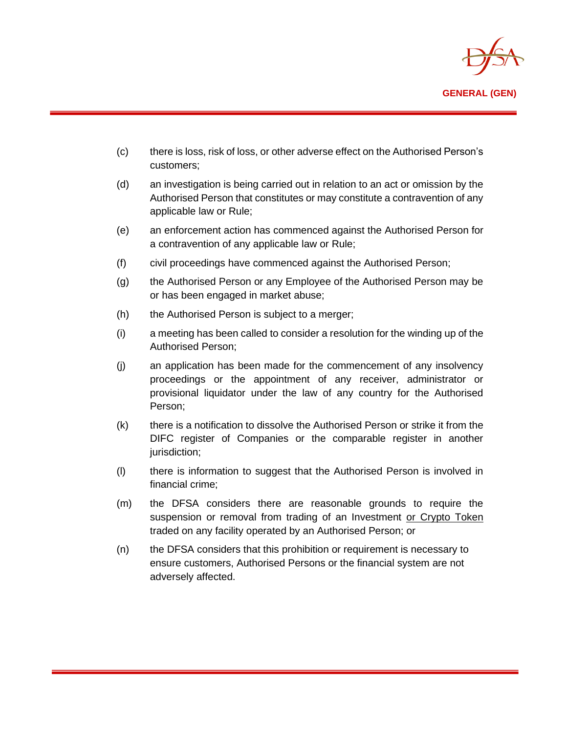(c) there is loss, risk of loss, or other adverse effect on the Authorised Person's customers;

(d) an investigation is being carried out in relation to an act or omission by the Authorised Person that constitutes or may constitute a contravention of any applicable law or Rule;

(e) an enforcement action has commenced against the Authorised Person for a contravention of any applicable law or Rule;

(f) civil proceedings have commenced against the Authorised Person;

(g) the Authorised Person or any Employee of the Authorised Person may be or has been engaged in market abuse;

(h) the Authorised Person is subject to a merger;

(i) a meeting has been called to consider a resolution for the winding up of the Authorised Person;

(j) an application has been made for the commencement of any insolvency proceedings or the appointment of any receiver, administrator or provisional liquidator under the law of any country for the Authorised Person;

(k) there is a notification to dissolve the Authorised Person or strike it from the DIFC register of Companies or the comparable register in another jurisdiction;

(l) there is information to suggest that the Authorised Person is involved in financial crime;

(m) the DFSA considers there are reasonable grounds to require the suspension or removal from trading of an Investment <u>or Crypto Token</u> traded on any facility operated by an Authorised Person; or

(n) the DFSA considers that this prohibition or requirement is necessary to ensure customers, Authorised Persons or the financial system are not adversely affected.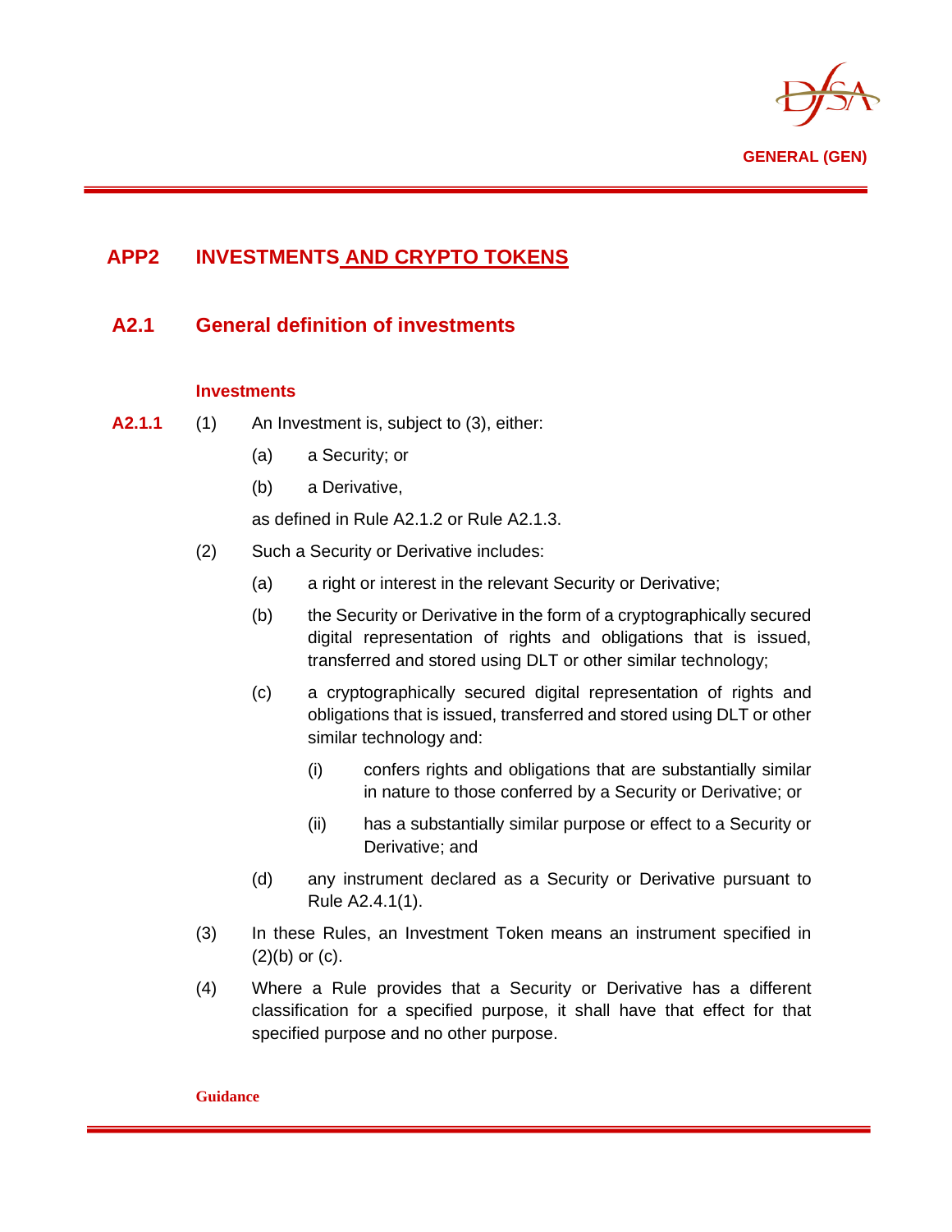# APP2 INVESTMENTS AND CRYPTO TOKENS

## A2.1 General definition of investments

### Investments

**A2.1.1** (1) An Investment is, subject to (3), either:

(a) a Security; or

(b) a Derivative,

as defined in Rule A2.1.2 or Rule A2.1.3.

(2) Such a Security or Derivative includes:

(a) a right or interest in the relevant Security or Derivative;

(b) the Security or Derivative in the form of a cryptographically secured digital representation of rights and obligations that is issued, transferred and stored using DLT or other similar technology;

(c) a cryptographically secured digital representation of rights and obligations that is issued, transferred and stored using DLT or other similar technology and:

(i) confers rights and obligations that are substantially similar in nature to those conferred by a Security or Derivative; or

(ii) has a substantially similar purpose or effect to a Security or Derivative; and

(d) any instrument declared as a Security or Derivative pursuant to Rule A2.4.1(1).

(3) In these Rules, an Investment Token means an instrument specified in (2)(b) or (c).

(4) Where a Rule provides that a Security or Derivative has a different classification for a specified purpose, it shall have that effect for that specified purpose and no other purpose.

**Guidance**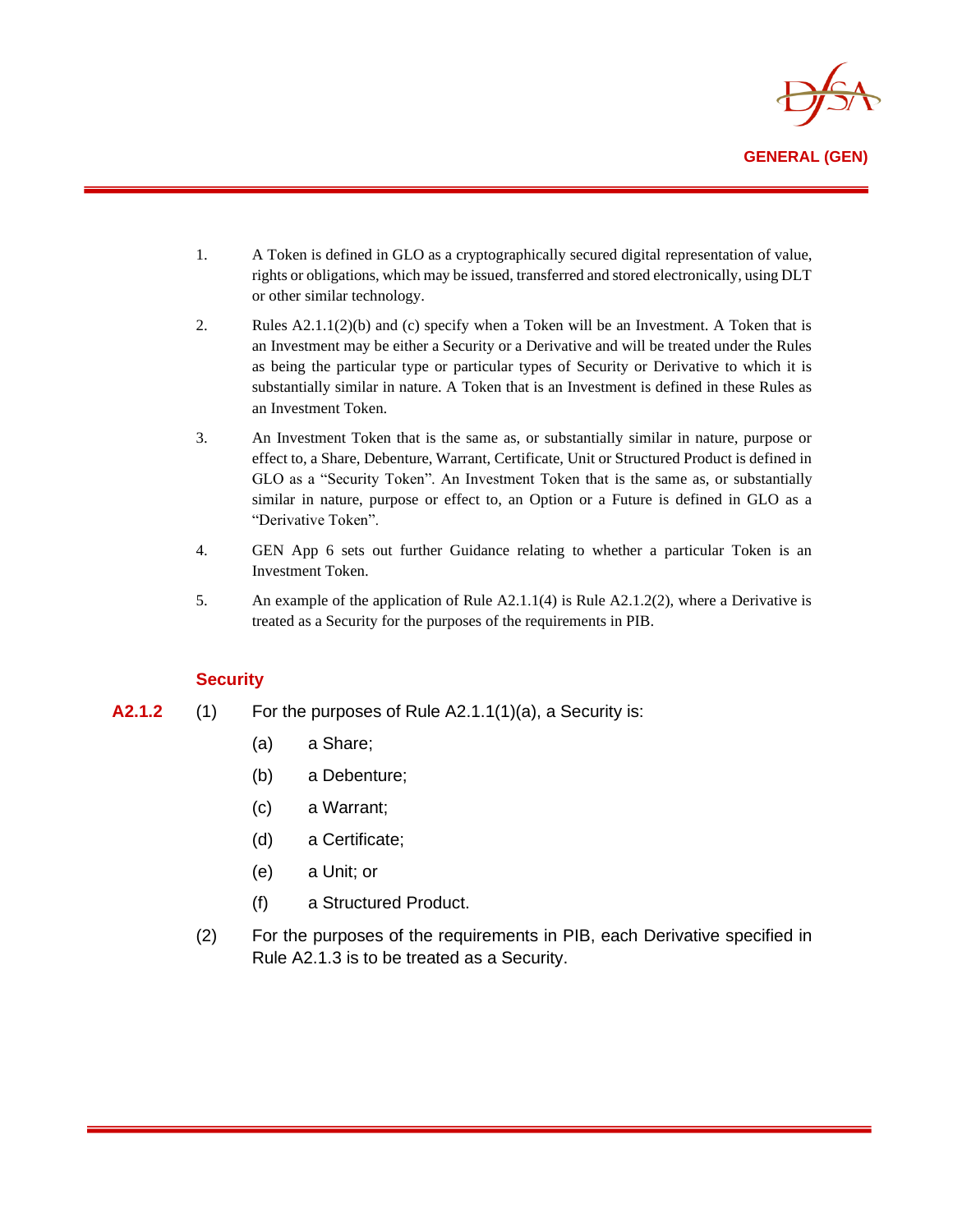1. A Token is defined in GLO as a cryptographically secured digital representation of value, rights or obligations, which may be issued, transferred and stored electronically, using DLT or other similar technology.

2. Rules A2.1.1(2)(b) and (c) specify when a Token will be an Investment. A Token that is an Investment may be either a Security or a Derivative and will be treated under the Rules as being the particular type or particular types of Security or Derivative to which it is substantially similar in nature. A Token that is an Investment is defined in these Rules as an Investment Token.

3. An Investment Token that is the same as, or substantially similar in nature, purpose or effect to, a Share, Debenture, Warrant, Certificate, Unit or Structured Product is defined in GLO as a "Security Token". An Investment Token that is the same as, or substantially similar in nature, purpose or effect to, an Option or a Future is defined in GLO as a "Derivative Token".

4. GEN App 6 sets out further Guidance relating to whether a particular Token is an Investment Token.

5. An example of the application of Rule A2.1.1(4) is Rule A2.1.2(2), where a Derivative is treated as a Security for the purposes of the requirements in PIB.

## Security

**A2.1.2** (1) For the purposes of Rule A2.1.1(1)(a), a Security is:

(a) a Share;

(b) a Debenture;

(c) a Warrant;

(d) a Certificate;

(e) a Unit; or

(f) a Structured Product.

(2) For the purposes of the requirements in PIB, each Derivative specified in Rule A2.1.3 is to be treated as a Security.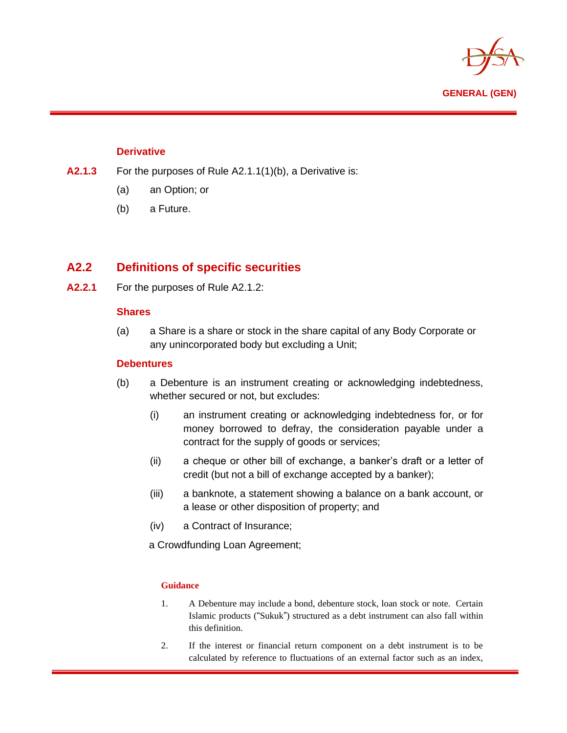**Derivative**

**A2.1.3** For the purposes of Rule A2.1.1(1)(b), a Derivative is:

(a) an Option; or

(b) a Future.

## A2.2 Definitions of specific securities

**A2.2.1** For the purposes of Rule A2.1.2:

**Shares**

(a) a Share is a share or stock in the share capital of any Body Corporate or any unincorporated body but excluding a Unit;

**Debentures**

(b) a Debenture is an instrument creating or acknowledging indebtedness, whether secured or not, but excludes:

(i) an instrument creating or acknowledging indebtedness for, or for money borrowed to defray, the consideration payable under a contract for the supply of goods or services;

(ii) a cheque or other bill of exchange, a banker's draft or a letter of credit (but not a bill of exchange accepted by a banker);

(iii) a banknote, a statement showing a balance on a bank account, or a lease or other disposition of property; and

(iv) a Contract of Insurance;

a Crowdfunding Loan Agreement;

**Guidance**

1. A Debenture may include a bond, debenture stock, loan stock or note. Certain Islamic products ("Sukuk") structured as a debt instrument can also fall within this definition.

2. If the interest or financial return component on a debt instrument is to be calculated by reference to fluctuations of an external factor such as an index,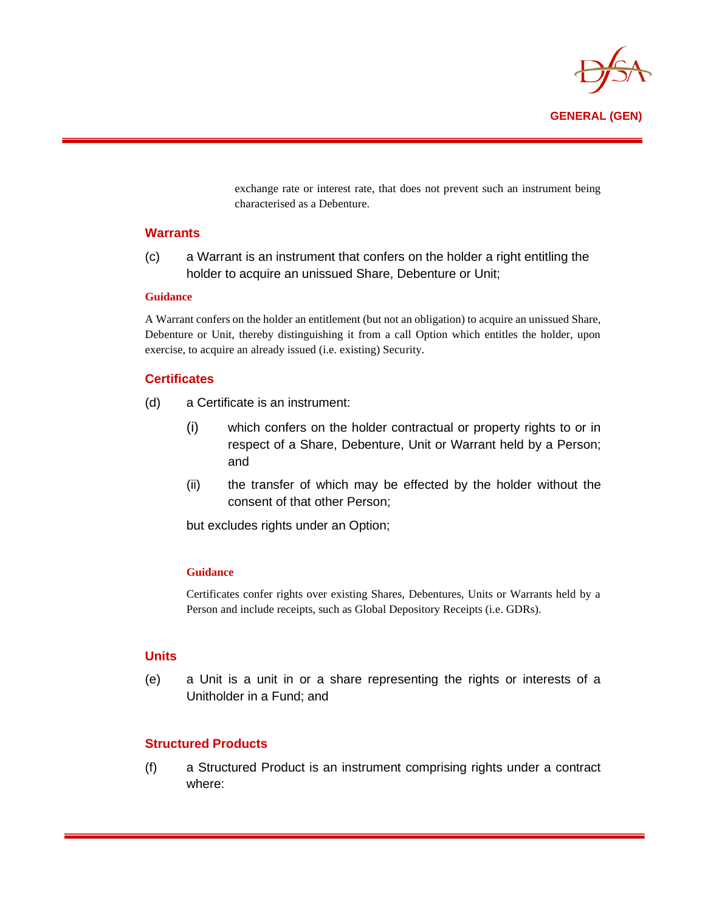exchange rate or interest rate, that does not prevent such an instrument being characterised as a Debenture.

### Warrants

(c) a Warrant is an instrument that confers on the holder a right entitling the holder to acquire an unissued Share, Debenture or Unit;

**Guidance**

A Warrant confers on the holder an entitlement (but not an obligation) to acquire an unissued Share, Debenture or Unit, thereby distinguishing it from a call Option which entitles the holder, upon exercise, to acquire an already issued (i.e. existing) Security.

### Certificates

(d) a Certificate is an instrument:

  (i) which confers on the holder contractual or property rights to or in respect of a Share, Debenture, Unit or Warrant held by a Person; and

  (ii) the transfer of which may be effected by the holder without the consent of that other Person;

  but excludes rights under an Option;

**Guidance**

Certificates confer rights over existing Shares, Debentures, Units or Warrants held by a Person and include receipts, such as Global Depository Receipts (i.e. GDRs).

### Units

(e) a Unit is a unit in or a share representing the rights or interests of a Unitholder in a Fund; and

### Structured Products

(f) a Structured Product is an instrument comprising rights under a contract where: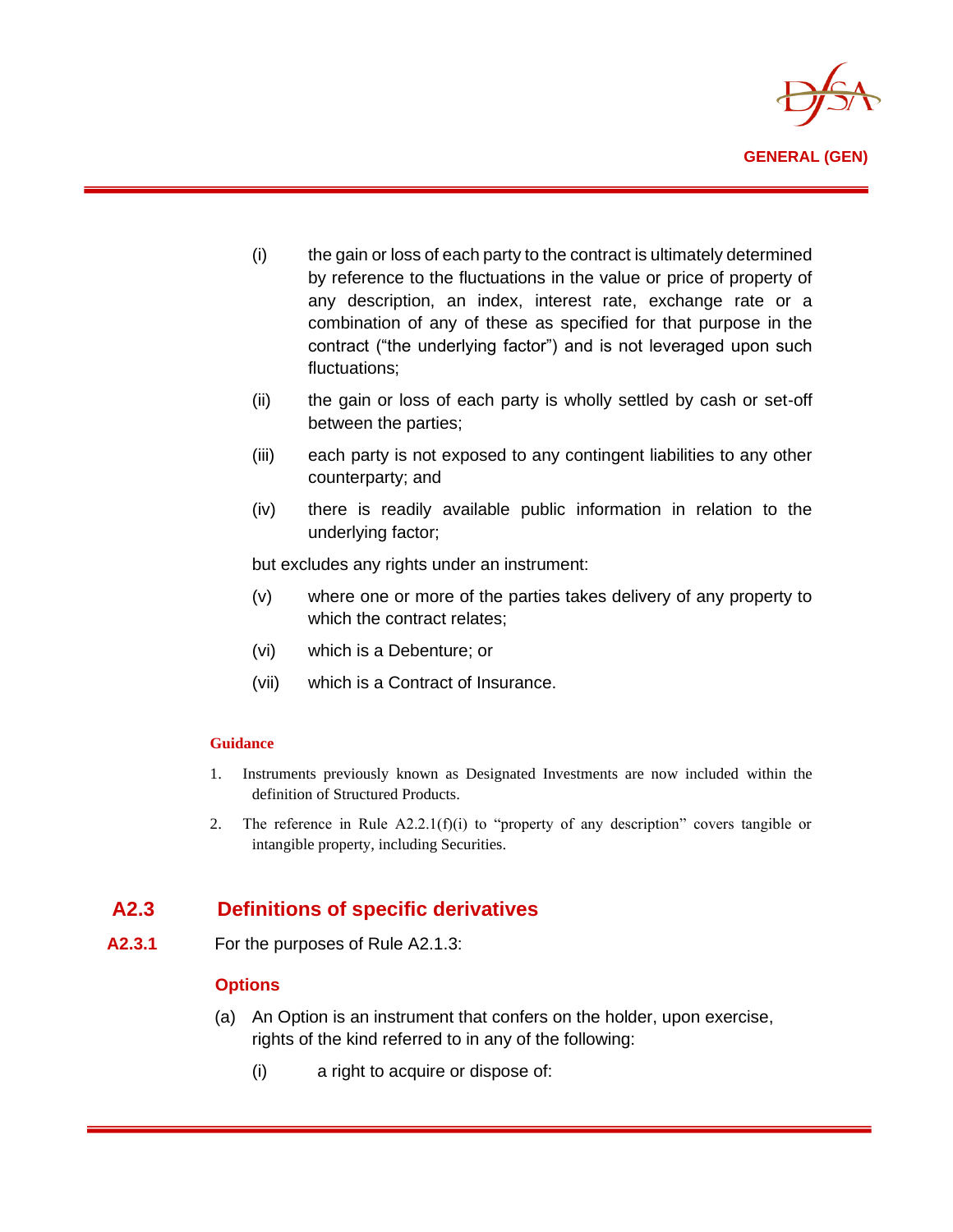(i) the gain or loss of each party to the contract is ultimately determined by reference to the fluctuations in the value or price of property of any description, an index, interest rate, exchange rate or a combination of any of these as specified for that purpose in the contract ("the underlying factor") and is not leveraged upon such fluctuations;

(ii) the gain or loss of each party is wholly settled by cash or set-off between the parties;

(iii) each party is not exposed to any contingent liabilities to any other counterparty; and

(iv) there is readily available public information in relation to the underlying factor;

but excludes any rights under an instrument:

(v) where one or more of the parties takes delivery of any property to which the contract relates;

(vi) which is a Debenture; or

(vii) which is a Contract of Insurance.

**Guidance**

1. Instruments previously known as Designated Investments are now included within the definition of Structured Products.
2. The reference in Rule A2.2.1(f)(i) to "property of any description" covers tangible or intangible property, including Securities.

## A2.3 Definitions of specific derivatives

**A2.3.1** For the purposes of Rule A2.1.3:

### Options

(a) An Option is an instrument that confers on the holder, upon exercise, rights of the kind referred to in any of the following:

(i) a right to acquire or dispose of: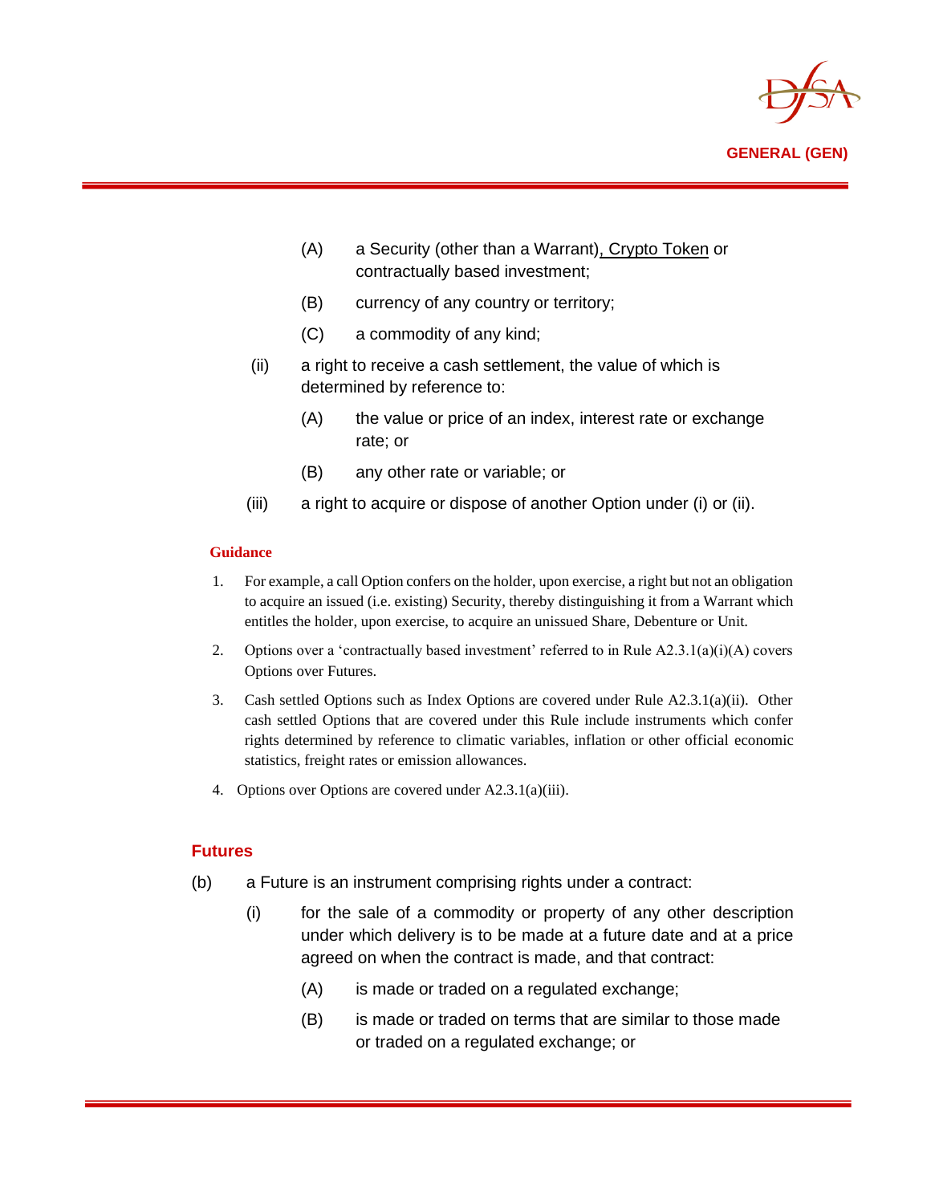(A) a Security (other than a Warrant), Crypto Token or contractually based investment;

(B) currency of any country or territory;

(C) a commodity of any kind;

(ii) a right to receive a cash settlement, the value of which is determined by reference to:

(A) the value or price of an index, interest rate or exchange rate; or

(B) any other rate or variable; or

(iii) a right to acquire or dispose of another Option under (i) or (ii).

**Guidance**

1. For example, a call Option confers on the holder, upon exercise, a right but not an obligation to acquire an issued (i.e. existing) Security, thereby distinguishing it from a Warrant which entitles the holder, upon exercise, to acquire an unissued Share, Debenture or Unit.
2. Options over a 'contractually based investment' referred to in Rule A2.3.1(a)(i)(A) covers Options over Futures.
3. Cash settled Options such as Index Options are covered under Rule A2.3.1(a)(ii). Other cash settled Options that are covered under this Rule include instruments which confer rights determined by reference to climatic variables, inflation or other official economic statistics, freight rates or emission allowances.
4. Options over Options are covered under A2.3.1(a)(iii).

## Futures

(b) a Future is an instrument comprising rights under a contract:

(i) for the sale of a commodity or property of any other description under which delivery is to be made at a future date and at a price agreed on when the contract is made, and that contract:

(A) is made or traded on a regulated exchange;

(B) is made or traded on terms that are similar to those made or traded on a regulated exchange; or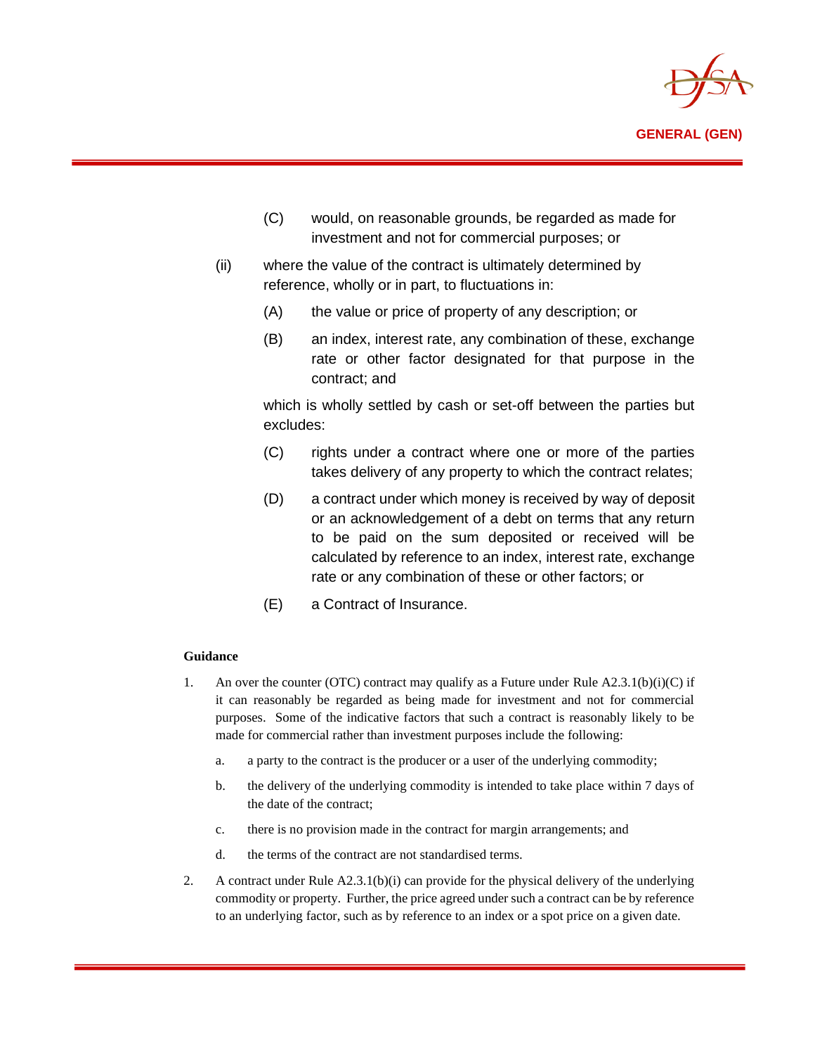(C) would, on reasonable grounds, be regarded as made for investment and not for commercial purposes; or

(ii) where the value of the contract is ultimately determined by reference, wholly or in part, to fluctuations in:

(A) the value or price of property of any description; or

(B) an index, interest rate, any combination of these, exchange rate or other factor designated for that purpose in the contract; and

which is wholly settled by cash or set-off between the parties but excludes:

(C) rights under a contract where one or more of the parties takes delivery of any property to which the contract relates;

(D) a contract under which money is received by way of deposit or an acknowledgement of a debt on terms that any return to be paid on the sum deposited or received will be calculated by reference to an index, interest rate, exchange rate or any combination of these or other factors; or

(E) a Contract of Insurance.

**Guidance**

1. An over the counter (OTC) contract may qualify as a Future under Rule A2.3.1(b)(i)(C) if it can reasonably be regarded as being made for investment and not for commercial purposes. Some of the indicative factors that such a contract is reasonably likely to be made for commercial rather than investment purposes include the following:

   a. a party to the contract is the producer or a user of the underlying commodity;

   b. the delivery of the underlying commodity is intended to take place within 7 days of the date of the contract;

   c. there is no provision made in the contract for margin arrangements; and

   d. the terms of the contract are not standardised terms.

2. A contract under Rule A2.3.1(b)(i) can provide for the physical delivery of the underlying commodity or property. Further, the price agreed under such a contract can be by reference to an underlying factor, such as by reference to an index or a spot price on a given date.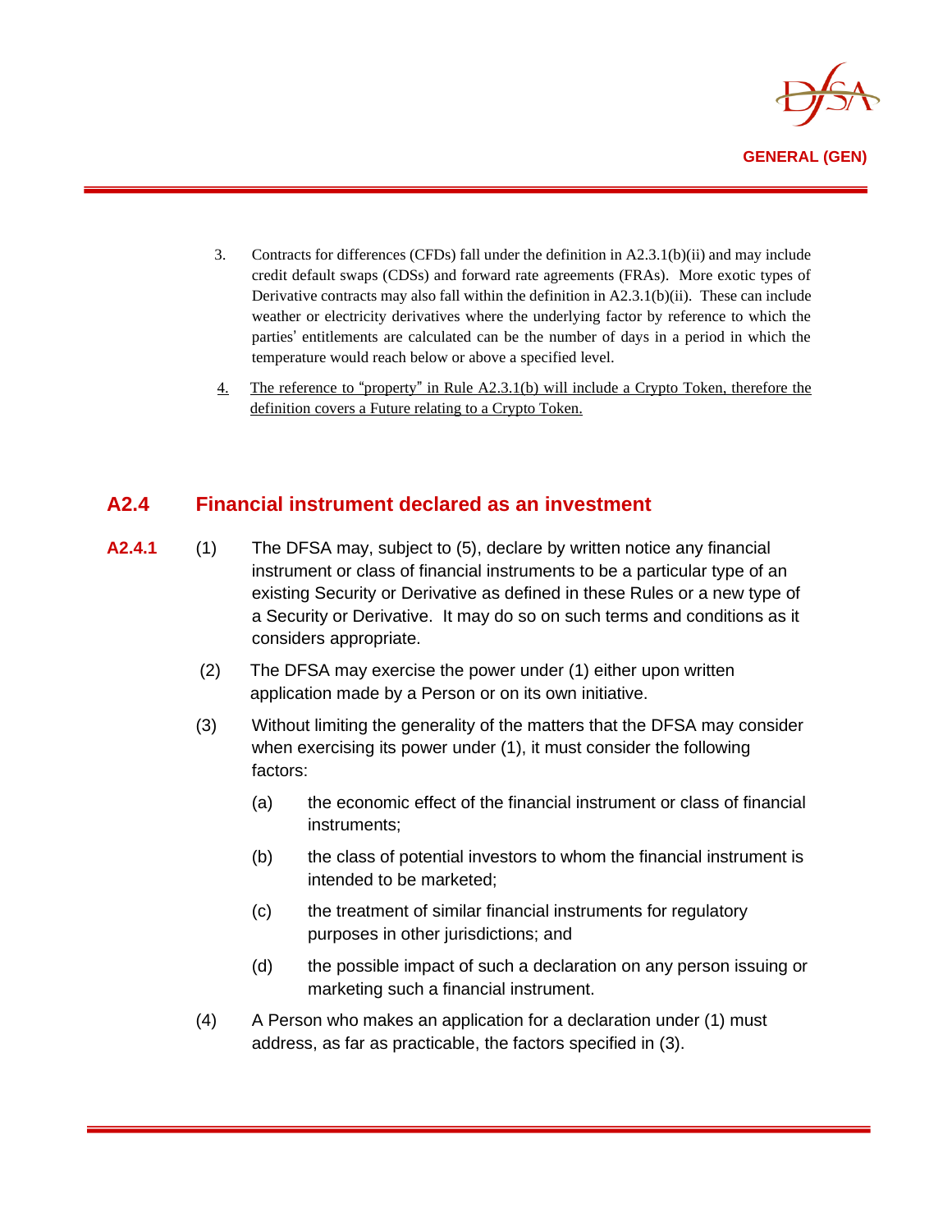3. Contracts for differences (CFDs) fall under the definition in A2.3.1(b)(ii) and may include credit default swaps (CDSs) and forward rate agreements (FRAs). More exotic types of Derivative contracts may also fall within the definition in A2.3.1(b)(ii). These can include weather or electricity derivatives where the underlying factor by reference to which the parties' entitlements are calculated can be the number of days in a period in which the temperature would reach below or above a specified level.

4. The reference to "property" in Rule A2.3.1(b) will include a Crypto Token, therefore the definition covers a Future relating to a Crypto Token.

## A2.4 Financial instrument declared as an investment

**A2.4.1** (1) The DFSA may, subject to (5), declare by written notice any financial instrument or class of financial instruments to be a particular type of an existing Security or Derivative as defined in these Rules or a new type of a Security or Derivative. It may do so on such terms and conditions as it considers appropriate.

(2) The DFSA may exercise the power under (1) either upon written application made by a Person or on its own initiative.

(3) Without limiting the generality of the matters that the DFSA may consider when exercising its power under (1), it must consider the following factors:

(a) the economic effect of the financial instrument or class of financial instruments;

(b) the class of potential investors to whom the financial instrument is intended to be marketed;

(c) the treatment of similar financial instruments for regulatory purposes in other jurisdictions; and

(d) the possible impact of such a declaration on any person issuing or marketing such a financial instrument.

(4) A Person who makes an application for a declaration under (1) must address, as far as practicable, the factors specified in (3).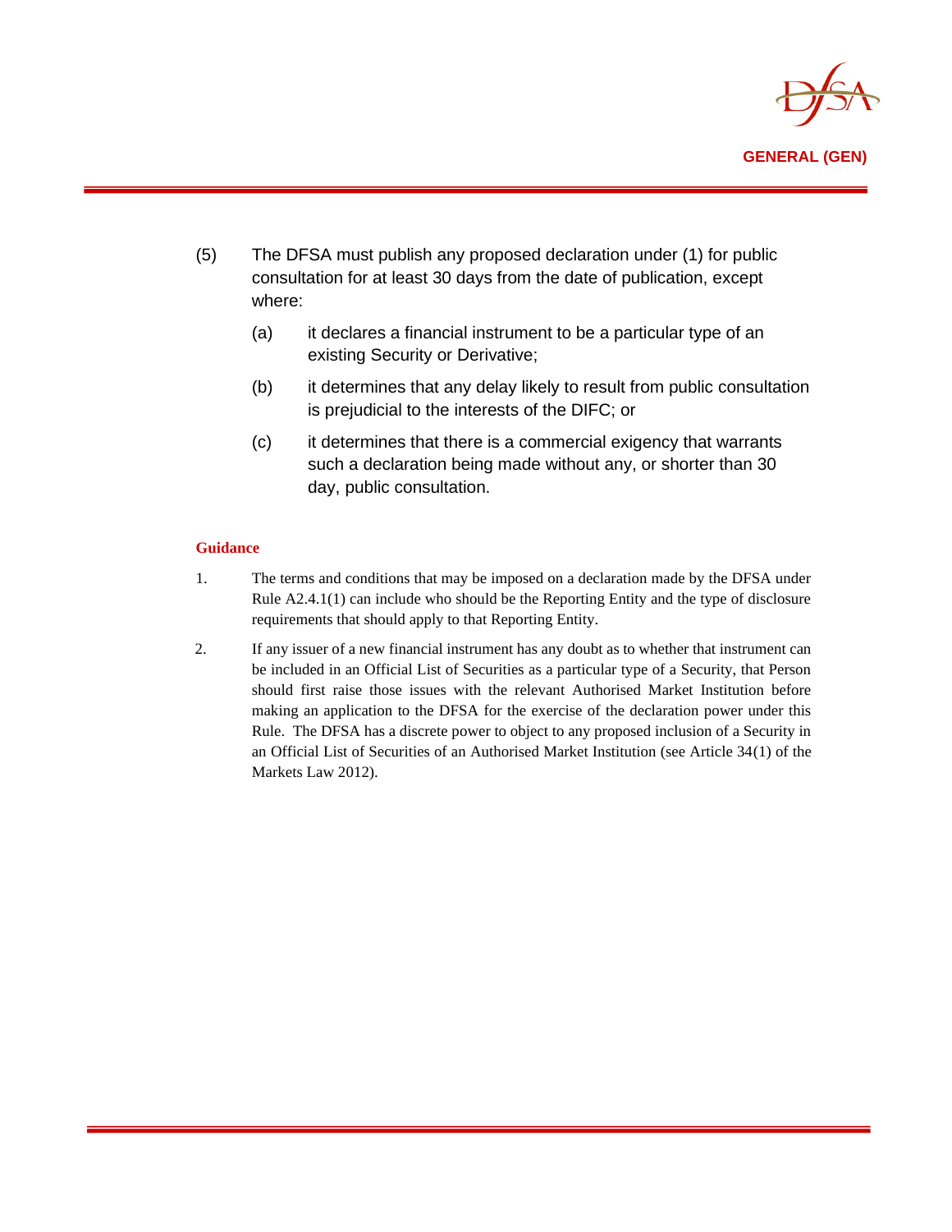(5) The DFSA must publish any proposed declaration under (1) for public consultation for at least 30 days from the date of publication, except where:

   (a) it declares a financial instrument to be a particular type of an existing Security or Derivative;

   (b) it determines that any delay likely to result from public consultation is prejudicial to the interests of the DIFC; or

   (c) it determines that there is a commercial exigency that warrants such a declaration being made without any, or shorter than 30 day, public consultation.

**Guidance**

1. The terms and conditions that may be imposed on a declaration made by the DFSA under Rule A2.4.1(1) can include who should be the Reporting Entity and the type of disclosure requirements that should apply to that Reporting Entity.

2. If any issuer of a new financial instrument has any doubt as to whether that instrument can be included in an Official List of Securities as a particular type of a Security, that Person should first raise those issues with the relevant Authorised Market Institution before making an application to the DFSA for the exercise of the declaration power under this Rule. The DFSA has a discrete power to object to any proposed inclusion of a Security in an Official List of Securities of an Authorised Market Institution (see Article 34(1) of the Markets Law 2012).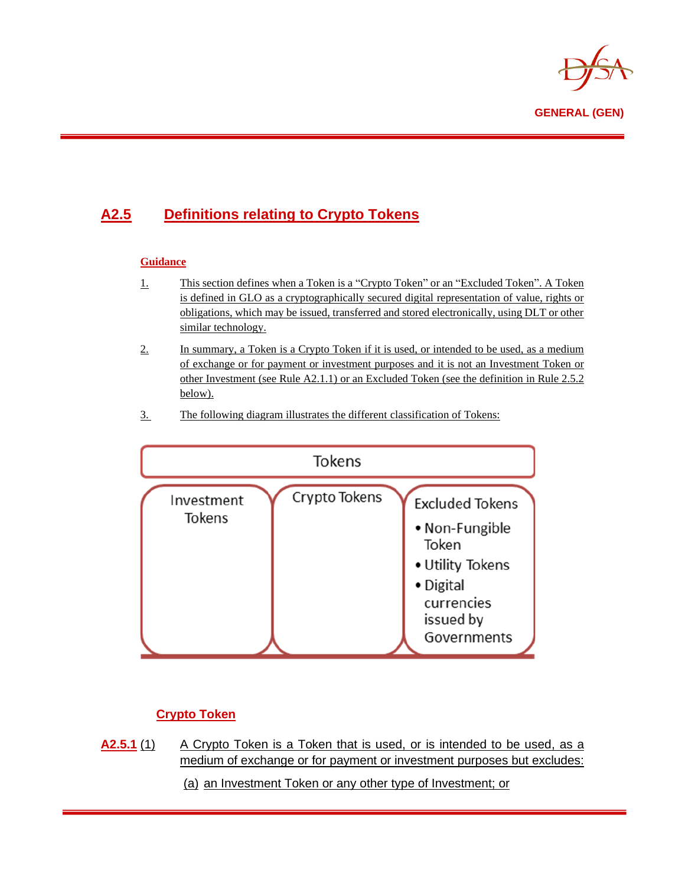## A2.5 Definitions relating to Crypto Tokens

**Guidance**

1. This section defines when a Token is a "Crypto Token" or an "Excluded Token". A Token is defined in GLO as a cryptographically secured digital representation of value, rights or obligations, which may be issued, transferred and stored electronically, using DLT or other similar technology.

2. In summary, a Token is a Crypto Token if it is used, or intended to be used, as a medium of exchange or for payment or investment purposes and it is not an Investment Token or other Investment (see Rule A2.1.1) or an Excluded Token (see the definition in Rule 2.5.2 below).

3. The following diagram illustrates the different classification of Tokens:

| Tokens | | |
|---|---|---|
| Investment Tokens | Crypto Tokens | Excluded Tokens<br>• Non-Fungible Token<br>• Utility Tokens<br>• Digital currencies issued by Governments |

### Crypto Token

**A2.5.1** (1) A Crypto Token is a Token that is used, or is intended to be used, as a medium of exchange or for payment or investment purposes but excludes:

(a) an Investment Token or any other type of Investment; or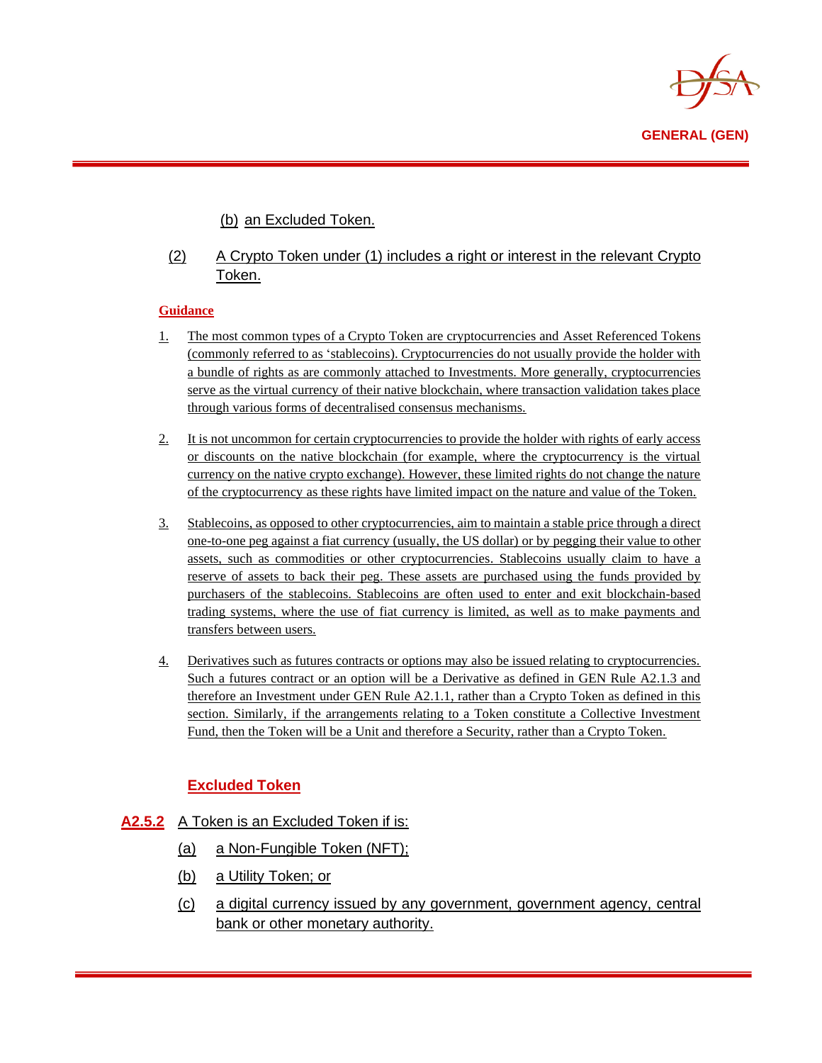(b) an Excluded Token.

(2) A Crypto Token under (1) includes a right or interest in the relevant Crypto Token.

**Guidance**

1. The most common types of a Crypto Token are cryptocurrencies and Asset Referenced Tokens (commonly referred to as 'stablecoins). Cryptocurrencies do not usually provide the holder with a bundle of rights as are commonly attached to Investments. More generally, cryptocurrencies serve as the virtual currency of their native blockchain, where transaction validation takes place through various forms of decentralised consensus mechanisms.

2. It is not uncommon for certain cryptocurrencies to provide the holder with rights of early access or discounts on the native blockchain (for example, where the cryptocurrency is the virtual currency on the native crypto exchange). However, these limited rights do not change the nature of the cryptocurrency as these rights have limited impact on the nature and value of the Token.

3. Stablecoins, as opposed to other cryptocurrencies, aim to maintain a stable price through a direct one-to-one peg against a fiat currency (usually, the US dollar) or by pegging their value to other assets, such as commodities or other cryptocurrencies. Stablecoins usually claim to have a reserve of assets to back their peg. These assets are purchased using the funds provided by purchasers of the stablecoins. Stablecoins are often used to enter and exit blockchain-based trading systems, where the use of fiat currency is limited, as well as to make payments and transfers between users.

4. Derivatives such as futures contracts or options may also be issued relating to cryptocurrencies. Such a futures contract or an option will be a Derivative as defined in GEN Rule A2.1.3 and therefore an Investment under GEN Rule A2.1.1, rather than a Crypto Token as defined in this section. Similarly, if the arrangements relating to a Token constitute a Collective Investment Fund, then the Token will be a Unit and therefore a Security, rather than a Crypto Token.

### Excluded Token

**A2.5.2** A Token is an Excluded Token if is:

(a) a Non-Fungible Token (NFT);

(b) a Utility Token; or

(c) a digital currency issued by any government, government agency, central bank or other monetary authority.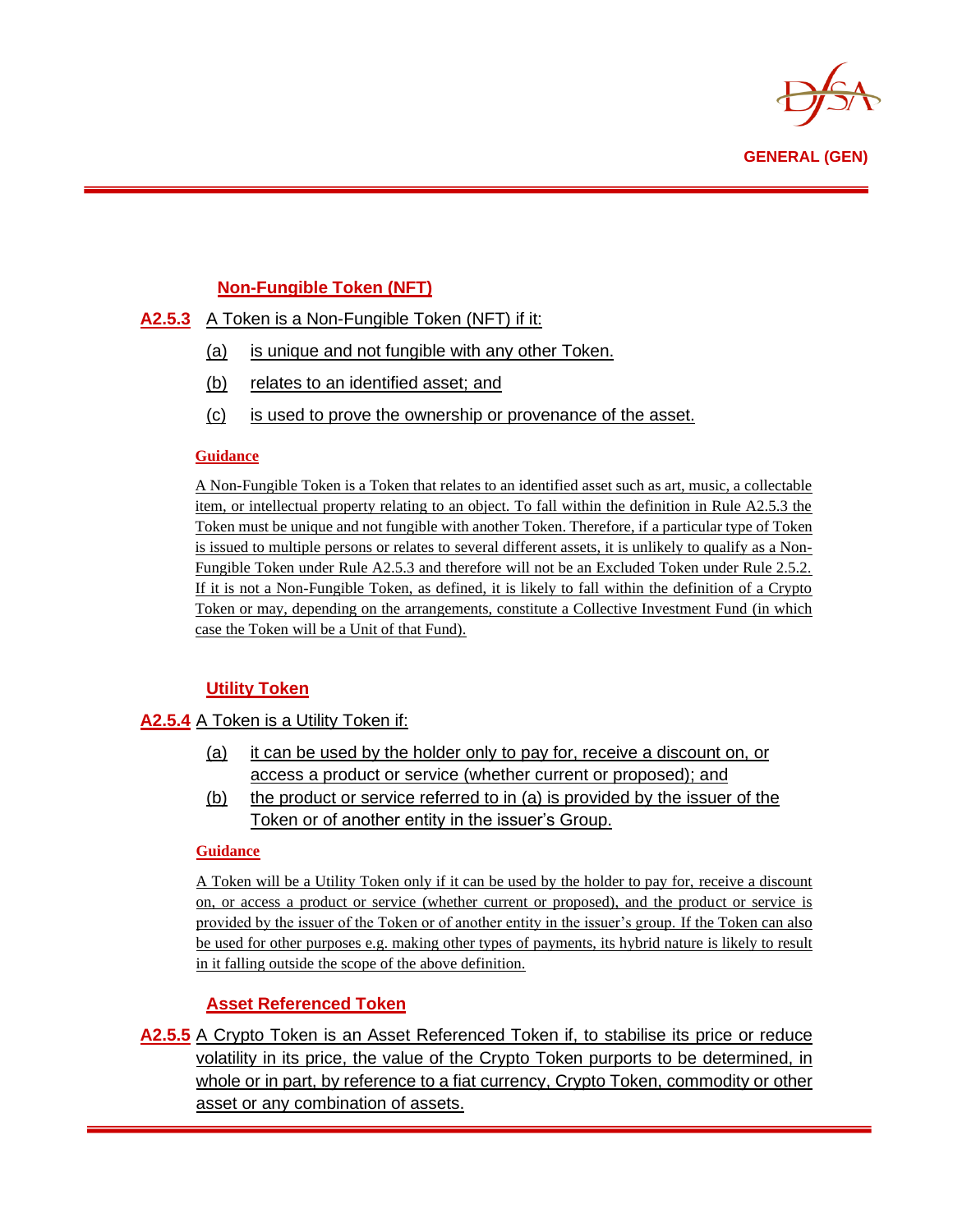### Non-Fungible Token (NFT)

**A2.5.3** A Token is a Non-Fungible Token (NFT) if it:

(a) is unique and not fungible with any other Token.

(b) relates to an identified asset; and

(c) is used to prove the ownership or provenance of the asset.

**Guidance**

A Non-Fungible Token is a Token that relates to an identified asset such as art, music, a collectable item, or intellectual property relating to an object. To fall within the definition in Rule A2.5.3 the Token must be unique and not fungible with another Token. Therefore, if a particular type of Token is issued to multiple persons or relates to several different assets, it is unlikely to qualify as a Non-Fungible Token under Rule A2.5.3 and therefore will not be an Excluded Token under Rule 2.5.2. If it is not a Non-Fungible Token, as defined, it is likely to fall within the definition of a Crypto Token or may, depending on the arrangements, constitute a Collective Investment Fund (in which case the Token will be a Unit of that Fund).

### Utility Token

**A2.5.4** A Token is a Utility Token if:

(a) it can be used by the holder only to pay for, receive a discount on, or access a product or service (whether current or proposed); and

(b) the product or service referred to in (a) is provided by the issuer of the Token or of another entity in the issuer's Group.

**Guidance**

A Token will be a Utility Token only if it can be used by the holder to pay for, receive a discount on, or access a product or service (whether current or proposed), and the product or service is provided by the issuer of the Token or of another entity in the issuer's group. If the Token can also be used for other purposes e.g. making other types of payments, its hybrid nature is likely to result in it falling outside the scope of the above definition.

### Asset Referenced Token

**A2.5.5** A Crypto Token is an Asset Referenced Token if, to stabilise its price or reduce volatility in its price, the value of the Crypto Token purports to be determined, in whole or in part, by reference to a fiat currency, Crypto Token, commodity or other asset or any combination of assets.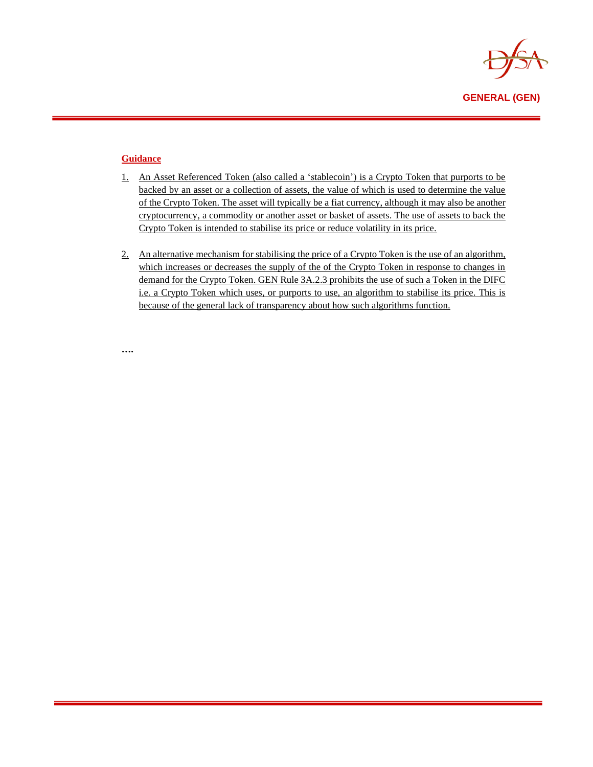**Guidance**

1. An Asset Referenced Token (also called a 'stablecoin') is a Crypto Token that purports to be backed by an asset or a collection of assets, the value of which is used to determine the value of the Crypto Token. The asset will typically be a fiat currency, although it may also be another cryptocurrency, a commodity or another asset or basket of assets. The use of assets to back the Crypto Token is intended to stabilise its price or reduce volatility in its price.

2. An alternative mechanism for stabilising the price of a Crypto Token is the use of an algorithm, which increases or decreases the supply of the of the Crypto Token in response to changes in demand for the Crypto Token. GEN Rule 3A.2.3 prohibits the use of such a Token in the DIFC i.e. a Crypto Token which uses, or purports to use, an algorithm to stabilise its price. This is because of the general lack of transparency about how such algorithms function.

….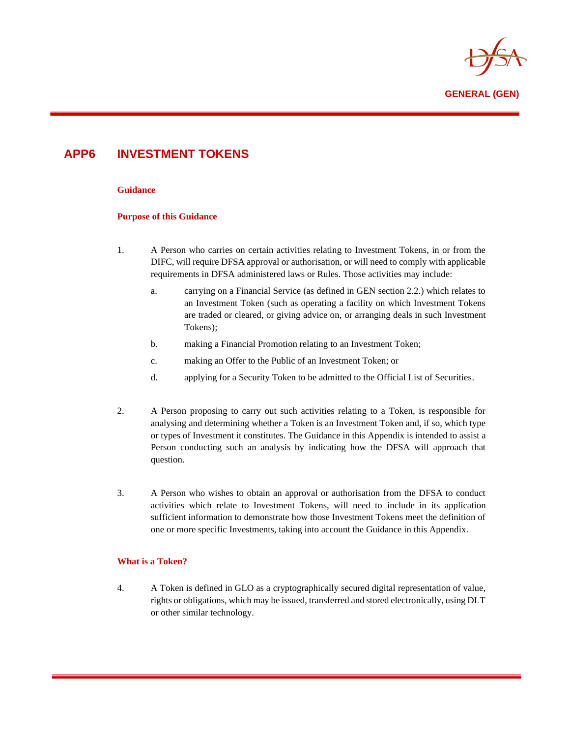# APP6 INVESTMENT TOKENS

### Guidance

### Purpose of this Guidance

1. A Person who carries on certain activities relating to Investment Tokens, in or from the DIFC, will require DFSA approval or authorisation, or will need to comply with applicable requirements in DFSA administered laws or Rules. Those activities may include:

    a. carrying on a Financial Service (as defined in GEN section 2.2.) which relates to an Investment Token (such as operating a facility on which Investment Tokens are traded or cleared, or giving advice on, or arranging deals in such Investment Tokens);

    b. making a Financial Promotion relating to an Investment Token;

    c. making an Offer to the Public of an Investment Token; or

    d. applying for a Security Token to be admitted to the Official List of Securities.

2. A Person proposing to carry out such activities relating to a Token, is responsible for analysing and determining whether a Token is an Investment Token and, if so, which type or types of Investment it constitutes. The Guidance in this Appendix is intended to assist a Person conducting such an analysis by indicating how the DFSA will approach that question.

3. A Person who wishes to obtain an approval or authorisation from the DFSA to conduct activities which relate to Investment Tokens, will need to include in its application sufficient information to demonstrate how those Investment Tokens meet the definition of one or more specific Investments, taking into account the Guidance in this Appendix.

### What is a Token?

4. A Token is defined in GLO as a cryptographically secured digital representation of value, rights or obligations, which may be issued, transferred and stored electronically, using DLT or other similar technology.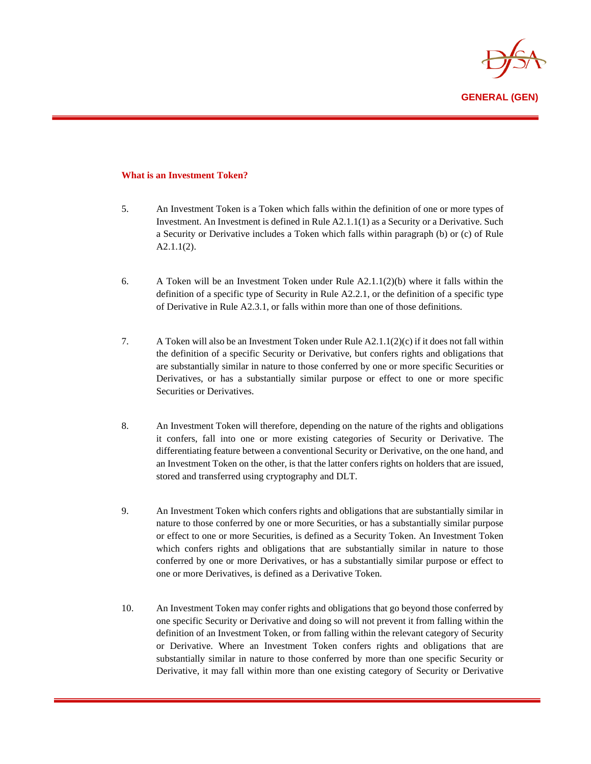**What is an Investment Token?**

5. An Investment Token is a Token which falls within the definition of one or more types of Investment. An Investment is defined in Rule A2.1.1(1) as a Security or a Derivative. Such a Security or Derivative includes a Token which falls within paragraph (b) or (c) of Rule A2.1.1(2).

6. A Token will be an Investment Token under Rule A2.1.1(2)(b) where it falls within the definition of a specific type of Security in Rule A2.2.1, or the definition of a specific type of Derivative in Rule A2.3.1, or falls within more than one of those definitions.

7. A Token will also be an Investment Token under Rule A2.1.1(2)(c) if it does not fall within the definition of a specific Security or Derivative, but confers rights and obligations that are substantially similar in nature to those conferred by one or more specific Securities or Derivatives, or has a substantially similar purpose or effect to one or more specific Securities or Derivatives.

8. An Investment Token will therefore, depending on the nature of the rights and obligations it confers, fall into one or more existing categories of Security or Derivative. The differentiating feature between a conventional Security or Derivative, on the one hand, and an Investment Token on the other, is that the latter confers rights on holders that are issued, stored and transferred using cryptography and DLT.

9. An Investment Token which confers rights and obligations that are substantially similar in nature to those conferred by one or more Securities, or has a substantially similar purpose or effect to one or more Securities, is defined as a Security Token. An Investment Token which confers rights and obligations that are substantially similar in nature to those conferred by one or more Derivatives, or has a substantially similar purpose or effect to one or more Derivatives, is defined as a Derivative Token.

10. An Investment Token may confer rights and obligations that go beyond those conferred by one specific Security or Derivative and doing so will not prevent it from falling within the definition of an Investment Token, or from falling within the relevant category of Security or Derivative. Where an Investment Token confers rights and obligations that are substantially similar in nature to those conferred by more than one specific Security or Derivative, it may fall within more than one existing category of Security or Derivative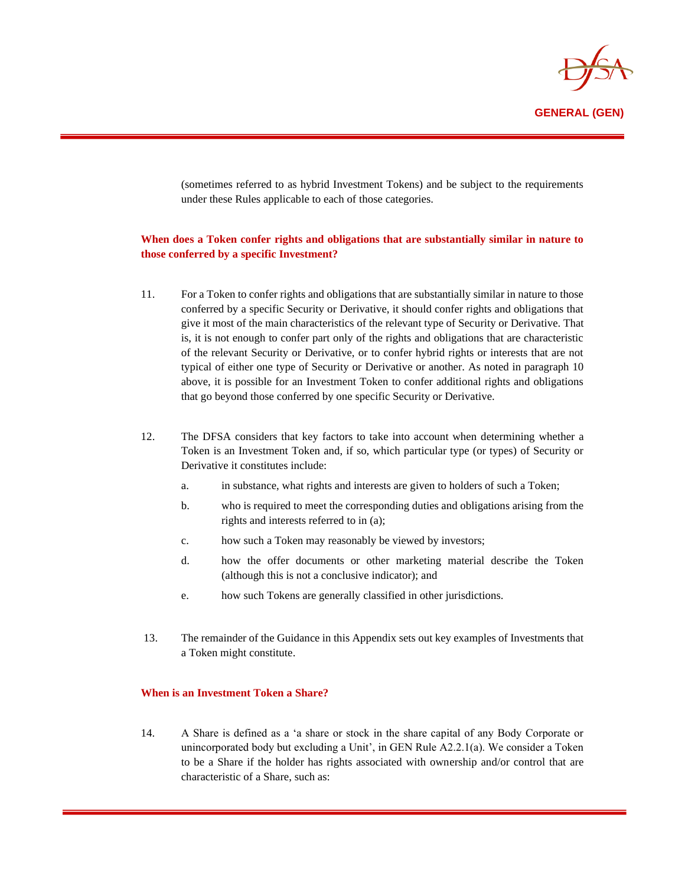(sometimes referred to as hybrid Investment Tokens) and be subject to the requirements under these Rules applicable to each of those categories.

**When does a Token confer rights and obligations that are substantially similar in nature to those conferred by a specific Investment?**

11. For a Token to confer rights and obligations that are substantially similar in nature to those conferred by a specific Security or Derivative, it should confer rights and obligations that give it most of the main characteristics of the relevant type of Security or Derivative. That is, it is not enough to confer part only of the rights and obligations that are characteristic of the relevant Security or Derivative, or to confer hybrid rights or interests that are not typical of either one type of Security or Derivative or another. As noted in paragraph 10 above, it is possible for an Investment Token to confer additional rights and obligations that go beyond those conferred by one specific Security or Derivative.

12. The DFSA considers that key factors to take into account when determining whether a Token is an Investment Token and, if so, which particular type (or types) of Security or Derivative it constitutes include:

    a. in substance, what rights and interests are given to holders of such a Token;

    b. who is required to meet the corresponding duties and obligations arising from the rights and interests referred to in (a);

    c. how such a Token may reasonably be viewed by investors;

    d. how the offer documents or other marketing material describe the Token (although this is not a conclusive indicator); and

    e. how such Tokens are generally classified in other jurisdictions.

13. The remainder of the Guidance in this Appendix sets out key examples of Investments that a Token might constitute.

**When is an Investment Token a Share?**

14. A Share is defined as a 'a share or stock in the share capital of any Body Corporate or unincorporated body but excluding a Unit', in GEN Rule A2.2.1(a). We consider a Token to be a Share if the holder has rights associated with ownership and/or control that are characteristic of a Share, such as: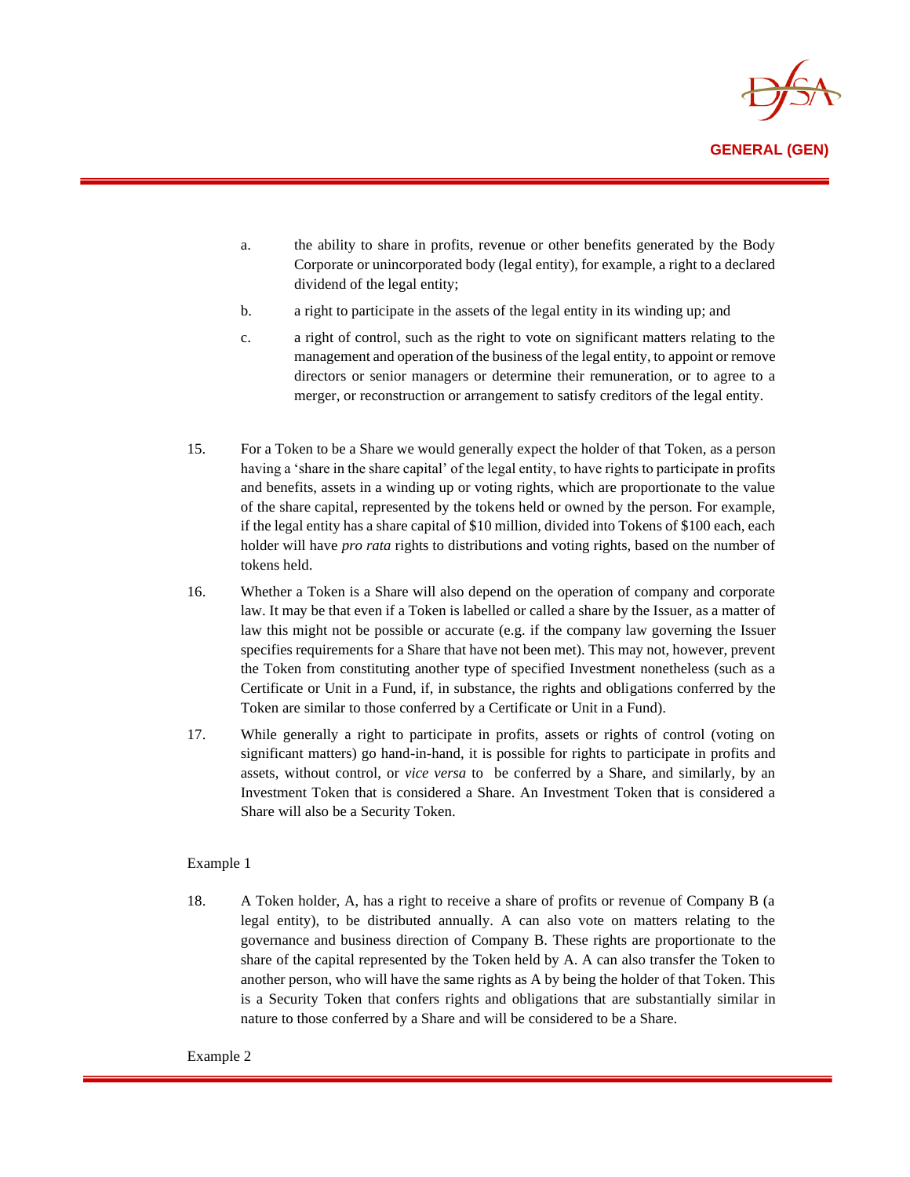a. the ability to share in profits, revenue or other benefits generated by the Body Corporate or unincorporated body (legal entity), for example, a right to a declared dividend of the legal entity;

b. a right to participate in the assets of the legal entity in its winding up; and

c. a right of control, such as the right to vote on significant matters relating to the management and operation of the business of the legal entity, to appoint or remove directors or senior managers or determine their remuneration, or to agree to a merger, or reconstruction or arrangement to satisfy creditors of the legal entity.

15. For a Token to be a Share we would generally expect the holder of that Token, as a person having a 'share in the share capital' of the legal entity, to have rights to participate in profits and benefits, assets in a winding up or voting rights, which are proportionate to the value of the share capital, represented by the tokens held or owned by the person. For example, if the legal entity has a share capital of $10 million, divided into Tokens of $100 each, each holder will have *pro rata* rights to distributions and voting rights, based on the number of tokens held.

16. Whether a Token is a Share will also depend on the operation of company and corporate law. It may be that even if a Token is labelled or called a share by the Issuer, as a matter of law this might not be possible or accurate (e.g. if the company law governing the Issuer specifies requirements for a Share that have not been met). This may not, however, prevent the Token from constituting another type of specified Investment nonetheless (such as a Certificate or Unit in a Fund, if, in substance, the rights and obligations conferred by the Token are similar to those conferred by a Certificate or Unit in a Fund).

17. While generally a right to participate in profits, assets or rights of control (voting on significant matters) go hand-in-hand, it is possible for rights to participate in profits and assets, without control, or *vice versa* to be conferred by a Share, and similarly, by an Investment Token that is considered a Share. An Investment Token that is considered a Share will also be a Security Token.

Example 1

18. A Token holder, A, has a right to receive a share of profits or revenue of Company B (a legal entity), to be distributed annually. A can also vote on matters relating to the governance and business direction of Company B. These rights are proportionate to the share of the capital represented by the Token held by A. A can also transfer the Token to another person, who will have the same rights as A by being the holder of that Token. This is a Security Token that confers rights and obligations that are substantially similar in nature to those conferred by a Share and will be considered to be a Share.

Example 2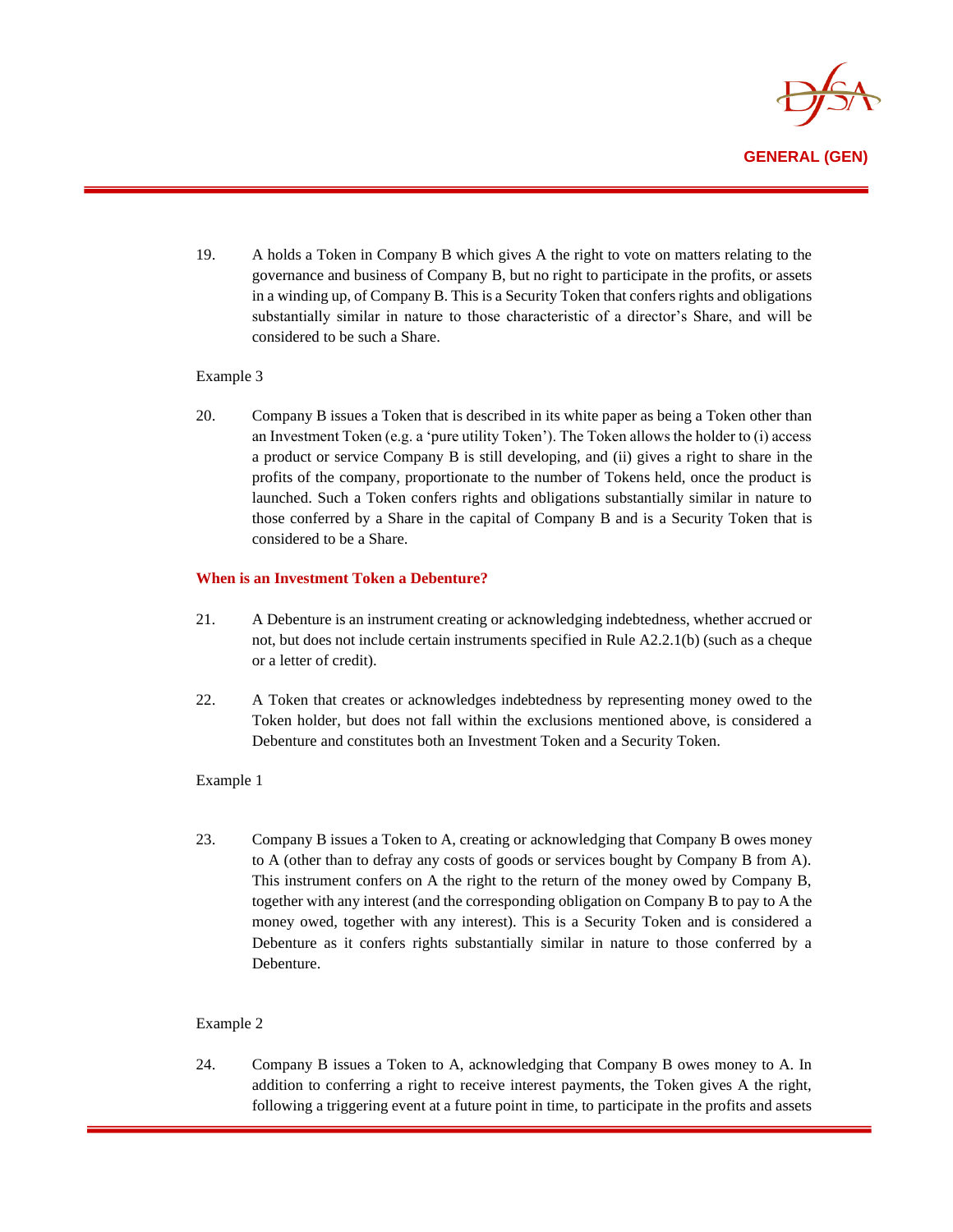19. A holds a Token in Company B which gives A the right to vote on matters relating to the governance and business of Company B, but no right to participate in the profits, or assets in a winding up, of Company B. This is a Security Token that confers rights and obligations substantially similar in nature to those characteristic of a director's Share, and will be considered to be such a Share.

Example 3

20. Company B issues a Token that is described in its white paper as being a Token other than an Investment Token (e.g. a 'pure utility Token'). The Token allows the holder to (i) access a product or service Company B is still developing, and (ii) gives a right to share in the profits of the company, proportionate to the number of Tokens held, once the product is launched. Such a Token confers rights and obligations substantially similar in nature to those conferred by a Share in the capital of Company B and is a Security Token that is considered to be a Share.

**When is an Investment Token a Debenture?**

21. A Debenture is an instrument creating or acknowledging indebtedness, whether accrued or not, but does not include certain instruments specified in Rule A2.2.1(b) (such as a cheque or a letter of credit).

22. A Token that creates or acknowledges indebtedness by representing money owed to the Token holder, but does not fall within the exclusions mentioned above, is considered a Debenture and constitutes both an Investment Token and a Security Token.

Example 1

23. Company B issues a Token to A, creating or acknowledging that Company B owes money to A (other than to defray any costs of goods or services bought by Company B from A). This instrument confers on A the right to the return of the money owed by Company B, together with any interest (and the corresponding obligation on Company B to pay to A the money owed, together with any interest). This is a Security Token and is considered a Debenture as it confers rights substantially similar in nature to those conferred by a Debenture.

Example 2

24. Company B issues a Token to A, acknowledging that Company B owes money to A. In addition to conferring a right to receive interest payments, the Token gives A the right, following a triggering event at a future point in time, to participate in the profits and assets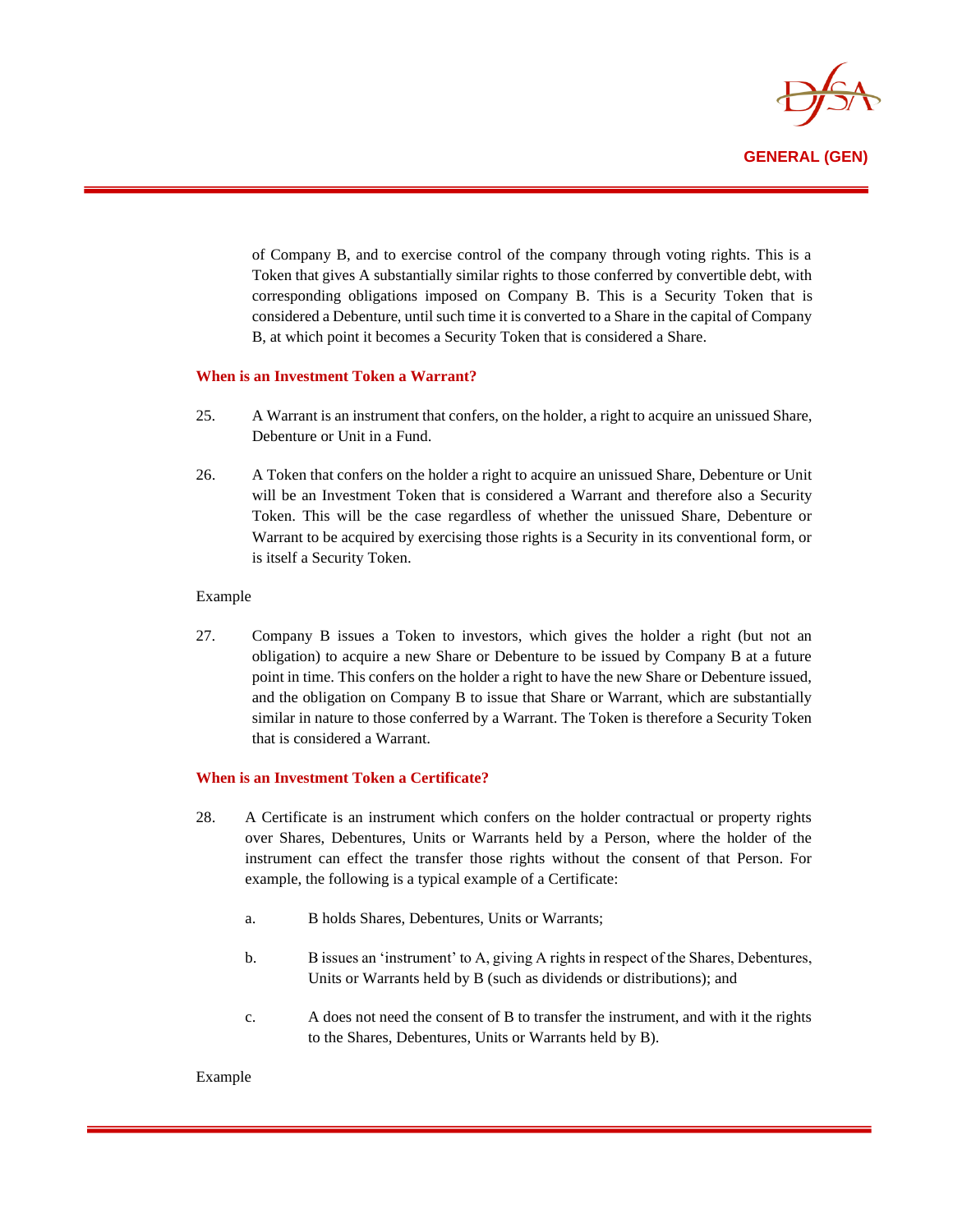of Company B, and to exercise control of the company through voting rights. This is a Token that gives A substantially similar rights to those conferred by convertible debt, with corresponding obligations imposed on Company B. This is a Security Token that is considered a Debenture, until such time it is converted to a Share in the capital of Company B, at which point it becomes a Security Token that is considered a Share.

### When is an Investment Token a Warrant?

25. A Warrant is an instrument that confers, on the holder, a right to acquire an unissued Share, Debenture or Unit in a Fund.

26. A Token that confers on the holder a right to acquire an unissued Share, Debenture or Unit will be an Investment Token that is considered a Warrant and therefore also a Security Token. This will be the case regardless of whether the unissued Share, Debenture or Warrant to be acquired by exercising those rights is a Security in its conventional form, or is itself a Security Token.

Example

27. Company B issues a Token to investors, which gives the holder a right (but not an obligation) to acquire a new Share or Debenture to be issued by Company B at a future point in time. This confers on the holder a right to have the new Share or Debenture issued, and the obligation on Company B to issue that Share or Warrant, which are substantially similar in nature to those conferred by a Warrant. The Token is therefore a Security Token that is considered a Warrant.

### When is an Investment Token a Certificate?

28. A Certificate is an instrument which confers on the holder contractual or property rights over Shares, Debentures, Units or Warrants held by a Person, where the holder of the instrument can effect the transfer those rights without the consent of that Person. For example, the following is a typical example of a Certificate:

    a. B holds Shares, Debentures, Units or Warrants;

    b. B issues an 'instrument' to A, giving A rights in respect of the Shares, Debentures, Units or Warrants held by B (such as dividends or distributions); and

    c. A does not need the consent of B to transfer the instrument, and with it the rights to the Shares, Debentures, Units or Warrants held by B).

Example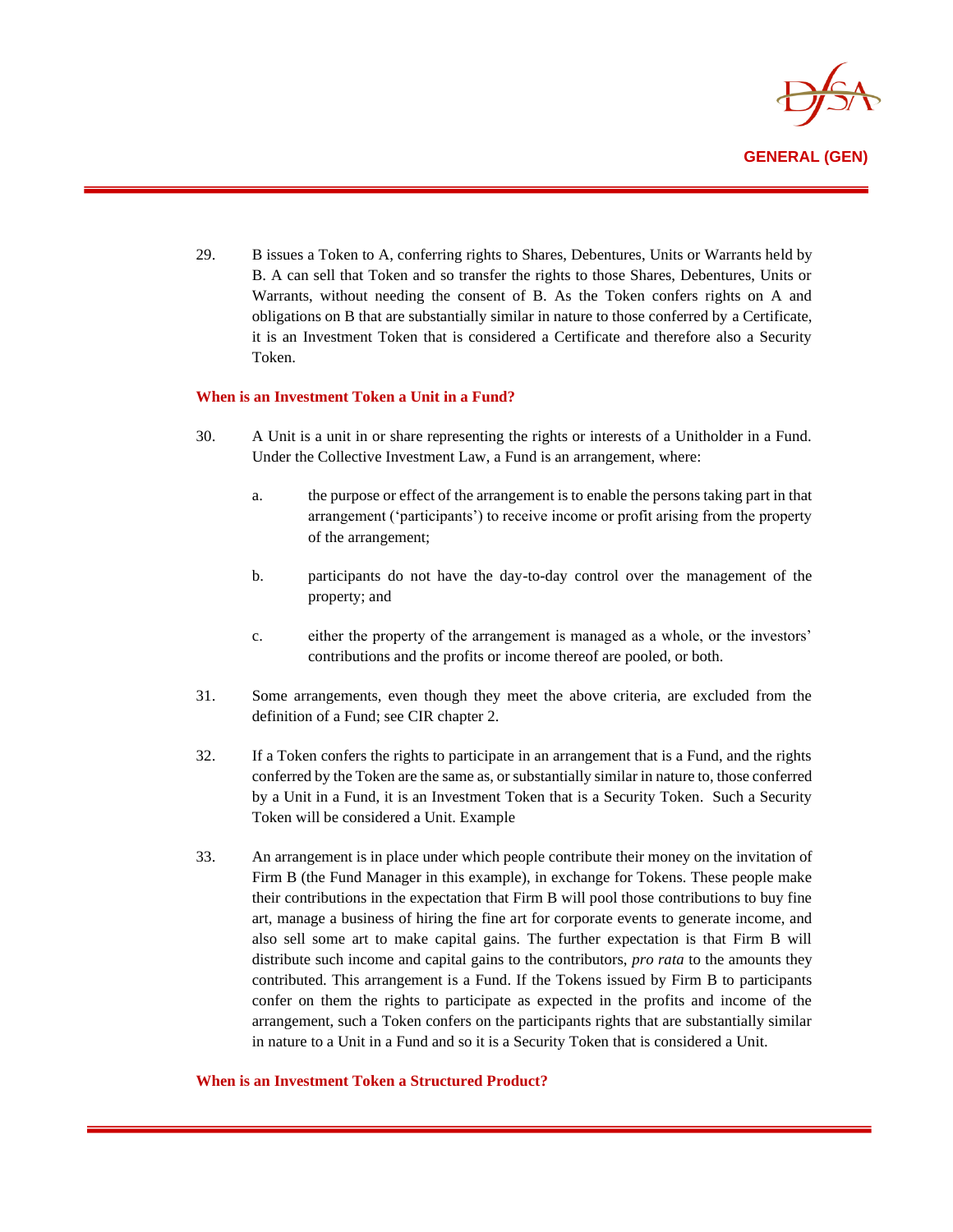29. B issues a Token to A, conferring rights to Shares, Debentures, Units or Warrants held by B. A can sell that Token and so transfer the rights to those Shares, Debentures, Units or Warrants, without needing the consent of B. As the Token confers rights on A and obligations on B that are substantially similar in nature to those conferred by a Certificate, it is an Investment Token that is considered a Certificate and therefore also a Security Token.

### When is an Investment Token a Unit in a Fund?

30. A Unit is a unit in or share representing the rights or interests of a Unitholder in a Fund. Under the Collective Investment Law, a Fund is an arrangement, where:

    a. the purpose or effect of the arrangement is to enable the persons taking part in that arrangement ('participants') to receive income or profit arising from the property of the arrangement;

    b. participants do not have the day-to-day control over the management of the property; and

    c. either the property of the arrangement is managed as a whole, or the investors' contributions and the profits or income thereof are pooled, or both.

31. Some arrangements, even though they meet the above criteria, are excluded from the definition of a Fund; see CIR chapter 2.

32. If a Token confers the rights to participate in an arrangement that is a Fund, and the rights conferred by the Token are the same as, or substantially similar in nature to, those conferred by a Unit in a Fund, it is an Investment Token that is a Security Token. Such a Security Token will be considered a Unit. Example

33. An arrangement is in place under which people contribute their money on the invitation of Firm B (the Fund Manager in this example), in exchange for Tokens. These people make their contributions in the expectation that Firm B will pool those contributions to buy fine art, manage a business of hiring the fine art for corporate events to generate income, and also sell some art to make capital gains. The further expectation is that Firm B will distribute such income and capital gains to the contributors, *pro rata* to the amounts they contributed. This arrangement is a Fund. If the Tokens issued by Firm B to participants confer on them the rights to participate as expected in the profits and income of the arrangement, such a Token confers on the participants rights that are substantially similar in nature to a Unit in a Fund and so it is a Security Token that is considered a Unit.

### When is an Investment Token a Structured Product?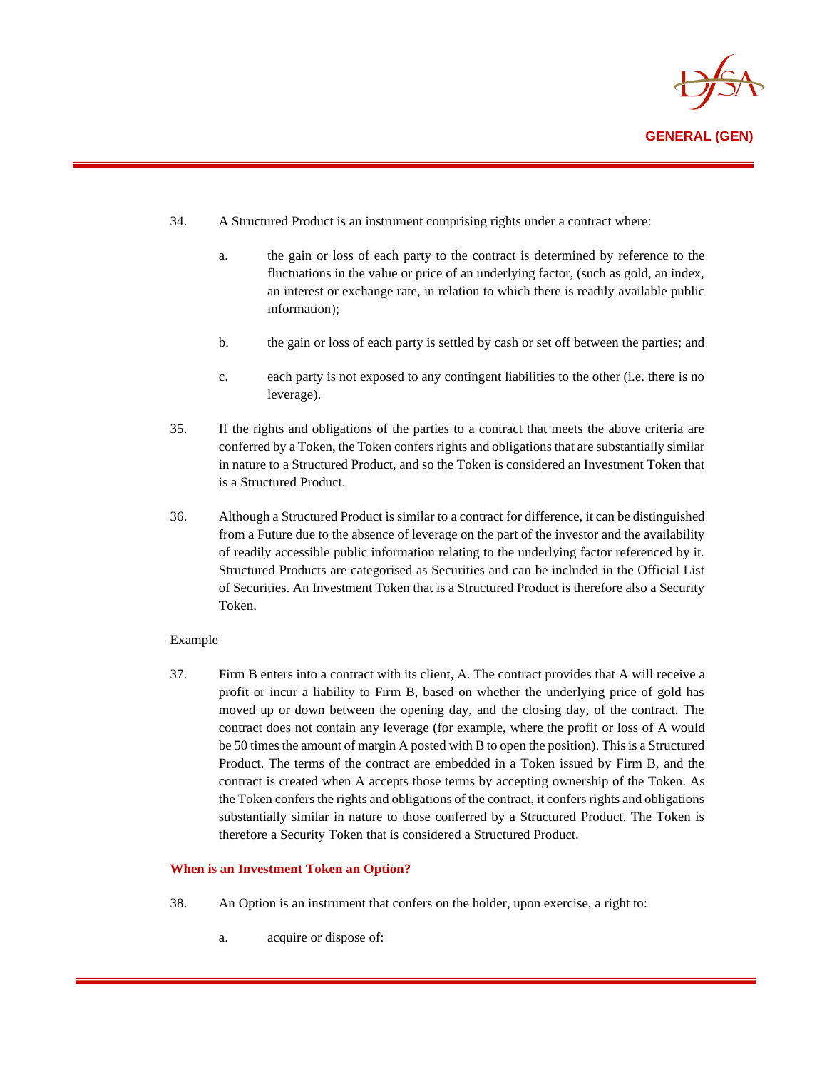34. A Structured Product is an instrument comprising rights under a contract where:

    a. the gain or loss of each party to the contract is determined by reference to the fluctuations in the value or price of an underlying factor, (such as gold, an index, an interest or exchange rate, in relation to which there is readily available public information);

    b. the gain or loss of each party is settled by cash or set off between the parties; and

    c. each party is not exposed to any contingent liabilities to the other (i.e. there is no leverage).

35. If the rights and obligations of the parties to a contract that meets the above criteria are conferred by a Token, the Token confers rights and obligations that are substantially similar in nature to a Structured Product, and so the Token is considered an Investment Token that is a Structured Product.

36. Although a Structured Product is similar to a contract for difference, it can be distinguished from a Future due to the absence of leverage on the part of the investor and the availability of readily accessible public information relating to the underlying factor referenced by it. Structured Products are categorised as Securities and can be included in the Official List of Securities. An Investment Token that is a Structured Product is therefore also a Security Token.

Example

37. Firm B enters into a contract with its client, A. The contract provides that A will receive a profit or incur a liability to Firm B, based on whether the underlying price of gold has moved up or down between the opening day, and the closing day, of the contract. The contract does not contain any leverage (for example, where the profit or loss of A would be 50 times the amount of margin A posted with B to open the position). This is a Structured Product. The terms of the contract are embedded in a Token issued by Firm B, and the contract is created when A accepts those terms by accepting ownership of the Token. As the Token confers the rights and obligations of the contract, it confers rights and obligations substantially similar in nature to those conferred by a Structured Product. The Token is therefore a Security Token that is considered a Structured Product.

### When is an Investment Token an Option?

38. An Option is an instrument that confers on the holder, upon exercise, a right to:

    a. acquire or dispose of: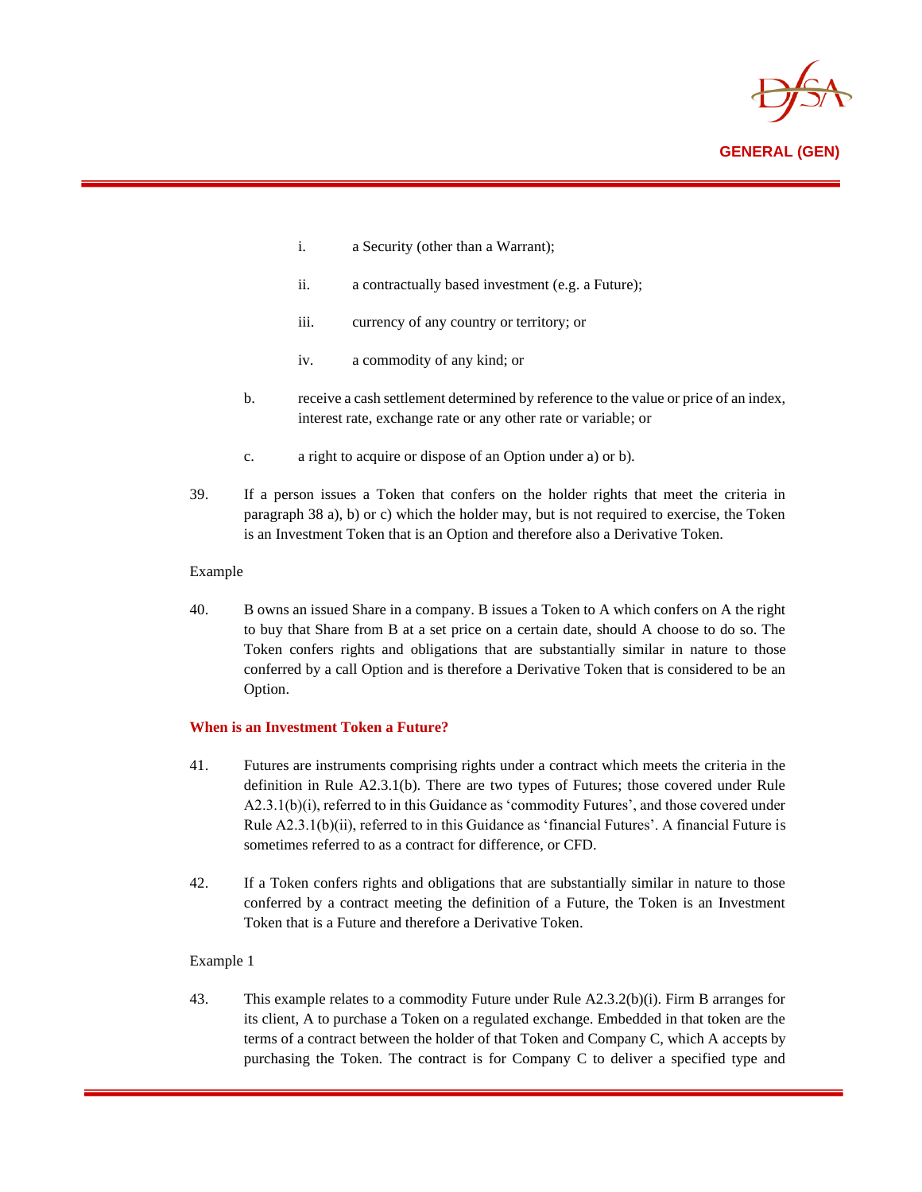i. a Security (other than a Warrant);

   ii. a contractually based investment (e.g. a Future);

   iii. currency of any country or territory; or

   iv. a commodity of any kind; or

b. receive a cash settlement determined by reference to the value or price of an index, interest rate, exchange rate or any other rate or variable; or

c. a right to acquire or dispose of an Option under a) or b).

39. If a person issues a Token that confers on the holder rights that meet the criteria in paragraph 38 a), b) or c) which the holder may, but is not required to exercise, the Token is an Investment Token that is an Option and therefore also a Derivative Token.

Example

40. B owns an issued Share in a company. B issues a Token to A which confers on A the right to buy that Share from B at a set price on a certain date, should A choose to do so. The Token confers rights and obligations that are substantially similar in nature to those conferred by a call Option and is therefore a Derivative Token that is considered to be an Option.

### When is an Investment Token a Future?

41. Futures are instruments comprising rights under a contract which meets the criteria in the definition in Rule A2.3.1(b). There are two types of Futures; those covered under Rule A2.3.1(b)(i), referred to in this Guidance as 'commodity Futures', and those covered under Rule A2.3.1(b)(ii), referred to in this Guidance as 'financial Futures'. A financial Future is sometimes referred to as a contract for difference, or CFD.

42. If a Token confers rights and obligations that are substantially similar in nature to those conferred by a contract meeting the definition of a Future, the Token is an Investment Token that is a Future and therefore a Derivative Token.

Example 1

43. This example relates to a commodity Future under Rule A2.3.2(b)(i). Firm B arranges for its client, A to purchase a Token on a regulated exchange. Embedded in that token are the terms of a contract between the holder of that Token and Company C, which A accepts by purchasing the Token. The contract is for Company C to deliver a specified type and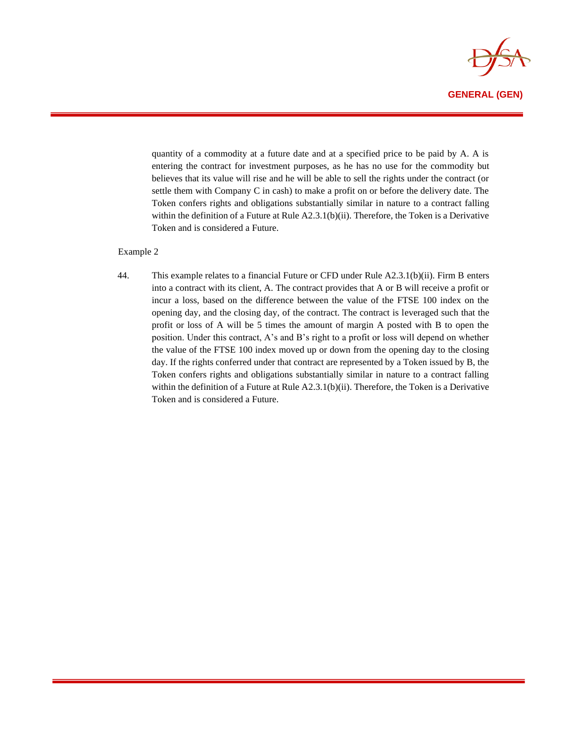quantity of a commodity at a future date and at a specified price to be paid by A. A is entering the contract for investment purposes, as he has no use for the commodity but believes that its value will rise and he will be able to sell the rights under the contract (or settle them with Company C in cash) to make a profit on or before the delivery date. The Token confers rights and obligations substantially similar in nature to a contract falling within the definition of a Future at Rule A2.3.1(b)(ii). Therefore, the Token is a Derivative Token and is considered a Future.

Example 2

44. This example relates to a financial Future or CFD under Rule A2.3.1(b)(ii). Firm B enters into a contract with its client, A. The contract provides that A or B will receive a profit or incur a loss, based on the difference between the value of the FTSE 100 index on the opening day, and the closing day, of the contract. The contract is leveraged such that the profit or loss of A will be 5 times the amount of margin A posted with B to open the position. Under this contract, A's and B's right to a profit or loss will depend on whether the value of the FTSE 100 index moved up or down from the opening day to the closing day. If the rights conferred under that contract are represented by a Token issued by B, the Token confers rights and obligations substantially similar in nature to a contract falling within the definition of a Future at Rule A2.3.1(b)(ii). Therefore, the Token is a Derivative Token and is considered a Future.